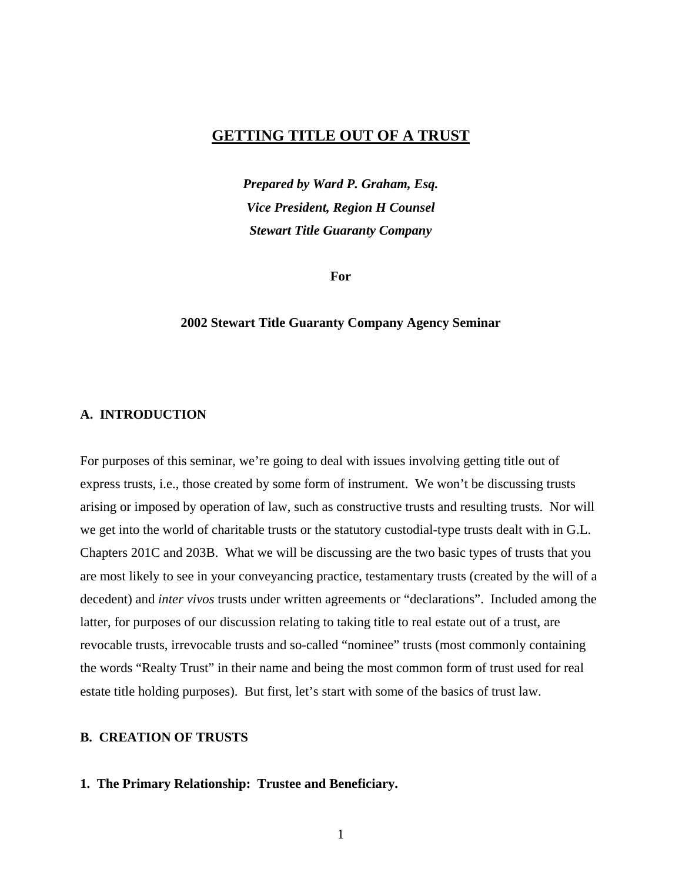# GETTING TITLE OUT OF A TRUST

***Prepared by Ward P. Graham, Esq.***
***Vice President, Region H Counsel***
***Stewart Title Guaranty Company***

**For**

**2002 Stewart Title Guaranty Company Agency Seminar**

## A. INTRODUCTION

For purposes of this seminar, we're going to deal with issues involving getting title out of express trusts, i.e., those created by some form of instrument. We won't be discussing trusts arising or imposed by operation of law, such as constructive trusts and resulting trusts. Nor will we get into the world of charitable trusts or the statutory custodial-type trusts dealt with in G.L. Chapters 201C and 203B. What we will be discussing are the two basic types of trusts that you are most likely to see in your conveyancing practice, testamentary trusts (created by the will of a decedent) and *inter vivos* trusts under written agreements or "declarations". Included among the latter, for purposes of our discussion relating to taking title to real estate out of a trust, are revocable trusts, irrevocable trusts and so-called "nominee" trusts (most commonly containing the words "Realty Trust" in their name and being the most common form of trust used for real estate title holding purposes). But first, let's start with some of the basics of trust law.

## B. CREATION OF TRUSTS

### 1. The Primary Relationship: Trustee and Beneficiary.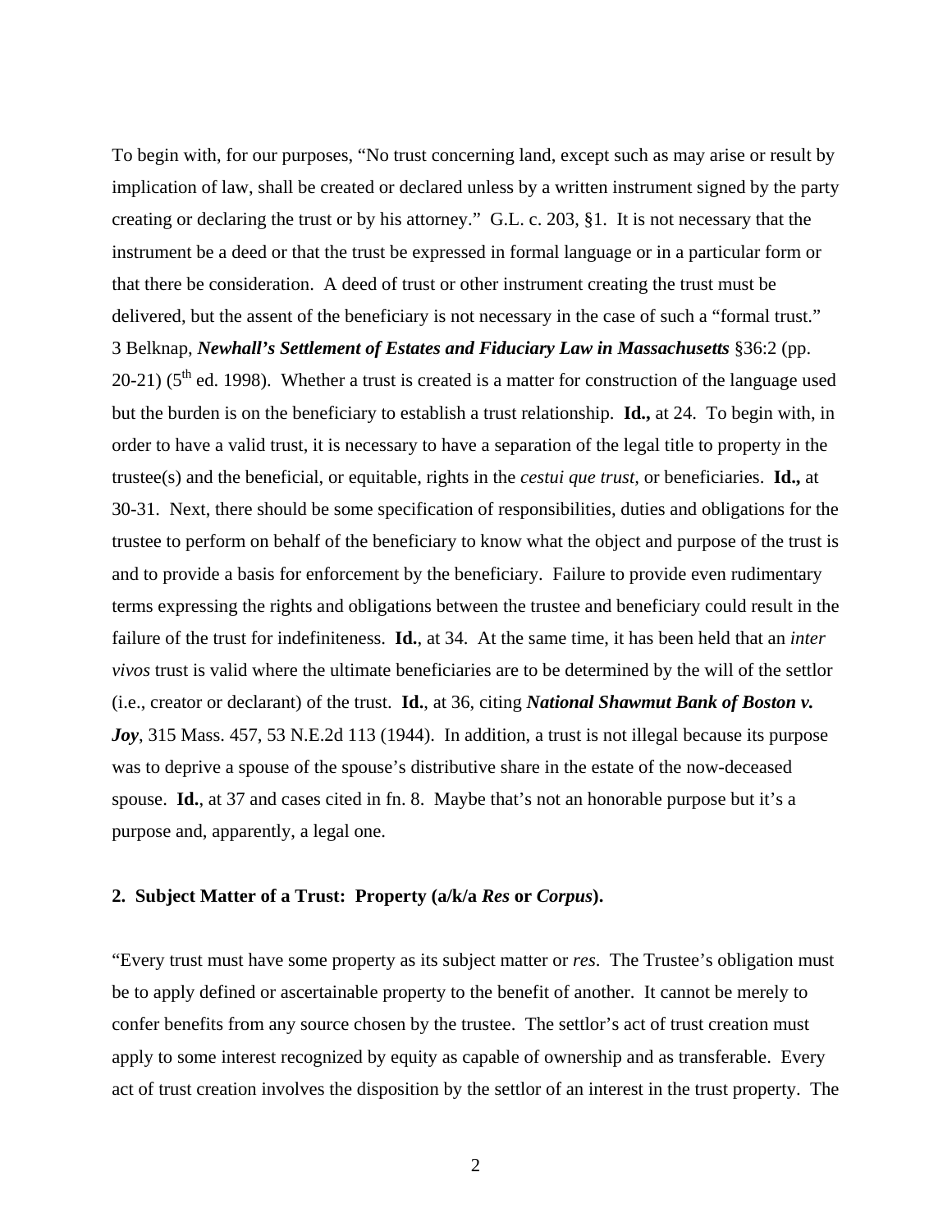To begin with, for our purposes, "No trust concerning land, except such as may arise or result by implication of law, shall be created or declared unless by a written instrument signed by the party creating or declaring the trust or by his attorney." G.L. c. 203, §1. It is not necessary that the instrument be a deed or that the trust be expressed in formal language or in a particular form or that there be consideration. A deed of trust or other instrument creating the trust must be delivered, but the assent of the beneficiary is not necessary in the case of such a "formal trust." 3 Belknap, ***Newhall's Settlement of Estates and Fiduciary Law in Massachusetts*** §36:2 (pp. 20-21) (5th ed. 1998). Whether a trust is created is a matter for construction of the language used but the burden is on the beneficiary to establish a trust relationship. **Id.,** at 24. To begin with, in order to have a valid trust, it is necessary to have a separation of the legal title to property in the trustee(s) and the beneficial, or equitable, rights in the *cestui que trust*, or beneficiaries. **Id.,** at 30-31. Next, there should be some specification of responsibilities, duties and obligations for the trustee to perform on behalf of the beneficiary to know what the object and purpose of the trust is and to provide a basis for enforcement by the beneficiary. Failure to provide even rudimentary terms expressing the rights and obligations between the trustee and beneficiary could result in the failure of the trust for indefiniteness. **Id.**, at 34. At the same time, it has been held that an *inter vivos* trust is valid where the ultimate beneficiaries are to be determined by the will of the settlor (i.e., creator or declarant) of the trust. **Id.**, at 36, citing ***National Shawmut Bank of Boston v. Joy***, 315 Mass. 457, 53 N.E.2d 113 (1944). In addition, a trust is not illegal because its purpose was to deprive a spouse of the spouse's distributive share in the estate of the now-deceased spouse. **Id.**, at 37 and cases cited in fn. 8. Maybe that's not an honorable purpose but it's a purpose and, apparently, a legal one.

## 2. Subject Matter of a Trust: Property (a/k/a *Res* or *Corpus*).

"Every trust must have some property as its subject matter or *res*. The Trustee's obligation must be to apply defined or ascertainable property to the benefit of another. It cannot be merely to confer benefits from any source chosen by the trustee. The settlor's act of trust creation must apply to some interest recognized by equity as capable of ownership and as transferable. Every act of trust creation involves the disposition by the settlor of an interest in the trust property. The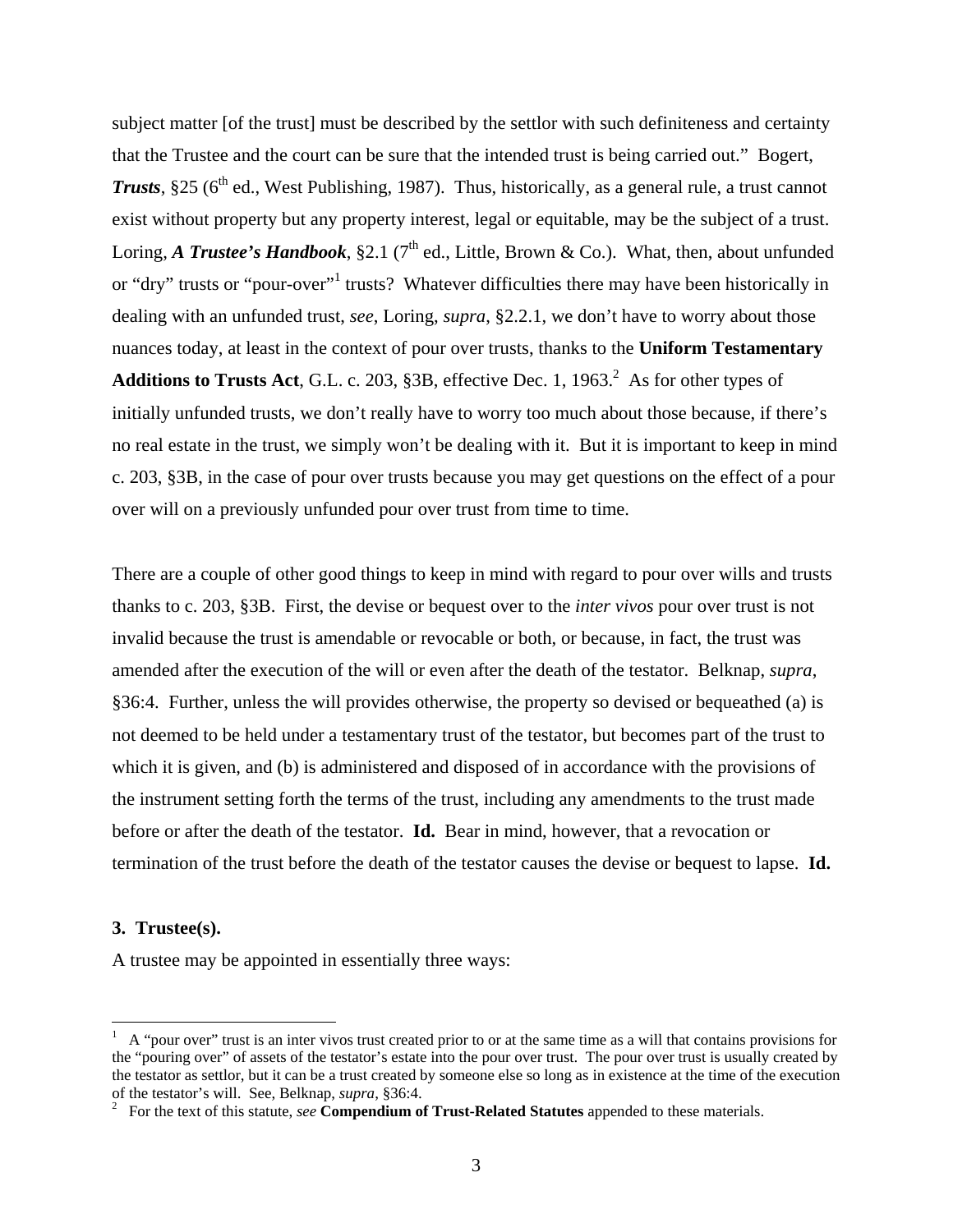subject matter [of the trust] must be described by the settlor with such definiteness and certainty that the Trustee and the court can be sure that the intended trust is being carried out." Bogert, ***Trusts***, §25 (6th ed., West Publishing, 1987). Thus, historically, as a general rule, a trust cannot exist without property but any property interest, legal or equitable, may be the subject of a trust. Loring, ***A Trustee's Handbook***, §2.1 (7th ed., Little, Brown & Co.). What, then, about unfunded or "dry" trusts or "pour-over"[1] trusts? Whatever difficulties there may have been historically in dealing with an unfunded trust, *see*, Loring, *supra*, §2.2.1, we don't have to worry about those nuances today, at least in the context of pour over trusts, thanks to the **Uniform Testamentary Additions to Trusts Act**, G.L. c. 203, §3B, effective Dec. 1, 1963.[2] As for other types of initially unfunded trusts, we don't really have to worry too much about those because, if there's no real estate in the trust, we simply won't be dealing with it. But it is important to keep in mind c. 203, §3B, in the case of pour over trusts because you may get questions on the effect of a pour over will on a previously unfunded pour over trust from time to time.

There are a couple of other good things to keep in mind with regard to pour over wills and trusts thanks to c. 203, §3B. First, the devise or bequest over to the *inter vivos* pour over trust is not invalid because the trust is amendable or revocable or both, or because, in fact, the trust was amended after the execution of the will or even after the death of the testator. Belknap, *supra*, §36:4. Further, unless the will provides otherwise, the property so devised or bequeathed (a) is not deemed to be held under a testamentary trust of the testator, but becomes part of the trust to which it is given, and (b) is administered and disposed of in accordance with the provisions of the instrument setting forth the terms of the trust, including any amendments to the trust made before or after the death of the testator. **Id.** Bear in mind, however, that a revocation or termination of the trust before the death of the testator causes the devise or bequest to lapse. **Id.**

### 3. Trustee(s).

A trustee may be appointed in essentially three ways:

---

[1] A "pour over" trust is an inter vivos trust created prior to or at the same time as a will that contains provisions for the "pouring over" of assets of the testator's estate into the pour over trust. The pour over trust is usually created by the testator as settlor, but it can be a trust created by someone else so long as in existence at the time of the execution of the testator's will. See, Belknap, *supra*, §36:4.

[2] For the text of this statute, *see* **Compendium of Trust-Related Statutes** appended to these materials.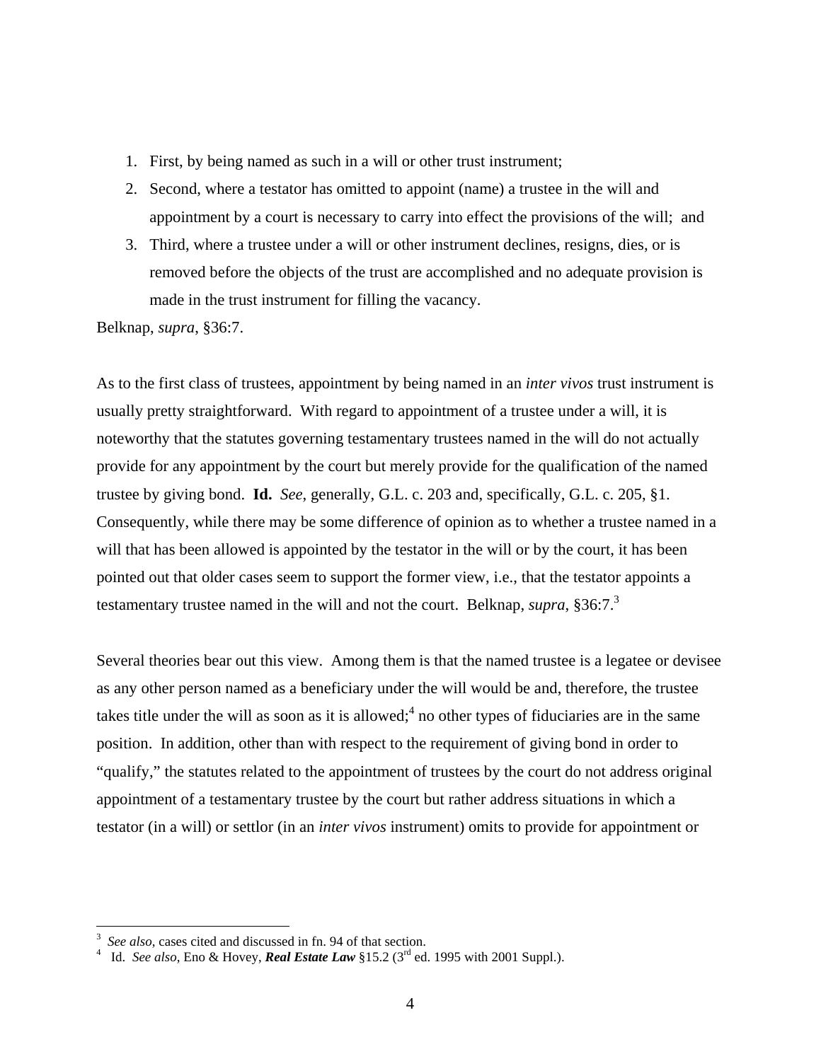1. First, by being named as such in a will or other trust instrument;
2. Second, where a testator has omitted to appoint (name) a trustee in the will and appointment by a court is necessary to carry into effect the provisions of the will; and
3. Third, where a trustee under a will or other instrument declines, resigns, dies, or is removed before the objects of the trust are accomplished and no adequate provision is made in the trust instrument for filling the vacancy.

Belknap, *supra*, §36:7.

As to the first class of trustees, appointment by being named in an *inter vivos* trust instrument is usually pretty straightforward. With regard to appointment of a trustee under a will, it is noteworthy that the statutes governing testamentary trustees named in the will do not actually provide for any appointment by the court but merely provide for the qualification of the named trustee by giving bond. **Id.** *See*, generally, G.L. c. 203 and, specifically, G.L. c. 205, §1. Consequently, while there may be some difference of opinion as to whether a trustee named in a will that has been allowed is appointed by the testator in the will or by the court, it has been pointed out that older cases seem to support the former view, i.e., that the testator appoints a testamentary trustee named in the will and not the court. Belknap, *supra*, §36:7.[3]

Several theories bear out this view. Among them is that the named trustee is a legatee or devisee as any other person named as a beneficiary under the will would be and, therefore, the trustee takes title under the will as soon as it is allowed;[4] no other types of fiduciaries are in the same position. In addition, other than with respect to the requirement of giving bond in order to "qualify," the statutes related to the appointment of trustees by the court do not address original appointment of a testamentary trustee by the court but rather address situations in which a testator (in a will) or settlor (in an *inter vivos* instrument) omits to provide for appointment or

---

[3] *See also*, cases cited and discussed in fn. 94 of that section.

[4] Id. *See also*, Eno & Hovey, ***Real Estate Law*** §15.2 (3rd ed. 1995 with 2001 Suppl.).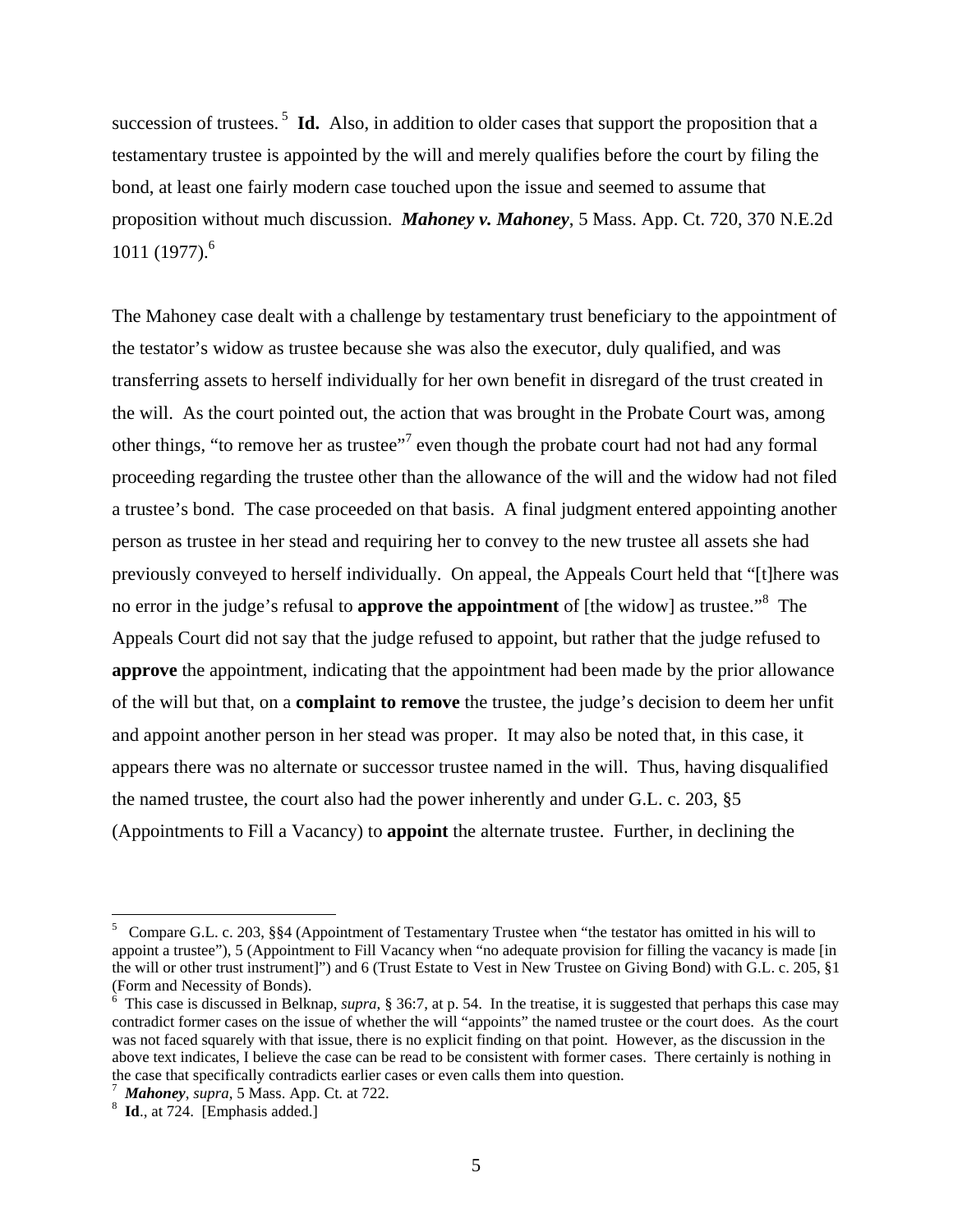succession of trustees.[5] **Id.** Also, in addition to older cases that support the proposition that a testamentary trustee is appointed by the will and merely qualifies before the court by filing the bond, at least one fairly modern case touched upon the issue and seemed to assume that proposition without much discussion. ***Mahoney v. Mahoney***, 5 Mass. App. Ct. 720, 370 N.E.2d 1011 (1977).[6]

The Mahoney case dealt with a challenge by testamentary trust beneficiary to the appointment of the testator's widow as trustee because she was also the executor, duly qualified, and was transferring assets to herself individually for her own benefit in disregard of the trust created in the will. As the court pointed out, the action that was brought in the Probate Court was, among other things, "to remove her as trustee"[7] even though the probate court had not had any formal proceeding regarding the trustee other than the allowance of the will and the widow had not filed a trustee's bond. The case proceeded on that basis. A final judgment entered appointing another person as trustee in her stead and requiring her to convey to the new trustee all assets she had previously conveyed to herself individually. On appeal, the Appeals Court held that "[t]here was no error in the judge's refusal to **approve the appointment** of [the widow] as trustee."[8] The Appeals Court did not say that the judge refused to appoint, but rather that the judge refused to **approve** the appointment, indicating that the appointment had been made by the prior allowance of the will but that, on a **complaint to remove** the trustee, the judge's decision to deem her unfit and appoint another person in her stead was proper. It may also be noted that, in this case, it appears there was no alternate or successor trustee named in the will. Thus, having disqualified the named trustee, the court also had the power inherently and under G.L. c. 203, §5 (Appointments to Fill a Vacancy) to **appoint** the alternate trustee. Further, in declining the

---

[5] Compare G.L. c. 203, §§4 (Appointment of Testamentary Trustee when "the testator has omitted in his will to appoint a trustee"), 5 (Appointment to Fill Vacancy when "no adequate provision for filling the vacancy is made [in the will or other trust instrument]") and 6 (Trust Estate to Vest in New Trustee on Giving Bond) with G.L. c. 205, §1 (Form and Necessity of Bonds).

[6] This case is discussed in Belknap, *supra*, § 36:7, at p. 54. In the treatise, it is suggested that perhaps this case may contradict former cases on the issue of whether the will "appoints" the named trustee or the court does. As the court was not faced squarely with that issue, there is no explicit finding on that point. However, as the discussion in the above text indicates, I believe the case can be read to be consistent with former cases. There certainly is nothing in the case that specifically contradicts earlier cases or even calls them into question.

[7] ***Mahoney***, *supra*, 5 Mass. App. Ct. at 722.

[8] **Id**., at 724. [Emphasis added.]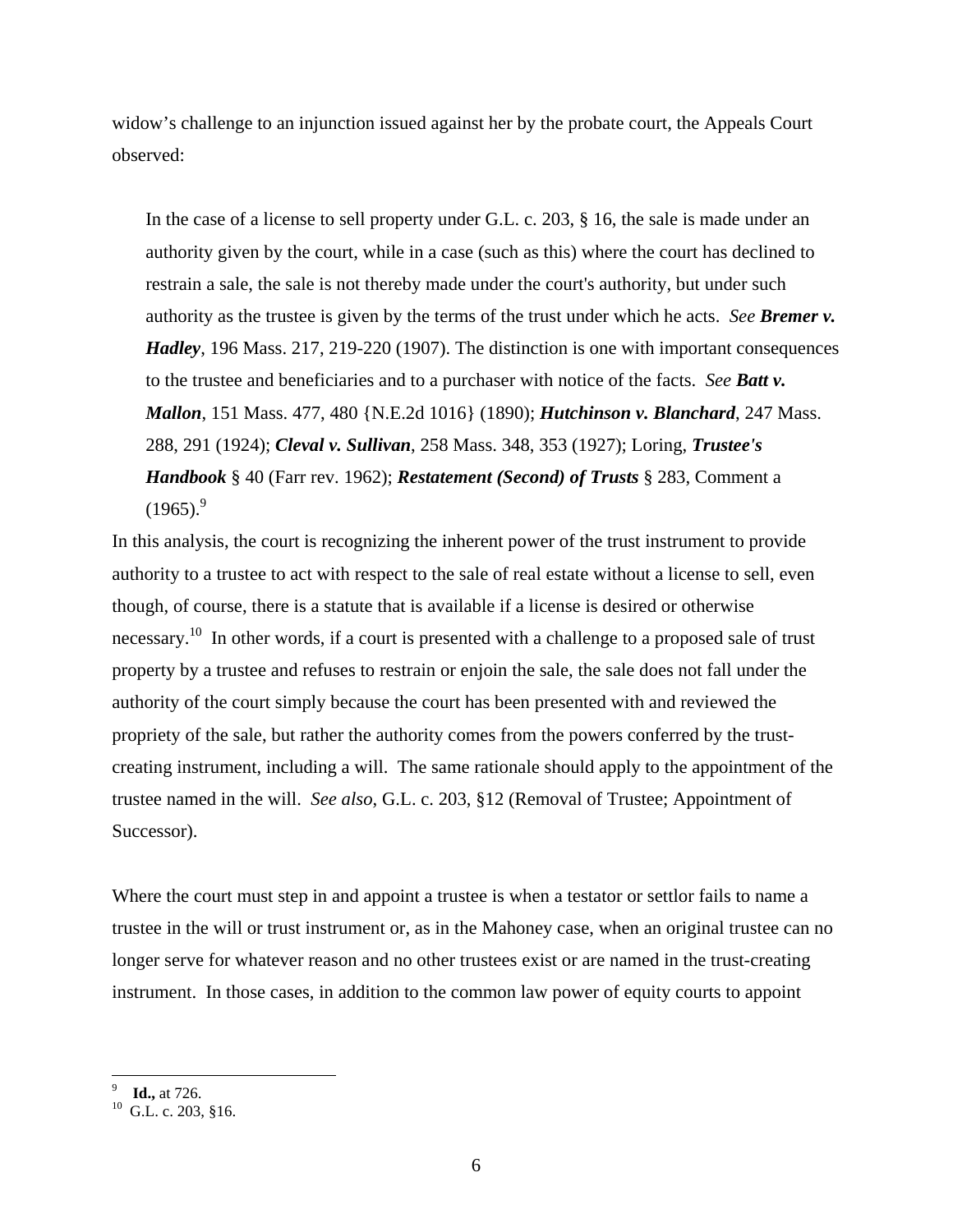widow's challenge to an injunction issued against her by the probate court, the Appeals Court observed:

> In the case of a license to sell property under G.L. c. 203, § 16, the sale is made under an authority given by the court, while in a case (such as this) where the court has declined to restrain a sale, the sale is not thereby made under the court's authority, but under such authority as the trustee is given by the terms of the trust under which he acts. *See* ***Bremer v. Hadley***, 196 Mass. 217, 219-220 (1907). The distinction is one with important consequences to the trustee and beneficiaries and to a purchaser with notice of the facts. *See* ***Batt v. Mallon***, 151 Mass. 477, 480 {N.E.2d 1016} (1890); ***Hutchinson v. Blanchard***, 247 Mass. 288, 291 (1924); ***Cleval v. Sullivan***, 258 Mass. 348, 353 (1927); Loring, ***Trustee's Handbook*** § 40 (Farr rev. 1962); ***Restatement (Second) of Trusts*** § 283, Comment a (1965).[9]

In this analysis, the court is recognizing the inherent power of the trust instrument to provide authority to a trustee to act with respect to the sale of real estate without a license to sell, even though, of course, there is a statute that is available if a license is desired or otherwise necessary.[10] In other words, if a court is presented with a challenge to a proposed sale of trust property by a trustee and refuses to restrain or enjoin the sale, the sale does not fall under the authority of the court simply because the court has been presented with and reviewed the propriety of the sale, but rather the authority comes from the powers conferred by the trust-creating instrument, including a will. The same rationale should apply to the appointment of the trustee named in the will. *See also*, G.L. c. 203, §12 (Removal of Trustee; Appointment of Successor).

Where the court must step in and appoint a trustee is when a testator or settlor fails to name a trustee in the will or trust instrument or, as in the Mahoney case, when an original trustee can no longer serve for whatever reason and no other trustees exist or are named in the trust-creating instrument. In those cases, in addition to the common law power of equity courts to appoint

---

[9] **Id.,** at 726.

[10] G.L. c. 203, §16.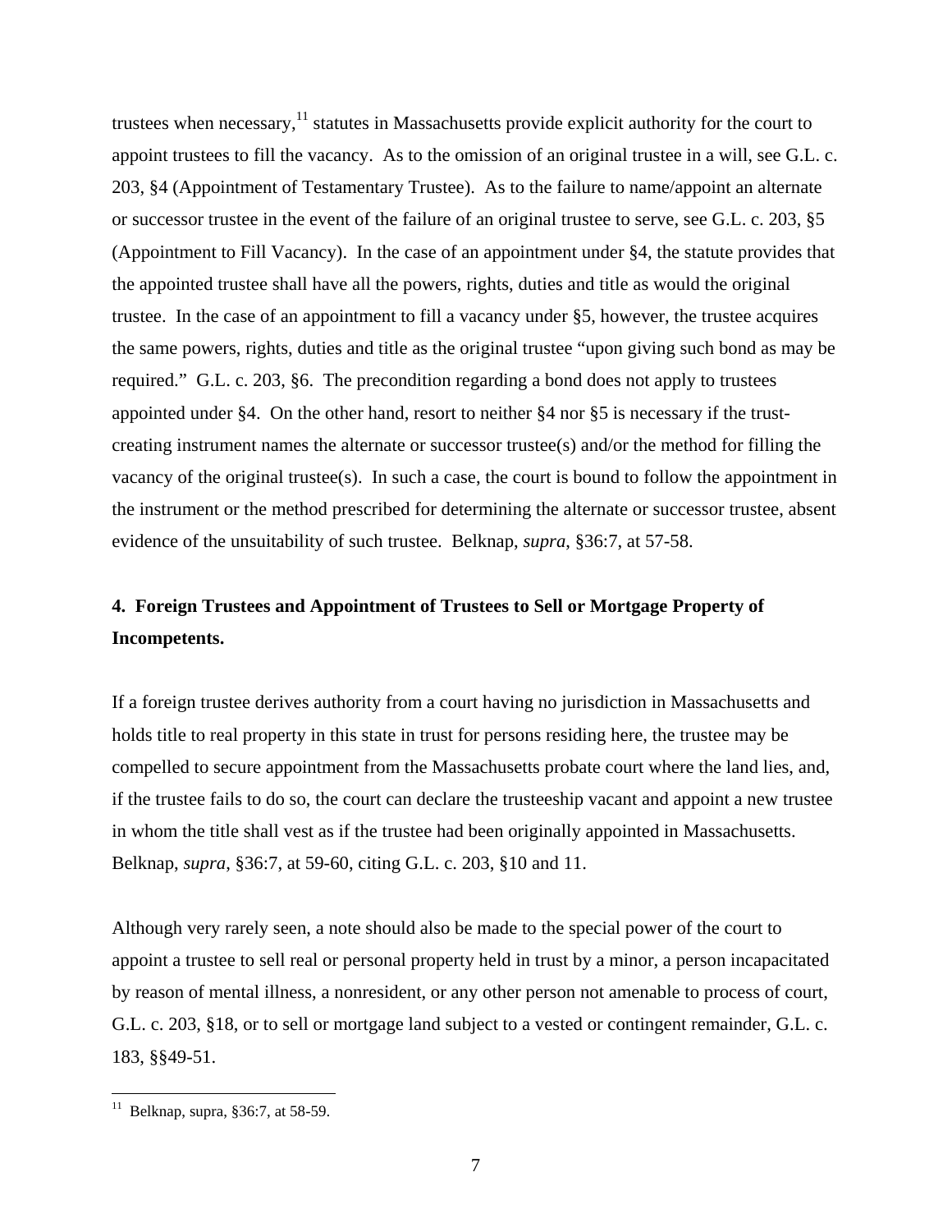trustees when necessary,[11] statutes in Massachusetts provide explicit authority for the court to appoint trustees to fill the vacancy. As to the omission of an original trustee in a will, see G.L. c. 203, §4 (Appointment of Testamentary Trustee). As to the failure to name/appoint an alternate or successor trustee in the event of the failure of an original trustee to serve, see G.L. c. 203, §5 (Appointment to Fill Vacancy). In the case of an appointment under §4, the statute provides that the appointed trustee shall have all the powers, rights, duties and title as would the original trustee. In the case of an appointment to fill a vacancy under §5, however, the trustee acquires the same powers, rights, duties and title as the original trustee "upon giving such bond as may be required." G.L. c. 203, §6. The precondition regarding a bond does not apply to trustees appointed under §4. On the other hand, resort to neither §4 nor §5 is necessary if the trust-creating instrument names the alternate or successor trustee(s) and/or the method for filling the vacancy of the original trustee(s). In such a case, the court is bound to follow the appointment in the instrument or the method prescribed for determining the alternate or successor trustee, absent evidence of the unsuitability of such trustee. Belknap, *supra*, §36:7, at 57-58.

**4. Foreign Trustees and Appointment of Trustees to Sell or Mortgage Property of Incompetents.**

If a foreign trustee derives authority from a court having no jurisdiction in Massachusetts and holds title to real property in this state in trust for persons residing here, the trustee may be compelled to secure appointment from the Massachusetts probate court where the land lies, and, if the trustee fails to do so, the court can declare the trusteeship vacant and appoint a new trustee in whom the title shall vest as if the trustee had been originally appointed in Massachusetts. Belknap, *supra*, §36:7, at 59-60, citing G.L. c. 203, §10 and 11.

Although very rarely seen, a note should also be made to the special power of the court to appoint a trustee to sell real or personal property held in trust by a minor, a person incapacitated by reason of mental illness, a nonresident, or any other person not amenable to process of court, G.L. c. 203, §18, or to sell or mortgage land subject to a vested or contingent remainder, G.L. c. 183, §§49-51.

---

[11] Belknap, supra, §36:7, at 58-59.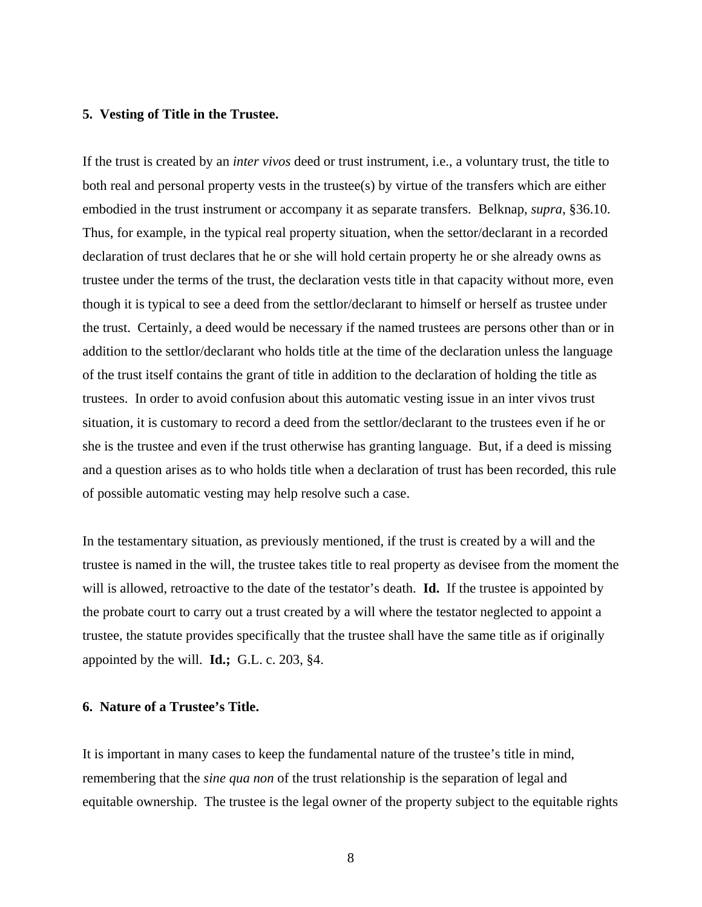**5. Vesting of Title in the Trustee.**

If the trust is created by an *inter vivos* deed or trust instrument, i.e., a voluntary trust, the title to both real and personal property vests in the trustee(s) by virtue of the transfers which are either embodied in the trust instrument or accompany it as separate transfers. Belknap, *supra*, §36.10. Thus, for example, in the typical real property situation, when the settor/declarant in a recorded declaration of trust declares that he or she will hold certain property he or she already owns as trustee under the terms of the trust, the declaration vests title in that capacity without more, even though it is typical to see a deed from the settlor/declarant to himself or herself as trustee under the trust. Certainly, a deed would be necessary if the named trustees are persons other than or in addition to the settlor/declarant who holds title at the time of the declaration unless the language of the trust itself contains the grant of title in addition to the declaration of holding the title as trustees. In order to avoid confusion about this automatic vesting issue in an inter vivos trust situation, it is customary to record a deed from the settlor/declarant to the trustees even if he or she is the trustee and even if the trust otherwise has granting language. But, if a deed is missing and a question arises as to who holds title when a declaration of trust has been recorded, this rule of possible automatic vesting may help resolve such a case.

In the testamentary situation, as previously mentioned, if the trust is created by a will and the trustee is named in the will, the trustee takes title to real property as devisee from the moment the will is allowed, retroactive to the date of the testator's death. **Id.** If the trustee is appointed by the probate court to carry out a trust created by a will where the testator neglected to appoint a trustee, the statute provides specifically that the trustee shall have the same title as if originally appointed by the will. **Id.;** G.L. c. 203, §4.

**6. Nature of a Trustee's Title.**

It is important in many cases to keep the fundamental nature of the trustee's title in mind, remembering that the *sine qua non* of the trust relationship is the separation of legal and equitable ownership. The trustee is the legal owner of the property subject to the equitable rights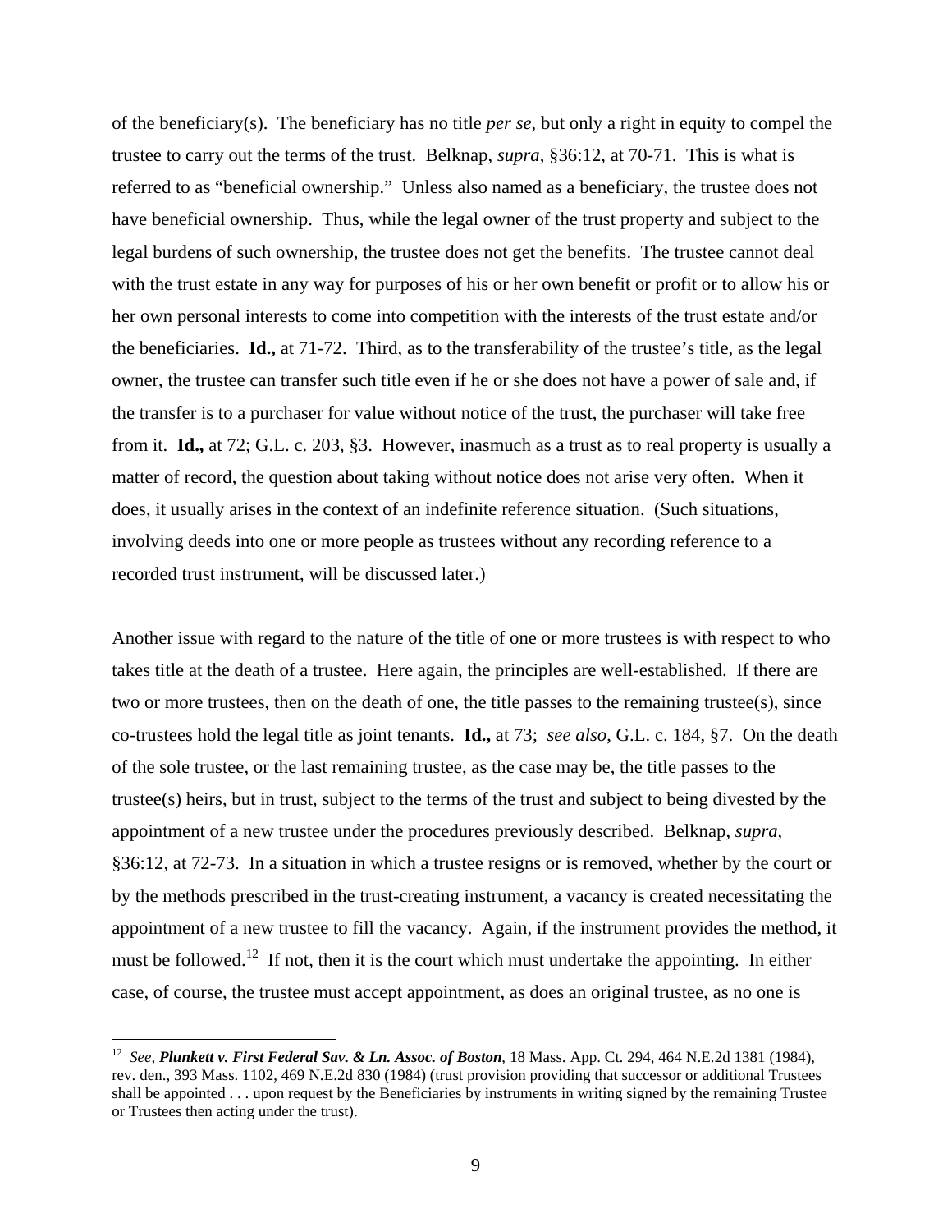of the beneficiary(s). The beneficiary has no title *per se*, but only a right in equity to compel the trustee to carry out the terms of the trust. Belknap, *supra*, §36:12, at 70-71. This is what is referred to as "beneficial ownership." Unless also named as a beneficiary, the trustee does not have beneficial ownership. Thus, while the legal owner of the trust property and subject to the legal burdens of such ownership, the trustee does not get the benefits. The trustee cannot deal with the trust estate in any way for purposes of his or her own benefit or profit or to allow his or her own personal interests to come into competition with the interests of the trust estate and/or the beneficiaries. **Id.,** at 71-72. Third, as to the transferability of the trustee's title, as the legal owner, the trustee can transfer such title even if he or she does not have a power of sale and, if the transfer is to a purchaser for value without notice of the trust, the purchaser will take free from it. **Id.,** at 72; G.L. c. 203, §3. However, inasmuch as a trust as to real property is usually a matter of record, the question about taking without notice does not arise very often. When it does, it usually arises in the context of an indefinite reference situation. (Such situations, involving deeds into one or more people as trustees without any recording reference to a recorded trust instrument, will be discussed later.)

Another issue with regard to the nature of the title of one or more trustees is with respect to who takes title at the death of a trustee. Here again, the principles are well-established. If there are two or more trustees, then on the death of one, the title passes to the remaining trustee(s), since co-trustees hold the legal title as joint tenants. **Id.,** at 73; *see also*, G.L. c. 184, §7. On the death of the sole trustee, or the last remaining trustee, as the case may be, the title passes to the trustee(s) heirs, but in trust, subject to the terms of the trust and subject to being divested by the appointment of a new trustee under the procedures previously described. Belknap, *supra*, §36:12, at 72-73. In a situation in which a trustee resigns or is removed, whether by the court or by the methods prescribed in the trust-creating instrument, a vacancy is created necessitating the appointment of a new trustee to fill the vacancy. Again, if the instrument provides the method, it must be followed.[12] If not, then it is the court which must undertake the appointing. In either case, of course, the trustee must accept appointment, as does an original trustee, as no one is

---

[12] *See,* ***Plunkett v. First Federal Sav. & Ln. Assoc. of Boston***, 18 Mass. App. Ct. 294, 464 N.E.2d 1381 (1984), rev. den., 393 Mass. 1102, 469 N.E.2d 830 (1984) (trust provision providing that successor or additional Trustees shall be appointed . . . upon request by the Beneficiaries by instruments in writing signed by the remaining Trustee or Trustees then acting under the trust).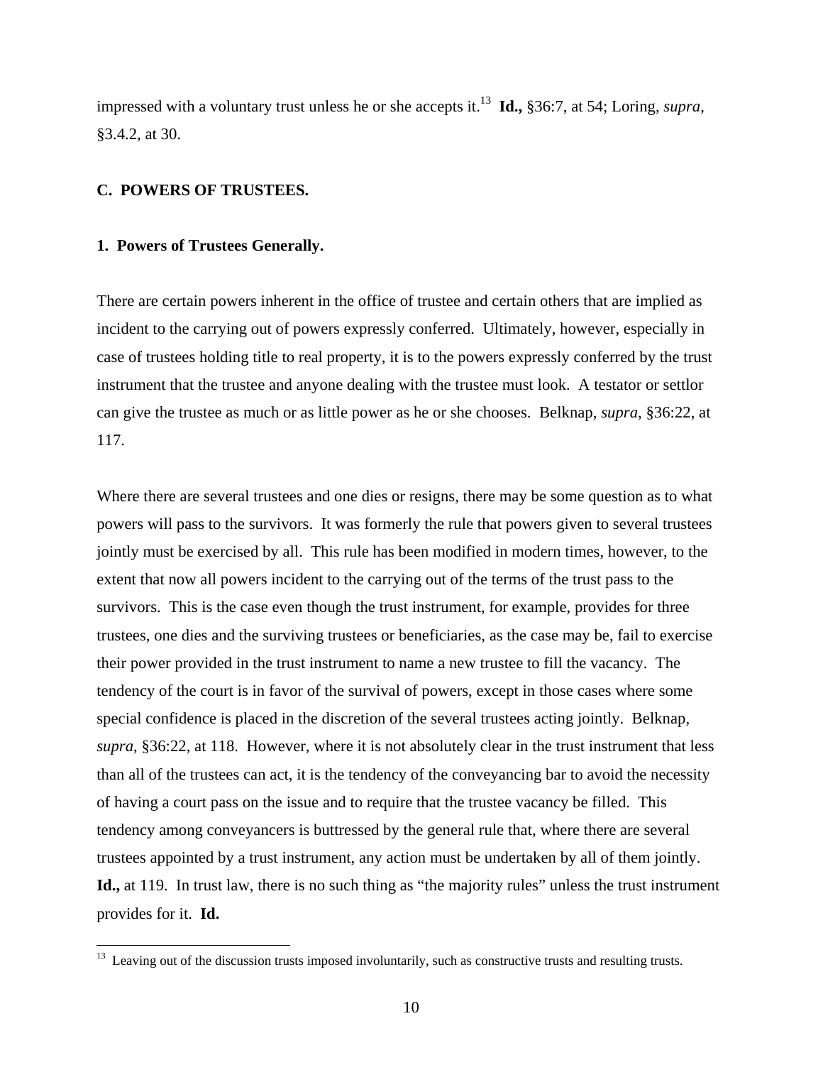impressed with a voluntary trust unless he or she accepts it.[13] **Id.,** §36:7, at 54; Loring, *supra*, §3.4.2, at 30.

### C. POWERS OF TRUSTEES.

#### 1. Powers of Trustees Generally.

There are certain powers inherent in the office of trustee and certain others that are implied as incident to the carrying out of powers expressly conferred. Ultimately, however, especially in case of trustees holding title to real property, it is to the powers expressly conferred by the trust instrument that the trustee and anyone dealing with the trustee must look. A testator or settlor can give the trustee as much or as little power as he or she chooses. Belknap, *supra*, §36:22, at 117.

Where there are several trustees and one dies or resigns, there may be some question as to what powers will pass to the survivors. It was formerly the rule that powers given to several trustees jointly must be exercised by all. This rule has been modified in modern times, however, to the extent that now all powers incident to the carrying out of the terms of the trust pass to the survivors. This is the case even though the trust instrument, for example, provides for three trustees, one dies and the surviving trustees or beneficiaries, as the case may be, fail to exercise their power provided in the trust instrument to name a new trustee to fill the vacancy. The tendency of the court is in favor of the survival of powers, except in those cases where some special confidence is placed in the discretion of the several trustees acting jointly. Belknap, *supra*, §36:22, at 118. However, where it is not absolutely clear in the trust instrument that less than all of the trustees can act, it is the tendency of the conveyancing bar to avoid the necessity of having a court pass on the issue and to require that the trustee vacancy be filled. This tendency among conveyancers is buttressed by the general rule that, where there are several trustees appointed by a trust instrument, any action must be undertaken by all of them jointly. **Id.,** at 119. In trust law, there is no such thing as "the majority rules" unless the trust instrument provides for it. **Id.**

[13] Leaving out of the discussion trusts imposed involuntarily, such as constructive trusts and resulting trusts.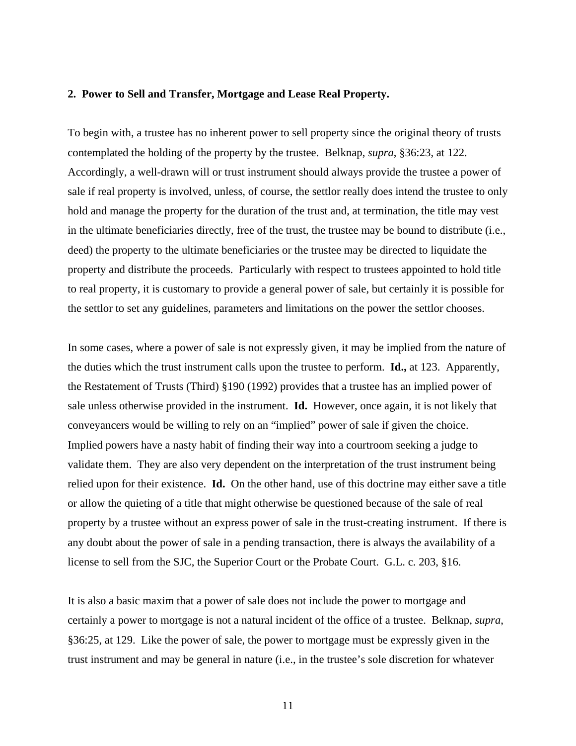**2. Power to Sell and Transfer, Mortgage and Lease Real Property.**

To begin with, a trustee has no inherent power to sell property since the original theory of trusts contemplated the holding of the property by the trustee. Belknap, *supra*, §36:23, at 122. Accordingly, a well-drawn will or trust instrument should always provide the trustee a power of sale if real property is involved, unless, of course, the settlor really does intend the trustee to only hold and manage the property for the duration of the trust and, at termination, the title may vest in the ultimate beneficiaries directly, free of the trust, the trustee may be bound to distribute (i.e., deed) the property to the ultimate beneficiaries or the trustee may be directed to liquidate the property and distribute the proceeds. Particularly with respect to trustees appointed to hold title to real property, it is customary to provide a general power of sale, but certainly it is possible for the settlor to set any guidelines, parameters and limitations on the power the settlor chooses.

In some cases, where a power of sale is not expressly given, it may be implied from the nature of the duties which the trust instrument calls upon the trustee to perform. **Id.,** at 123. Apparently, the Restatement of Trusts (Third) §190 (1992) provides that a trustee has an implied power of sale unless otherwise provided in the instrument. **Id.** However, once again, it is not likely that conveyancers would be willing to rely on an "implied" power of sale if given the choice. Implied powers have a nasty habit of finding their way into a courtroom seeking a judge to validate them. They are also very dependent on the interpretation of the trust instrument being relied upon for their existence. **Id.** On the other hand, use of this doctrine may either save a title or allow the quieting of a title that might otherwise be questioned because of the sale of real property by a trustee without an express power of sale in the trust-creating instrument. If there is any doubt about the power of sale in a pending transaction, there is always the availability of a license to sell from the SJC, the Superior Court or the Probate Court. G.L. c. 203, §16.

It is also a basic maxim that a power of sale does not include the power to mortgage and certainly a power to mortgage is not a natural incident of the office of a trustee. Belknap, *supra*, §36:25, at 129. Like the power of sale, the power to mortgage must be expressly given in the trust instrument and may be general in nature (i.e., in the trustee's sole discretion for whatever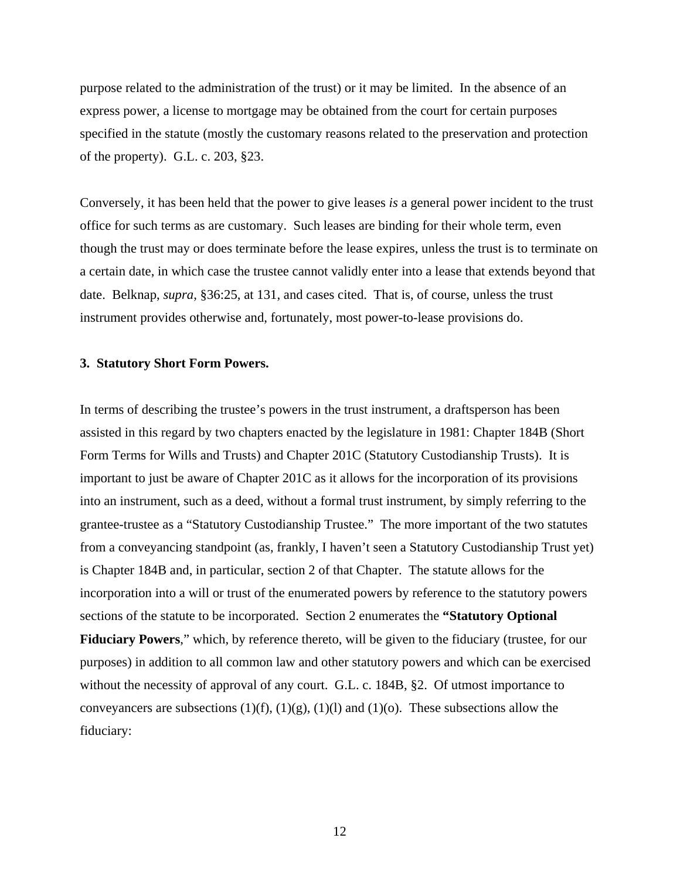purpose related to the administration of the trust) or it may be limited. In the absence of an express power, a license to mortgage may be obtained from the court for certain purposes specified in the statute (mostly the customary reasons related to the preservation and protection of the property). G.L. c. 203, §23.

Conversely, it has been held that the power to give leases *is* a general power incident to the trust office for such terms as are customary. Such leases are binding for their whole term, even though the trust may or does terminate before the lease expires, unless the trust is to terminate on a certain date, in which case the trustee cannot validly enter into a lease that extends beyond that date. Belknap, *supra*, §36:25, at 131, and cases cited. That is, of course, unless the trust instrument provides otherwise and, fortunately, most power-to-lease provisions do.

**3. Statutory Short Form Powers.**

In terms of describing the trustee's powers in the trust instrument, a draftsperson has been assisted in this regard by two chapters enacted by the legislature in 1981: Chapter 184B (Short Form Terms for Wills and Trusts) and Chapter 201C (Statutory Custodianship Trusts). It is important to just be aware of Chapter 201C as it allows for the incorporation of its provisions into an instrument, such as a deed, without a formal trust instrument, by simply referring to the grantee-trustee as a "Statutory Custodianship Trustee." The more important of the two statutes from a conveyancing standpoint (as, frankly, I haven't seen a Statutory Custodianship Trust yet) is Chapter 184B and, in particular, section 2 of that Chapter. The statute allows for the incorporation into a will or trust of the enumerated powers by reference to the statutory powers sections of the statute to be incorporated. Section 2 enumerates the **"Statutory Optional Fiduciary Powers**," which, by reference thereto, will be given to the fiduciary (trustee, for our purposes) in addition to all common law and other statutory powers and which can be exercised without the necessity of approval of any court. G.L. c. 184B, §2. Of utmost importance to conveyancers are subsections (1)(f), (1)(g), (1)(l) and (1)(o). These subsections allow the fiduciary: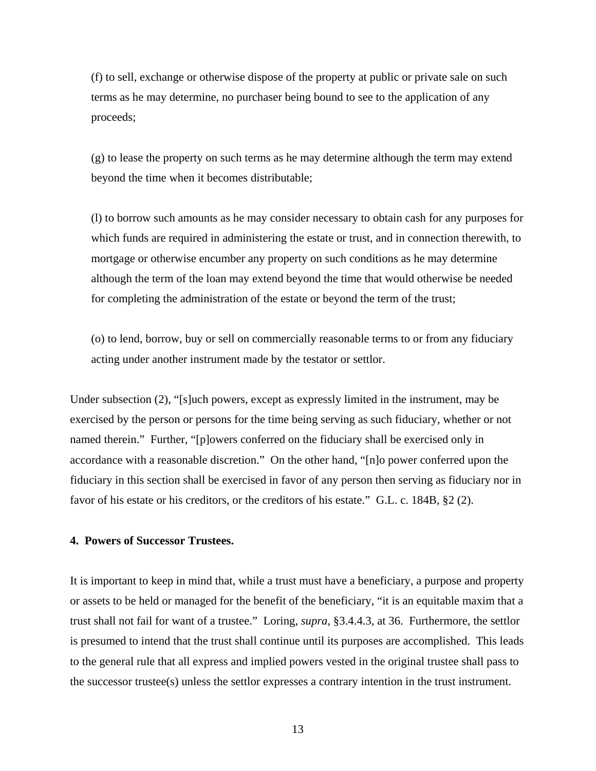(f) to sell, exchange or otherwise dispose of the property at public or private sale on such terms as he may determine, no purchaser being bound to see to the application of any proceeds;

(g) to lease the property on such terms as he may determine although the term may extend beyond the time when it becomes distributable;

(l) to borrow such amounts as he may consider necessary to obtain cash for any purposes for which funds are required in administering the estate or trust, and in connection therewith, to mortgage or otherwise encumber any property on such conditions as he may determine although the term of the loan may extend beyond the time that would otherwise be needed for completing the administration of the estate or beyond the term of the trust;

(o) to lend, borrow, buy or sell on commercially reasonable terms to or from any fiduciary acting under another instrument made by the testator or settlor.

Under subsection (2), "[s]uch powers, except as expressly limited in the instrument, may be exercised by the person or persons for the time being serving as such fiduciary, whether or not named therein." Further, "[p]owers conferred on the fiduciary shall be exercised only in accordance with a reasonable discretion." On the other hand, "[n]o power conferred upon the fiduciary in this section shall be exercised in favor of any person then serving as fiduciary nor in favor of his estate or his creditors, or the creditors of his estate." G.L. c. 184B, §2 (2).

**4. Powers of Successor Trustees.**

It is important to keep in mind that, while a trust must have a beneficiary, a purpose and property or assets to be held or managed for the benefit of the beneficiary, "it is an equitable maxim that a trust shall not fail for want of a trustee." Loring, *supra*, §3.4.4.3, at 36. Furthermore, the settlor is presumed to intend that the trust shall continue until its purposes are accomplished. This leads to the general rule that all express and implied powers vested in the original trustee shall pass to the successor trustee(s) unless the settlor expresses a contrary intention in the trust instrument.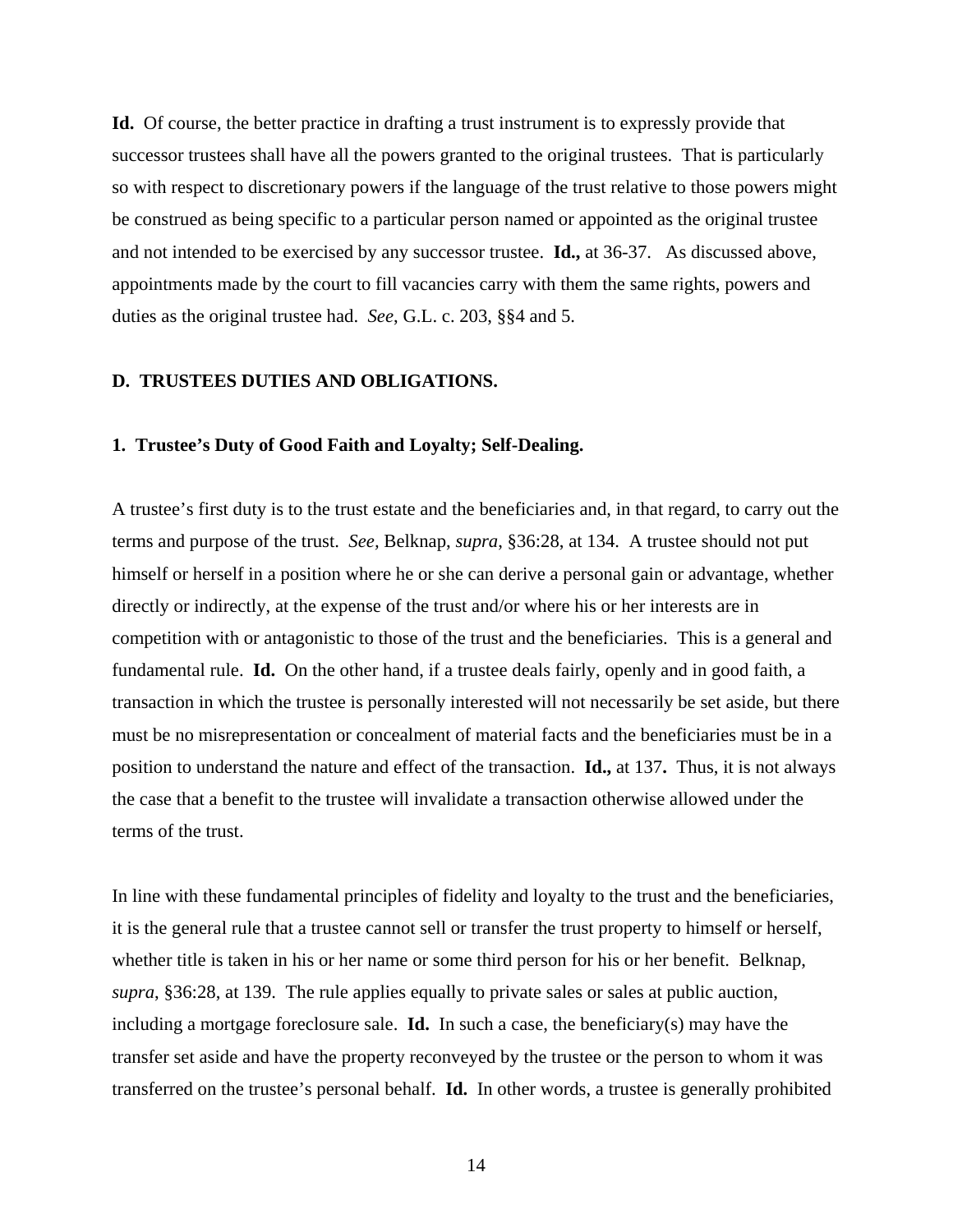**Id.** Of course, the better practice in drafting a trust instrument is to expressly provide that successor trustees shall have all the powers granted to the original trustees. That is particularly so with respect to discretionary powers if the language of the trust relative to those powers might be construed as being specific to a particular person named or appointed as the original trustee and not intended to be exercised by any successor trustee. **Id.,** at 36-37. As discussed above, appointments made by the court to fill vacancies carry with them the same rights, powers and duties as the original trustee had. *See*, G.L. c. 203, §§4 and 5.

## D. TRUSTEES DUTIES AND OBLIGATIONS.

### 1. Trustee's Duty of Good Faith and Loyalty; Self-Dealing.

A trustee's first duty is to the trust estate and the beneficiaries and, in that regard, to carry out the terms and purpose of the trust. *See,* Belknap, *supra*, §36:28, at 134. A trustee should not put himself or herself in a position where he or she can derive a personal gain or advantage, whether directly or indirectly, at the expense of the trust and/or where his or her interests are in competition with or antagonistic to those of the trust and the beneficiaries. This is a general and fundamental rule. **Id.** On the other hand, if a trustee deals fairly, openly and in good faith, a transaction in which the trustee is personally interested will not necessarily be set aside, but there must be no misrepresentation or concealment of material facts and the beneficiaries must be in a position to understand the nature and effect of the transaction. **Id.,** at 137**.** Thus, it is not always the case that a benefit to the trustee will invalidate a transaction otherwise allowed under the terms of the trust.

In line with these fundamental principles of fidelity and loyalty to the trust and the beneficiaries, it is the general rule that a trustee cannot sell or transfer the trust property to himself or herself, whether title is taken in his or her name or some third person for his or her benefit. Belknap, *supra*, §36:28, at 139. The rule applies equally to private sales or sales at public auction, including a mortgage foreclosure sale. **Id.** In such a case, the beneficiary(s) may have the transfer set aside and have the property reconveyed by the trustee or the person to whom it was transferred on the trustee's personal behalf. **Id.** In other words, a trustee is generally prohibited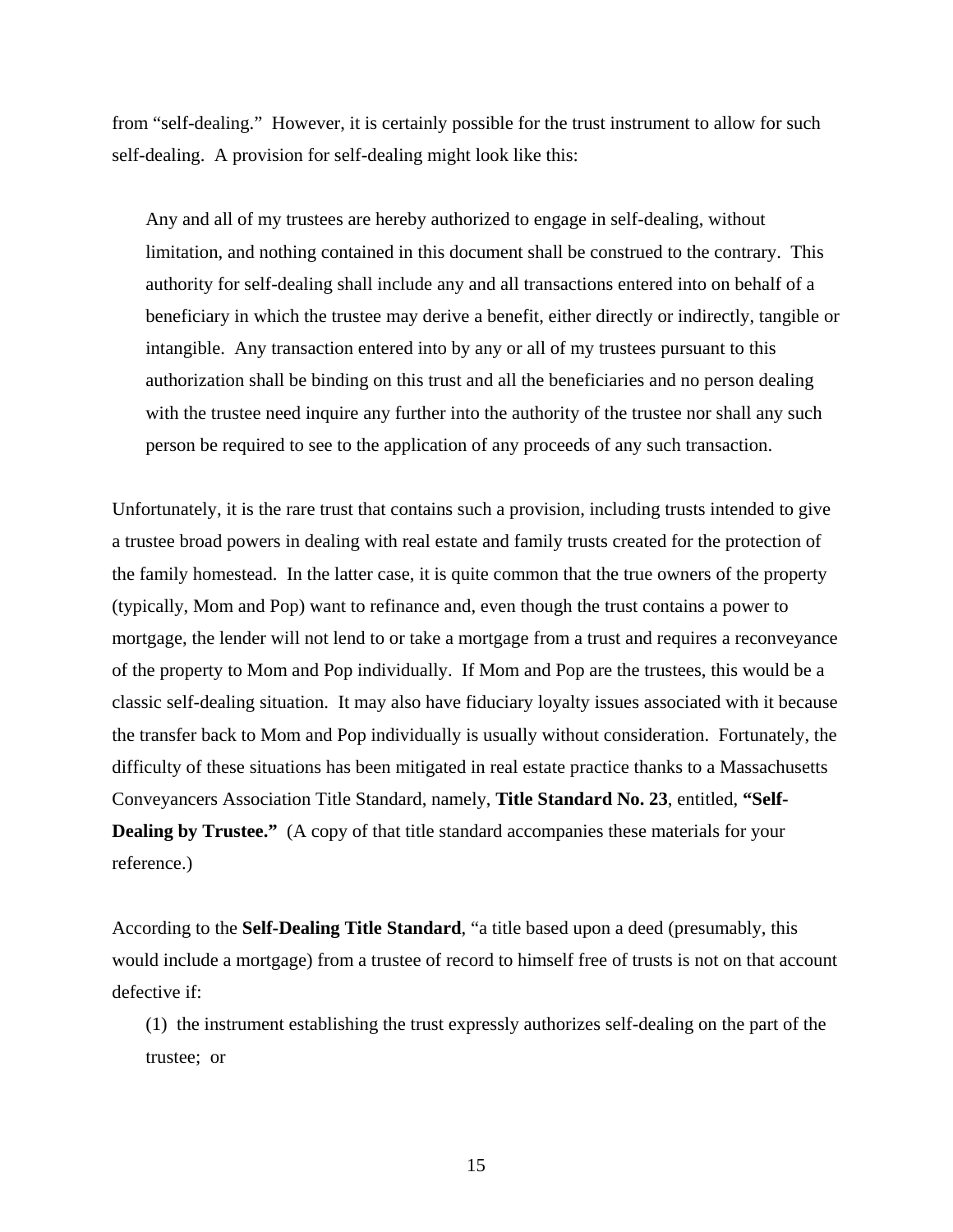from "self-dealing." However, it is certainly possible for the trust instrument to allow for such self-dealing. A provision for self-dealing might look like this:

> Any and all of my trustees are hereby authorized to engage in self-dealing, without limitation, and nothing contained in this document shall be construed to the contrary. This authority for self-dealing shall include any and all transactions entered into on behalf of a beneficiary in which the trustee may derive a benefit, either directly or indirectly, tangible or intangible. Any transaction entered into by any or all of my trustees pursuant to this authorization shall be binding on this trust and all the beneficiaries and no person dealing with the trustee need inquire any further into the authority of the trustee nor shall any such person be required to see to the application of any proceeds of any such transaction.

Unfortunately, it is the rare trust that contains such a provision, including trusts intended to give a trustee broad powers in dealing with real estate and family trusts created for the protection of the family homestead. In the latter case, it is quite common that the true owners of the property (typically, Mom and Pop) want to refinance and, even though the trust contains a power to mortgage, the lender will not lend to or take a mortgage from a trust and requires a reconveyance of the property to Mom and Pop individually. If Mom and Pop are the trustees, this would be a classic self-dealing situation. It may also have fiduciary loyalty issues associated with it because the transfer back to Mom and Pop individually is usually without consideration. Fortunately, the difficulty of these situations has been mitigated in real estate practice thanks to a Massachusetts Conveyancers Association Title Standard, namely, **Title Standard No. 23**, entitled, **"Self-Dealing by Trustee."** (A copy of that title standard accompanies these materials for your reference.)

According to the **Self-Dealing Title Standard**, "a title based upon a deed (presumably, this would include a mortgage) from a trustee of record to himself free of trusts is not on that account defective if:

(1) the instrument establishing the trust expressly authorizes self-dealing on the part of the trustee; or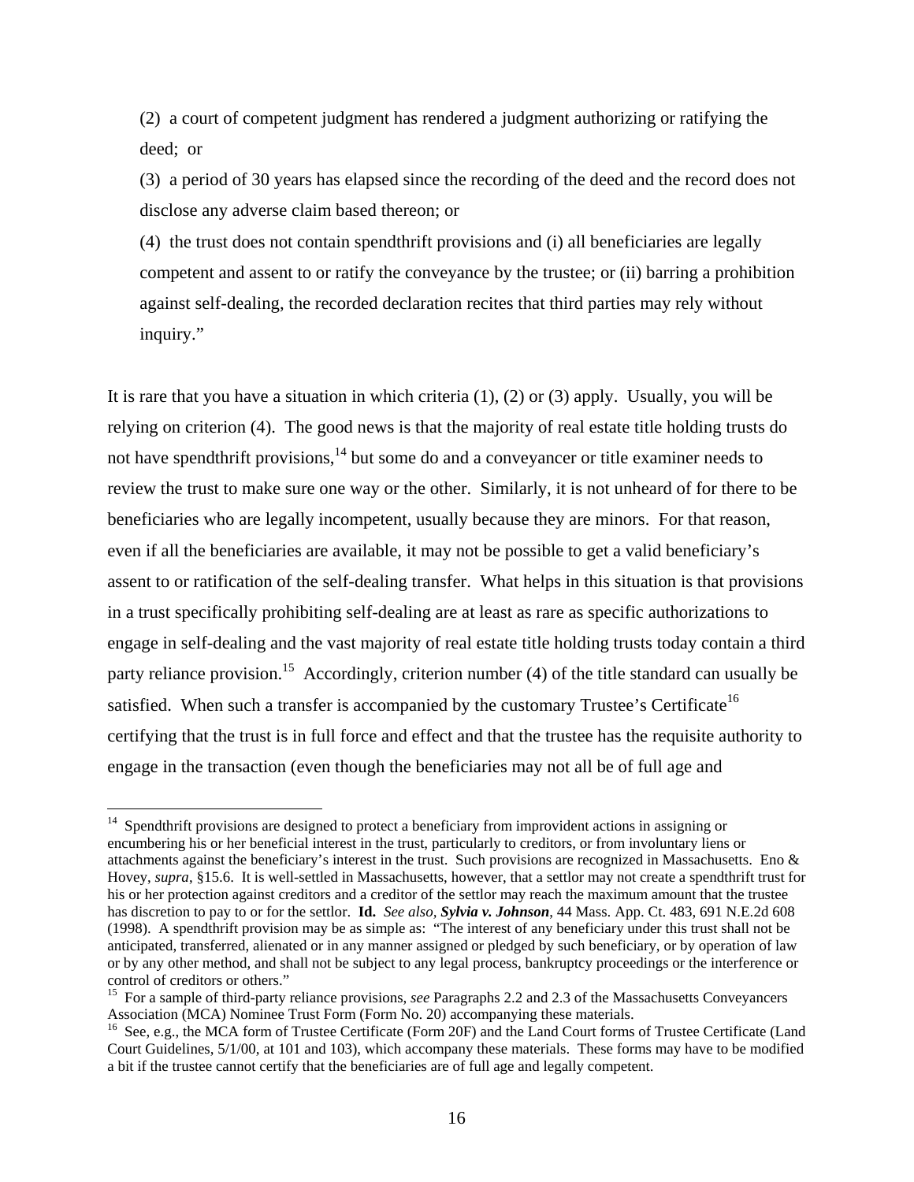> (2) a court of competent judgment has rendered a judgment authorizing or ratifying the deed; or
>
> (3) a period of 30 years has elapsed since the recording of the deed and the record does not disclose any adverse claim based thereon; or
>
> (4) the trust does not contain spendthrift provisions and (i) all beneficiaries are legally competent and assent to or ratify the conveyance by the trustee; or (ii) barring a prohibition against self-dealing, the recorded declaration recites that third parties may rely without inquiry."

It is rare that you have a situation in which criteria (1), (2) or (3) apply. Usually, you will be relying on criterion (4). The good news is that the majority of real estate title holding trusts do not have spendthrift provisions,[14] but some do and a conveyancer or title examiner needs to review the trust to make sure one way or the other. Similarly, it is not unheard of for there to be beneficiaries who are legally incompetent, usually because they are minors. For that reason, even if all the beneficiaries are available, it may not be possible to get a valid beneficiary's assent to or ratification of the self-dealing transfer. What helps in this situation is that provisions in a trust specifically prohibiting self-dealing are at least as rare as specific authorizations to engage in self-dealing and the vast majority of real estate title holding trusts today contain a third party reliance provision.[15] Accordingly, criterion number (4) of the title standard can usually be satisfied. When such a transfer is accompanied by the customary Trustee's Certificate[16] certifying that the trust is in full force and effect and that the trustee has the requisite authority to engage in the transaction (even though the beneficiaries may not all be of full age and

---

[14] Spendthrift provisions are designed to protect a beneficiary from improvident actions in assigning or encumbering his or her beneficial interest in the trust, particularly to creditors, or from involuntary liens or attachments against the beneficiary's interest in the trust. Such provisions are recognized in Massachusetts. Eno & Hovey, *supra*, §15.6. It is well-settled in Massachusetts, however, that a settlor may not create a spendthrift trust for his or her protection against creditors and a creditor of the settlor may reach the maximum amount that the trustee has discretion to pay to or for the settlor. **Id.** *See also*, ***Sylvia v. Johnson***, 44 Mass. App. Ct. 483, 691 N.E.2d 608 (1998). A spendthrift provision may be as simple as: "The interest of any beneficiary under this trust shall not be anticipated, transferred, alienated or in any manner assigned or pledged by such beneficiary, or by operation of law or by any other method, and shall not be subject to any legal process, bankruptcy proceedings or the interference or control of creditors or others."

[15] For a sample of third-party reliance provisions, *see* Paragraphs 2.2 and 2.3 of the Massachusetts Conveyancers Association (MCA) Nominee Trust Form (Form No. 20) accompanying these materials.

[16] See, e.g., the MCA form of Trustee Certificate (Form 20F) and the Land Court forms of Trustee Certificate (Land Court Guidelines, 5/1/00, at 101 and 103), which accompany these materials. These forms may have to be modified a bit if the trustee cannot certify that the beneficiaries are of full age and legally competent.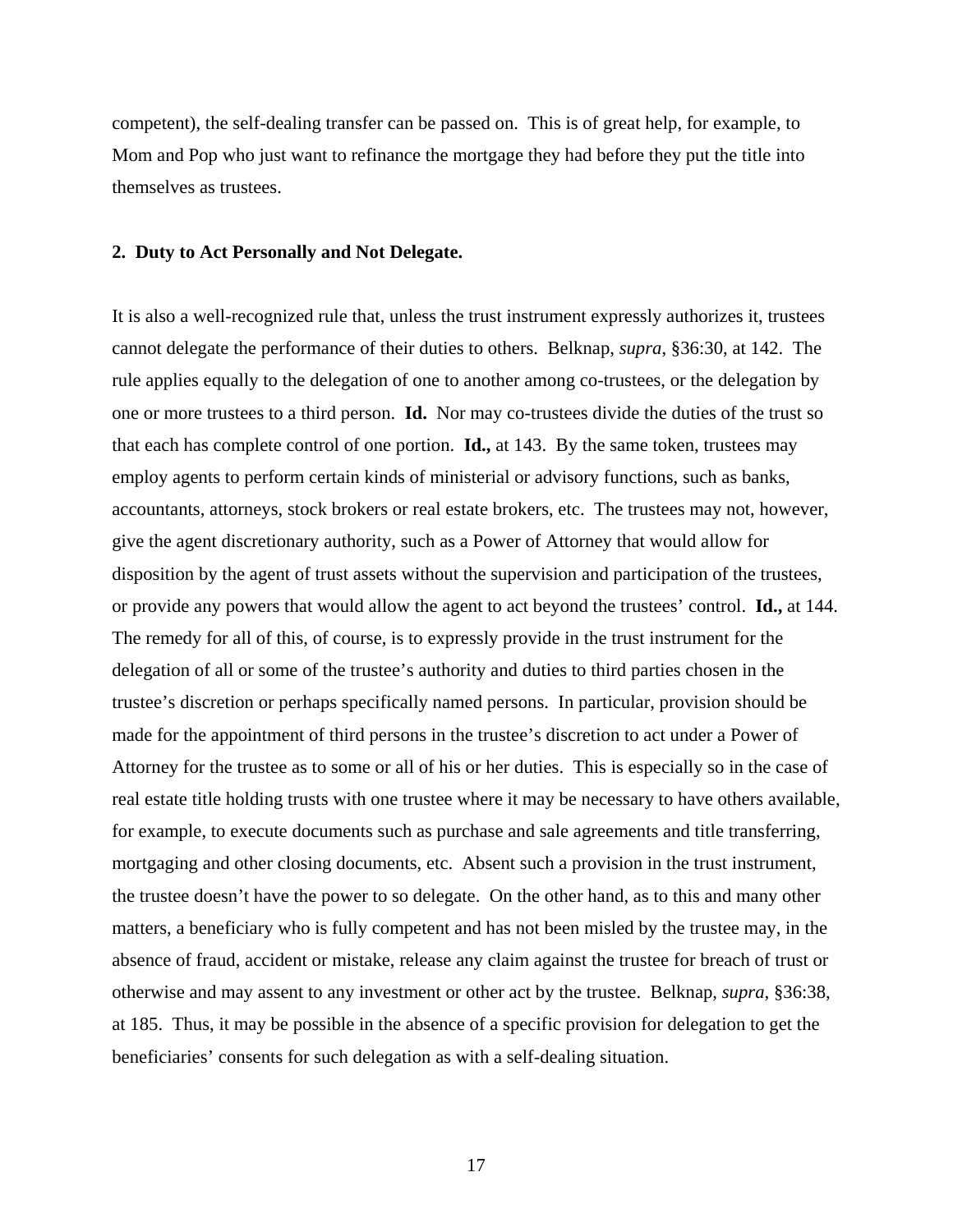competent), the self-dealing transfer can be passed on. This is of great help, for example, to Mom and Pop who just want to refinance the mortgage they had before they put the title into themselves as trustees.

**2. Duty to Act Personally and Not Delegate.**

It is also a well-recognized rule that, unless the trust instrument expressly authorizes it, trustees cannot delegate the performance of their duties to others. Belknap, *supra*, §36:30, at 142. The rule applies equally to the delegation of one to another among co-trustees, or the delegation by one or more trustees to a third person. **Id.** Nor may co-trustees divide the duties of the trust so that each has complete control of one portion. **Id.,** at 143. By the same token, trustees may employ agents to perform certain kinds of ministerial or advisory functions, such as banks, accountants, attorneys, stock brokers or real estate brokers, etc. The trustees may not, however, give the agent discretionary authority, such as a Power of Attorney that would allow for disposition by the agent of trust assets without the supervision and participation of the trustees, or provide any powers that would allow the agent to act beyond the trustees' control. **Id.,** at 144. The remedy for all of this, of course, is to expressly provide in the trust instrument for the delegation of all or some of the trustee's authority and duties to third parties chosen in the trustee's discretion or perhaps specifically named persons. In particular, provision should be made for the appointment of third persons in the trustee's discretion to act under a Power of Attorney for the trustee as to some or all of his or her duties. This is especially so in the case of real estate title holding trusts with one trustee where it may be necessary to have others available, for example, to execute documents such as purchase and sale agreements and title transferring, mortgaging and other closing documents, etc. Absent such a provision in the trust instrument, the trustee doesn't have the power to so delegate. On the other hand, as to this and many other matters, a beneficiary who is fully competent and has not been misled by the trustee may, in the absence of fraud, accident or mistake, release any claim against the trustee for breach of trust or otherwise and may assent to any investment or other act by the trustee. Belknap, *supra*, §36:38, at 185. Thus, it may be possible in the absence of a specific provision for delegation to get the beneficiaries' consents for such delegation as with a self-dealing situation.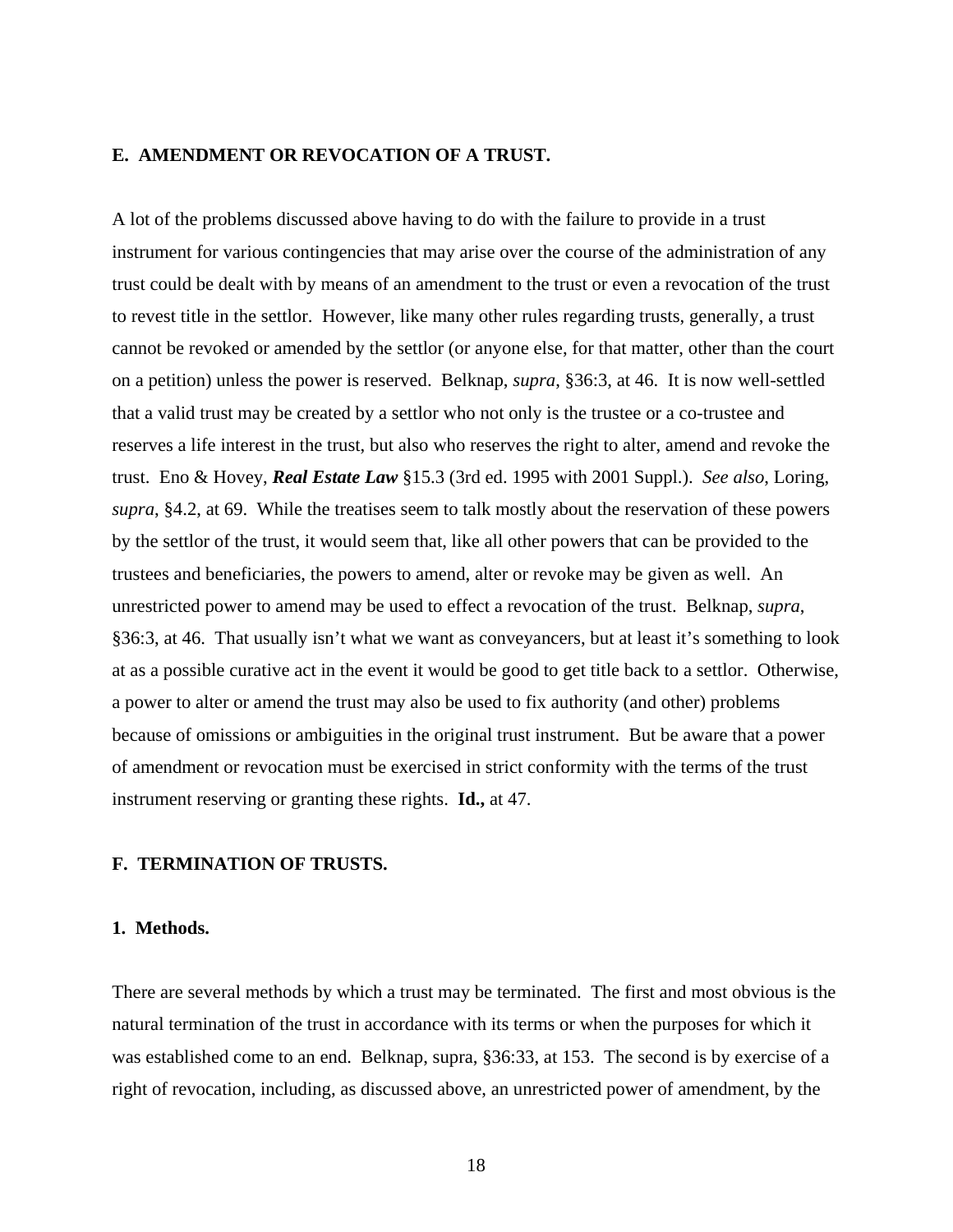### E. AMENDMENT OR REVOCATION OF A TRUST.

A lot of the problems discussed above having to do with the failure to provide in a trust instrument for various contingencies that may arise over the course of the administration of any trust could be dealt with by means of an amendment to the trust or even a revocation of the trust to revest title in the settlor. However, like many other rules regarding trusts, generally, a trust cannot be revoked or amended by the settlor (or anyone else, for that matter, other than the court on a petition) unless the power is reserved. Belknap, *supra*, §36:3, at 46. It is now well-settled that a valid trust may be created by a settlor who not only is the trustee or a co-trustee and reserves a life interest in the trust, but also who reserves the right to alter, amend and revoke the trust. Eno & Hovey, ***Real Estate Law*** §15.3 (3rd ed. 1995 with 2001 Suppl.). *See also*, Loring, *supra*, §4.2, at 69. While the treatises seem to talk mostly about the reservation of these powers by the settlor of the trust, it would seem that, like all other powers that can be provided to the trustees and beneficiaries, the powers to amend, alter or revoke may be given as well. An unrestricted power to amend may be used to effect a revocation of the trust. Belknap, *supra*, §36:3, at 46. That usually isn't what we want as conveyancers, but at least it's something to look at as a possible curative act in the event it would be good to get title back to a settlor. Otherwise, a power to alter or amend the trust may also be used to fix authority (and other) problems because of omissions or ambiguities in the original trust instrument. But be aware that a power of amendment or revocation must be exercised in strict conformity with the terms of the trust instrument reserving or granting these rights. **Id.,** at 47.

### F. TERMINATION OF TRUSTS.

#### 1. Methods.

There are several methods by which a trust may be terminated. The first and most obvious is the natural termination of the trust in accordance with its terms or when the purposes for which it was established come to an end. Belknap, supra, §36:33, at 153. The second is by exercise of a right of revocation, including, as discussed above, an unrestricted power of amendment, by the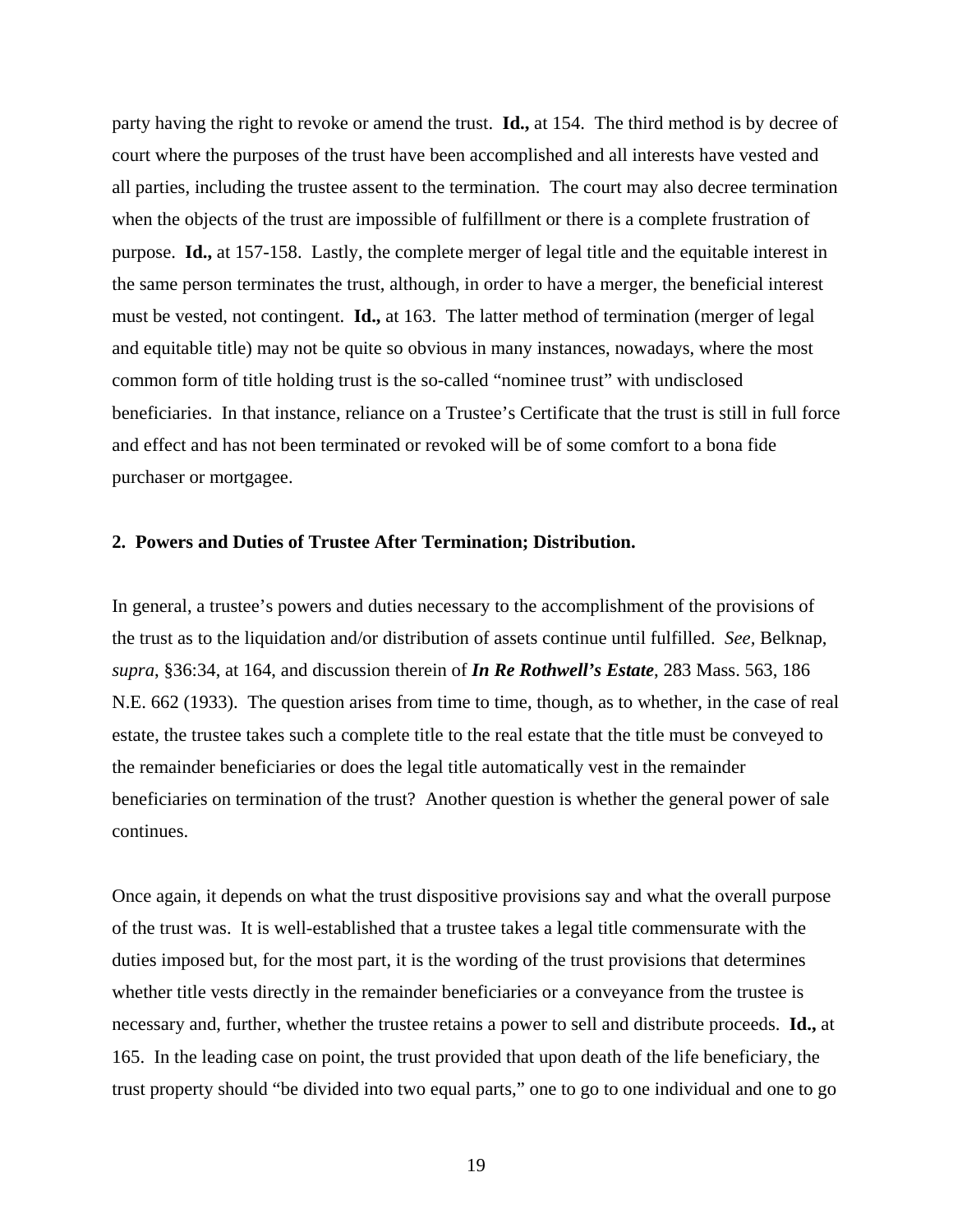party having the right to revoke or amend the trust. **Id.,** at 154. The third method is by decree of court where the purposes of the trust have been accomplished and all interests have vested and all parties, including the trustee assent to the termination. The court may also decree termination when the objects of the trust are impossible of fulfillment or there is a complete frustration of purpose. **Id.,** at 157-158. Lastly, the complete merger of legal title and the equitable interest in the same person terminates the trust, although, in order to have a merger, the beneficial interest must be vested, not contingent. **Id.,** at 163. The latter method of termination (merger of legal and equitable title) may not be quite so obvious in many instances, nowadays, where the most common form of title holding trust is the so-called "nominee trust" with undisclosed beneficiaries. In that instance, reliance on a Trustee's Certificate that the trust is still in full force and effect and has not been terminated or revoked will be of some comfort to a bona fide purchaser or mortgagee.

**2. Powers and Duties of Trustee After Termination; Distribution.**

In general, a trustee's powers and duties necessary to the accomplishment of the provisions of the trust as to the liquidation and/or distribution of assets continue until fulfilled. *See*, Belknap, *supra*, §36:34, at 164, and discussion therein of ***In Re Rothwell's Estate***, 283 Mass. 563, 186 N.E. 662 (1933). The question arises from time to time, though, as to whether, in the case of real estate, the trustee takes such a complete title to the real estate that the title must be conveyed to the remainder beneficiaries or does the legal title automatically vest in the remainder beneficiaries on termination of the trust? Another question is whether the general power of sale continues.

Once again, it depends on what the trust dispositive provisions say and what the overall purpose of the trust was. It is well-established that a trustee takes a legal title commensurate with the duties imposed but, for the most part, it is the wording of the trust provisions that determines whether title vests directly in the remainder beneficiaries or a conveyance from the trustee is necessary and, further, whether the trustee retains a power to sell and distribute proceeds. **Id.,** at 165. In the leading case on point, the trust provided that upon death of the life beneficiary, the trust property should "be divided into two equal parts," one to go to one individual and one to go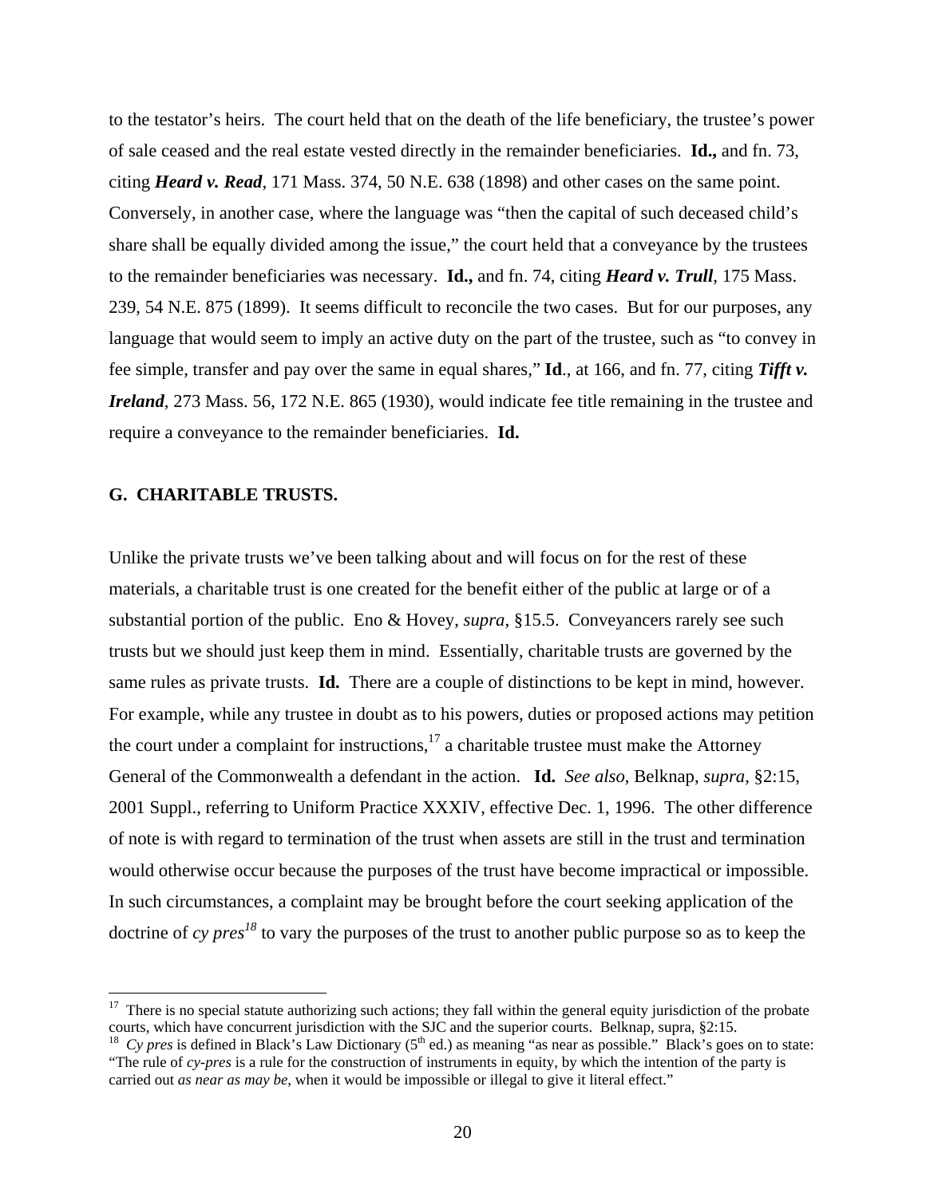to the testator's heirs. The court held that on the death of the life beneficiary, the trustee's power of sale ceased and the real estate vested directly in the remainder beneficiaries. **Id.,** and fn. 73, citing ***Heard v. Read***, 171 Mass. 374, 50 N.E. 638 (1898) and other cases on the same point. Conversely, in another case, where the language was "then the capital of such deceased child's share shall be equally divided among the issue," the court held that a conveyance by the trustees to the remainder beneficiaries was necessary. **Id.,** and fn. 74, citing ***Heard v. Trull***, 175 Mass. 239, 54 N.E. 875 (1899). It seems difficult to reconcile the two cases. But for our purposes, any language that would seem to imply an active duty on the part of the trustee, such as "to convey in fee simple, transfer and pay over the same in equal shares," **Id**., at 166, and fn. 77, citing ***Tifft v. Ireland***, 273 Mass. 56, 172 N.E. 865 (1930), would indicate fee title remaining in the trustee and require a conveyance to the remainder beneficiaries. **Id.**

## G. CHARITABLE TRUSTS.

Unlike the private trusts we've been talking about and will focus on for the rest of these materials, a charitable trust is one created for the benefit either of the public at large or of a substantial portion of the public. Eno & Hovey, *supra*, §15.5. Conveyancers rarely see such trusts but we should just keep them in mind. Essentially, charitable trusts are governed by the same rules as private trusts. **Id.** There are a couple of distinctions to be kept in mind, however. For example, while any trustee in doubt as to his powers, duties or proposed actions may petition the court under a complaint for instructions,[17] a charitable trustee must make the Attorney General of the Commonwealth a defendant in the action. **Id.** *See also*, Belknap, *supra*, §2:15, 2001 Suppl., referring to Uniform Practice XXXIV, effective Dec. 1, 1996. The other difference of note is with regard to termination of the trust when assets are still in the trust and termination would otherwise occur because the purposes of the trust have become impractical or impossible. In such circumstances, a complaint may be brought before the court seeking application of the doctrine of *cy pres*[18] to vary the purposes of the trust to another public purpose so as to keep the

---

[17] There is no special statute authorizing such actions; they fall within the general equity jurisdiction of the probate courts, which have concurrent jurisdiction with the SJC and the superior courts. Belknap, supra, §2:15.

[18] *Cy pres* is defined in Black's Law Dictionary (5th ed.) as meaning "as near as possible." Black's goes on to state: "The rule of *cy-pres* is a rule for the construction of instruments in equity, by which the intention of the party is carried out *as near as may be*, when it would be impossible or illegal to give it literal effect."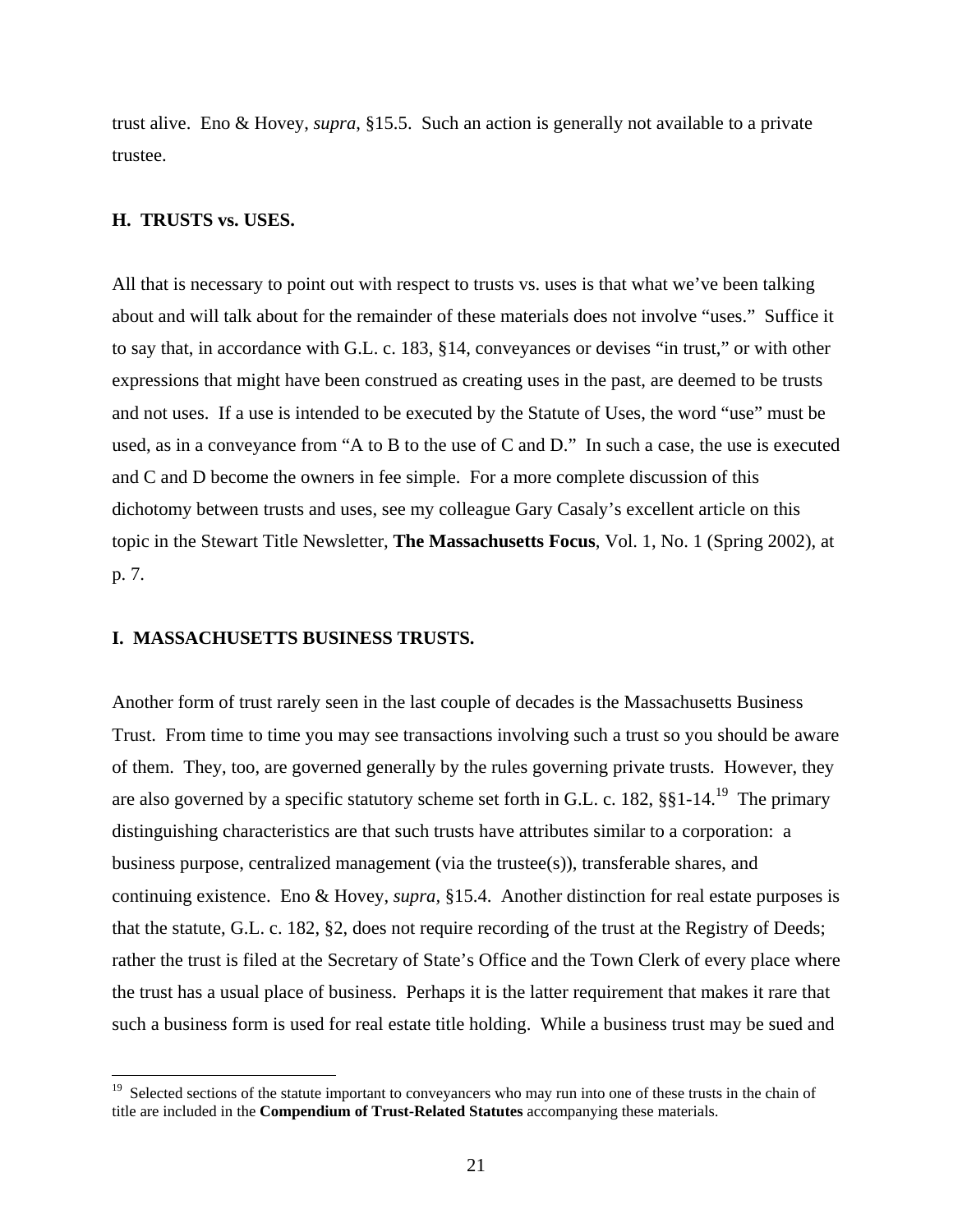trust alive. Eno & Hovey, *supra*, §15.5. Such an action is generally not available to a private trustee.

## H. TRUSTS vs. USES.

All that is necessary to point out with respect to trusts vs. uses is that what we've been talking about and will talk about for the remainder of these materials does not involve "uses." Suffice it to say that, in accordance with G.L. c. 183, §14, conveyances or devises "in trust," or with other expressions that might have been construed as creating uses in the past, are deemed to be trusts and not uses. If a use is intended to be executed by the Statute of Uses, the word "use" must be used, as in a conveyance from "A to B to the use of C and D." In such a case, the use is executed and C and D become the owners in fee simple. For a more complete discussion of this dichotomy between trusts and uses, see my colleague Gary Casaly's excellent article on this topic in the Stewart Title Newsletter, **The Massachusetts Focus**, Vol. 1, No. 1 (Spring 2002), at p. 7.

## I. MASSACHUSETTS BUSINESS TRUSTS.

Another form of trust rarely seen in the last couple of decades is the Massachusetts Business Trust. From time to time you may see transactions involving such a trust so you should be aware of them. They, too, are governed generally by the rules governing private trusts. However, they are also governed by a specific statutory scheme set forth in G.L. c. 182, §§1-14.[19] The primary distinguishing characteristics are that such trusts have attributes similar to a corporation: a business purpose, centralized management (via the trustee(s)), transferable shares, and continuing existence. Eno & Hovey, *supra*, §15.4. Another distinction for real estate purposes is that the statute, G.L. c. 182, §2, does not require recording of the trust at the Registry of Deeds; rather the trust is filed at the Secretary of State's Office and the Town Clerk of every place where the trust has a usual place of business. Perhaps it is the latter requirement that makes it rare that such a business form is used for real estate title holding. While a business trust may be sued and

---

[19] Selected sections of the statute important to conveyancers who may run into one of these trusts in the chain of title are included in the **Compendium of Trust-Related Statutes** accompanying these materials.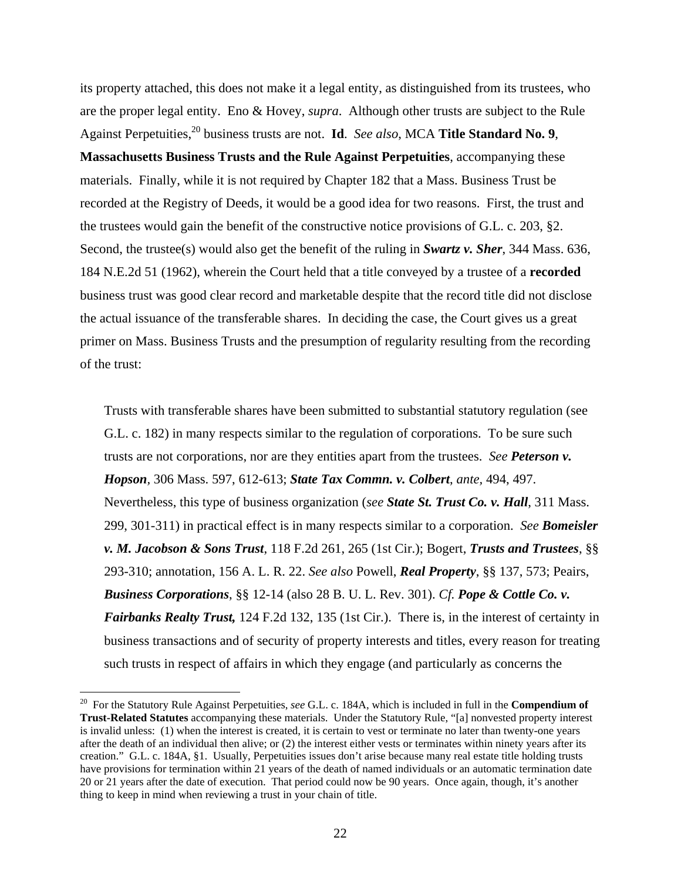its property attached, this does not make it a legal entity, as distinguished from its trustees, who are the proper legal entity. Eno & Hovey, *supra*. Although other trusts are subject to the Rule Against Perpetuities,[20] business trusts are not. **Id**. *See also*, MCA **Title Standard No. 9**, **Massachusetts Business Trusts and the Rule Against Perpetuities**, accompanying these materials. Finally, while it is not required by Chapter 182 that a Mass. Business Trust be recorded at the Registry of Deeds, it would be a good idea for two reasons. First, the trust and the trustees would gain the benefit of the constructive notice provisions of G.L. c. 203, §2. Second, the trustee(s) would also get the benefit of the ruling in ***Swartz v. Sher***, 344 Mass. 636, 184 N.E.2d 51 (1962), wherein the Court held that a title conveyed by a trustee of a **recorded** business trust was good clear record and marketable despite that the record title did not disclose the actual issuance of the transferable shares. In deciding the case, the Court gives us a great primer on Mass. Business Trusts and the presumption of regularity resulting from the recording of the trust:

> Trusts with transferable shares have been submitted to substantial statutory regulation (see G.L. c. 182) in many respects similar to the regulation of corporations. To be sure such trusts are not corporations, nor are they entities apart from the trustees. *See* ***Peterson v. Hopson***, 306 Mass. 597, 612-613; ***State Tax Commn. v. Colbert***, *ante*, 494, 497. Nevertheless, this type of business organization (*see* ***State St. Trust Co. v. Hall***, 311 Mass. 299, 301-311) in practical effect is in many respects similar to a corporation. *See* ***Bomeisler v. M. Jacobson & Sons Trust***, 118 F.2d 261, 265 (1st Cir.); Bogert, ***Trusts and Trustees***, §§ 293-310; annotation, 156 A. L. R. 22. *See also* Powell, ***Real Property***, §§ 137, 573; Peairs, ***Business Corporations***, §§ 12-14 (also 28 B. U. L. Rev. 301). *Cf.* ***Pope & Cottle Co. v. Fairbanks Realty Trust,*** 124 F.2d 132, 135 (1st Cir.). There is, in the interest of certainty in business transactions and of security of property interests and titles, every reason for treating such trusts in respect of affairs in which they engage (and particularly as concerns the

---

[20] For the Statutory Rule Against Perpetuities, *see* G.L. c. 184A, which is included in full in the **Compendium of Trust-Related Statutes** accompanying these materials. Under the Statutory Rule, "[a] nonvested property interest is invalid unless: (1) when the interest is created, it is certain to vest or terminate no later than twenty-one years after the death of an individual then alive; or (2) the interest either vests or terminates within ninety years after its creation." G.L. c. 184A, §1. Usually, Perpetuities issues don't arise because many real estate title holding trusts have provisions for termination within 21 years of the death of named individuals or an automatic termination date 20 or 21 years after the date of execution. That period could now be 90 years. Once again, though, it's another thing to keep in mind when reviewing a trust in your chain of title.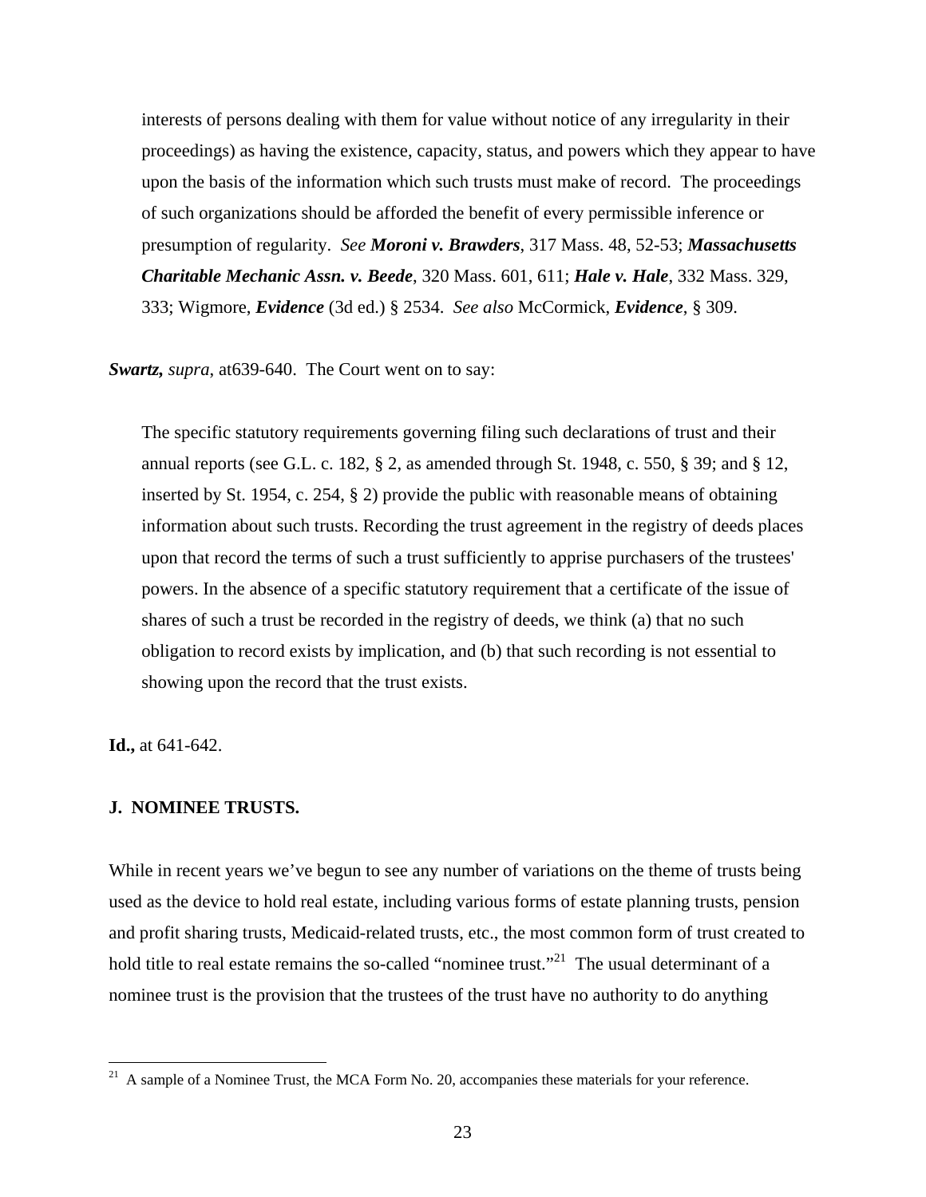> interests of persons dealing with them for value without notice of any irregularity in their proceedings) as having the existence, capacity, status, and powers which they appear to have upon the basis of the information which such trusts must make of record. The proceedings of such organizations should be afforded the benefit of every permissible inference or presumption of regularity. *See* ***Moroni v. Brawders***, 317 Mass. 48, 52-53; ***Massachusetts Charitable Mechanic Assn. v. Beede***, 320 Mass. 601, 611; ***Hale v. Hale***, 332 Mass. 329, 333; Wigmore, ***Evidence*** (3d ed.) § 2534. *See also* McCormick, ***Evidence***, § 309.

***Swartz,*** *supra*, at639-640. The Court went on to say:

> The specific statutory requirements governing filing such declarations of trust and their annual reports (see G.L. c. 182, § 2, as amended through St. 1948, c. 550, § 39; and § 12, inserted by St. 1954, c. 254, § 2) provide the public with reasonable means of obtaining information about such trusts. Recording the trust agreement in the registry of deeds places upon that record the terms of such a trust sufficiently to apprise purchasers of the trustees' powers. In the absence of a specific statutory requirement that a certificate of the issue of shares of such a trust be recorded in the registry of deeds, we think (a) that no such obligation to record exists by implication, and (b) that such recording is not essential to showing upon the record that the trust exists.

**Id.,** at 641-642.

### J. NOMINEE TRUSTS.

While in recent years we've begun to see any number of variations on the theme of trusts being used as the device to hold real estate, including various forms of estate planning trusts, pension and profit sharing trusts, Medicaid-related trusts, etc., the most common form of trust created to hold title to real estate remains the so-called "nominee trust."[21] The usual determinant of a nominee trust is the provision that the trustees of the trust have no authority to do anything

---

[21] A sample of a Nominee Trust, the MCA Form No. 20, accompanies these materials for your reference.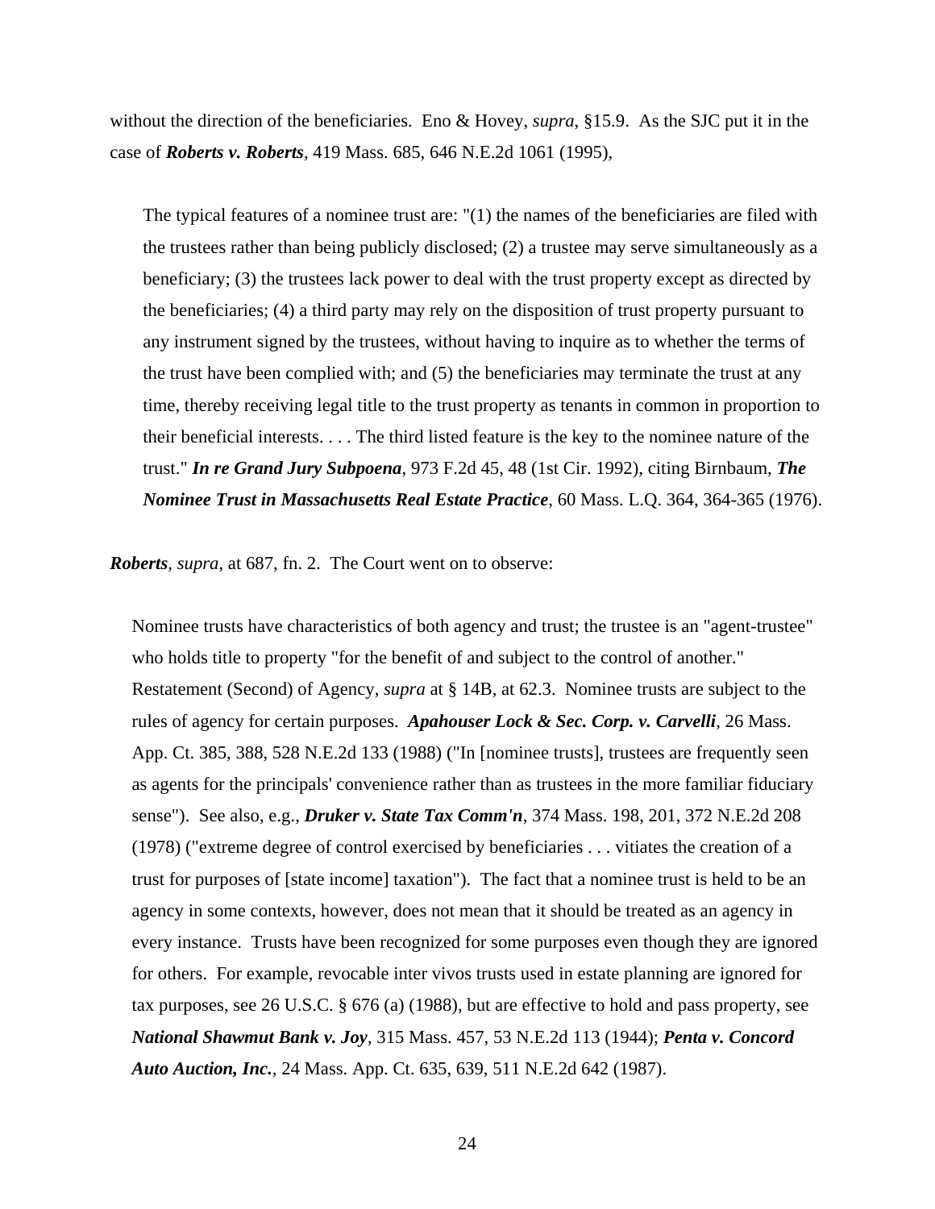without the direction of the beneficiaries. Eno & Hovey, *supra*, §15.9. As the SJC put it in the case of ***Roberts v. Roberts***, 419 Mass. 685, 646 N.E.2d 1061 (1995),

> The typical features of a nominee trust are: "(1) the names of the beneficiaries are filed with the trustees rather than being publicly disclosed; (2) a trustee may serve simultaneously as a beneficiary; (3) the trustees lack power to deal with the trust property except as directed by the beneficiaries; (4) a third party may rely on the disposition of trust property pursuant to any instrument signed by the trustees, without having to inquire as to whether the terms of the trust have been complied with; and (5) the beneficiaries may terminate the trust at any time, thereby receiving legal title to the trust property as tenants in common in proportion to their beneficial interests. . . . The third listed feature is the key to the nominee nature of the trust." ***In re Grand Jury Subpoena***, 973 F.2d 45, 48 (1st Cir. 1992), citing Birnbaum, ***The Nominee Trust in Massachusetts Real Estate Practice***, 60 Mass. L.Q. 364, 364-365 (1976).

***Roberts***, *supra*, at 687, fn. 2. The Court went on to observe:

> Nominee trusts have characteristics of both agency and trust; the trustee is an "agent-trustee" who holds title to property "for the benefit of and subject to the control of another." Restatement (Second) of Agency, *supra* at § 14B, at 62.3. Nominee trusts are subject to the rules of agency for certain purposes. ***Apahouser Lock & Sec. Corp. v. Carvelli***, 26 Mass. App. Ct. 385, 388, 528 N.E.2d 133 (1988) ("In [nominee trusts], trustees are frequently seen as agents for the principals' convenience rather than as trustees in the more familiar fiduciary sense"). See also, e.g., ***Druker v. State Tax Comm'n***, 374 Mass. 198, 201, 372 N.E.2d 208 (1978) ("extreme degree of control exercised by beneficiaries . . . vitiates the creation of a trust for purposes of [state income] taxation"). The fact that a nominee trust is held to be an agency in some contexts, however, does not mean that it should be treated as an agency in every instance. Trusts have been recognized for some purposes even though they are ignored for others. For example, revocable inter vivos trusts used in estate planning are ignored for tax purposes, see 26 U.S.C. § 676 (a) (1988), but are effective to hold and pass property, see ***National Shawmut Bank v. Joy***, 315 Mass. 457, 53 N.E.2d 113 (1944); ***Penta v. Concord Auto Auction, Inc.***, 24 Mass. App. Ct. 635, 639, 511 N.E.2d 642 (1987).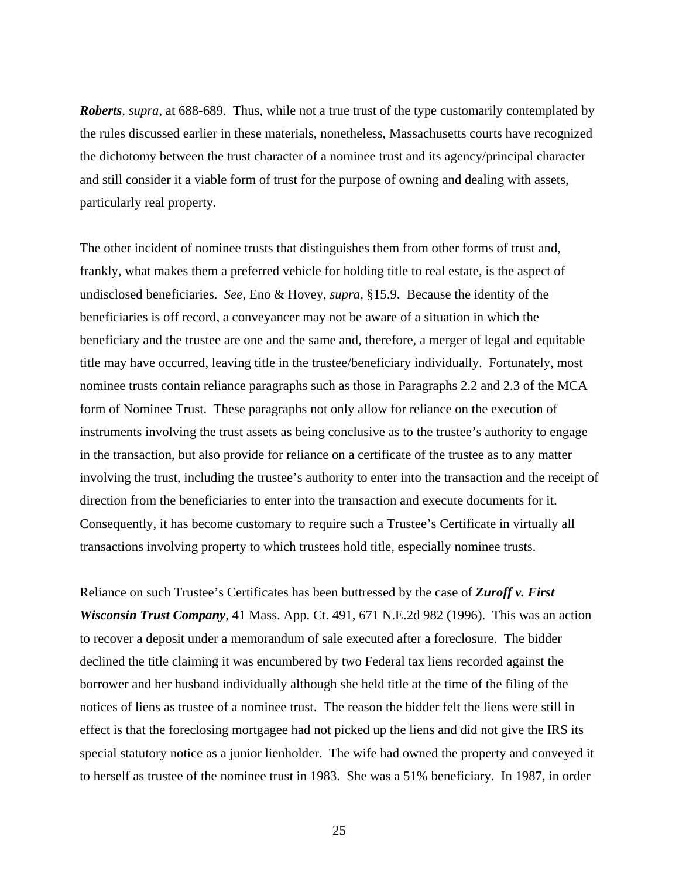***Roberts***, *supra*, at 688-689. Thus, while not a true trust of the type customarily contemplated by the rules discussed earlier in these materials, nonetheless, Massachusetts courts have recognized the dichotomy between the trust character of a nominee trust and its agency/principal character and still consider it a viable form of trust for the purpose of owning and dealing with assets, particularly real property.

The other incident of nominee trusts that distinguishes them from other forms of trust and, frankly, what makes them a preferred vehicle for holding title to real estate, is the aspect of undisclosed beneficiaries. *See,* Eno & Hovey, *supra*, §15.9. Because the identity of the beneficiaries is off record, a conveyancer may not be aware of a situation in which the beneficiary and the trustee are one and the same and, therefore, a merger of legal and equitable title may have occurred, leaving title in the trustee/beneficiary individually. Fortunately, most nominee trusts contain reliance paragraphs such as those in Paragraphs 2.2 and 2.3 of the MCA form of Nominee Trust. These paragraphs not only allow for reliance on the execution of instruments involving the trust assets as being conclusive as to the trustee's authority to engage in the transaction, but also provide for reliance on a certificate of the trustee as to any matter involving the trust, including the trustee's authority to enter into the transaction and the receipt of direction from the beneficiaries to enter into the transaction and execute documents for it. Consequently, it has become customary to require such a Trustee's Certificate in virtually all transactions involving property to which trustees hold title, especially nominee trusts.

Reliance on such Trustee's Certificates has been buttressed by the case of ***Zuroff v. First Wisconsin Trust Company***, 41 Mass. App. Ct. 491, 671 N.E.2d 982 (1996). This was an action to recover a deposit under a memorandum of sale executed after a foreclosure. The bidder declined the title claiming it was encumbered by two Federal tax liens recorded against the borrower and her husband individually although she held title at the time of the filing of the notices of liens as trustee of a nominee trust. The reason the bidder felt the liens were still in effect is that the foreclosing mortgagee had not picked up the liens and did not give the IRS its special statutory notice as a junior lienholder. The wife had owned the property and conveyed it to herself as trustee of the nominee trust in 1983. She was a 51% beneficiary. In 1987, in order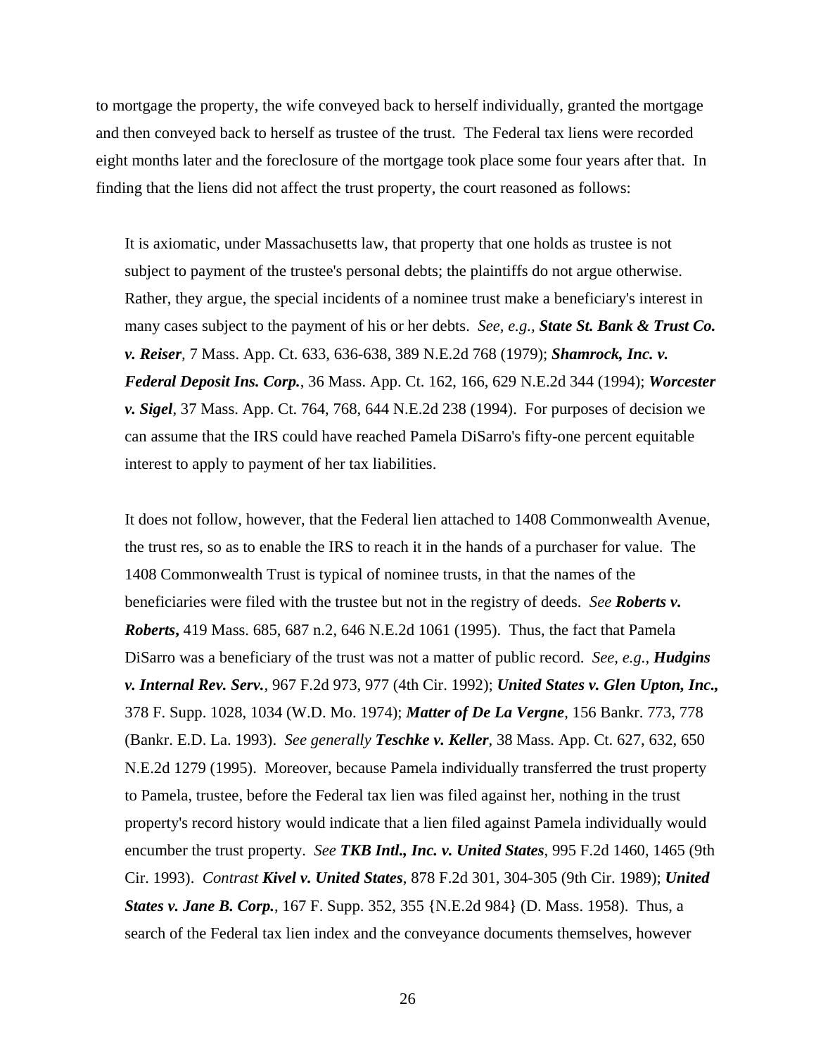to mortgage the property, the wife conveyed back to herself individually, granted the mortgage and then conveyed back to herself as trustee of the trust. The Federal tax liens were recorded eight months later and the foreclosure of the mortgage took place some four years after that. In finding that the liens did not affect the trust property, the court reasoned as follows:

> It is axiomatic, under Massachusetts law, that property that one holds as trustee is not subject to payment of the trustee's personal debts; the plaintiffs do not argue otherwise. Rather, they argue, the special incidents of a nominee trust make a beneficiary's interest in many cases subject to the payment of his or her debts. *See, e.g.,* ***State St. Bank & Trust Co. v. Reiser****,* 7 Mass. App. Ct. 633, 636-638, 389 N.E.2d 768 (1979); ***Shamrock, Inc. v. Federal Deposit Ins. Corp.***, 36 Mass. App. Ct. 162, 166, 629 N.E.2d 344 (1994); ***Worcester v. Sigel***, 37 Mass. App. Ct. 764, 768, 644 N.E.2d 238 (1994). For purposes of decision we can assume that the IRS could have reached Pamela DiSarro's fifty-one percent equitable interest to apply to payment of her tax liabilities.
>
> It does not follow, however, that the Federal lien attached to 1408 Commonwealth Avenue, the trust res, so as to enable the IRS to reach it in the hands of a purchaser for value. The 1408 Commonwealth Trust is typical of nominee trusts, in that the names of the beneficiaries were filed with the trustee but not in the registry of deeds. *See* ***Roberts v. Roberts,*** 419 Mass. 685, 687 n.2, 646 N.E.2d 1061 (1995). Thus, the fact that Pamela DiSarro was a beneficiary of the trust was not a matter of public record. *See, e.g.,* ***Hudgins v. Internal Rev. Serv.***, 967 F.2d 973, 977 (4th Cir. 1992); ***United States v. Glen Upton, Inc.,*** 378 F. Supp. 1028, 1034 (W.D. Mo. 1974); ***Matter of De La Vergne***, 156 Bankr. 773, 778 (Bankr. E.D. La. 1993). *See generally* ***Teschke v. Keller***, 38 Mass. App. Ct. 627, 632, 650 N.E.2d 1279 (1995). Moreover, because Pamela individually transferred the trust property to Pamela, trustee, before the Federal tax lien was filed against her, nothing in the trust property's record history would indicate that a lien filed against Pamela individually would encumber the trust property. *See* ***TKB Intl., Inc. v. United States***, 995 F.2d 1460, 1465 (9th Cir. 1993). *Contrast* ***Kivel v. United States***, 878 F.2d 301, 304-305 (9th Cir. 1989); ***United States v. Jane B. Corp.***, 167 F. Supp. 352, 355 {N.E.2d 984} (D. Mass. 1958). Thus, a search of the Federal tax lien index and the conveyance documents themselves, however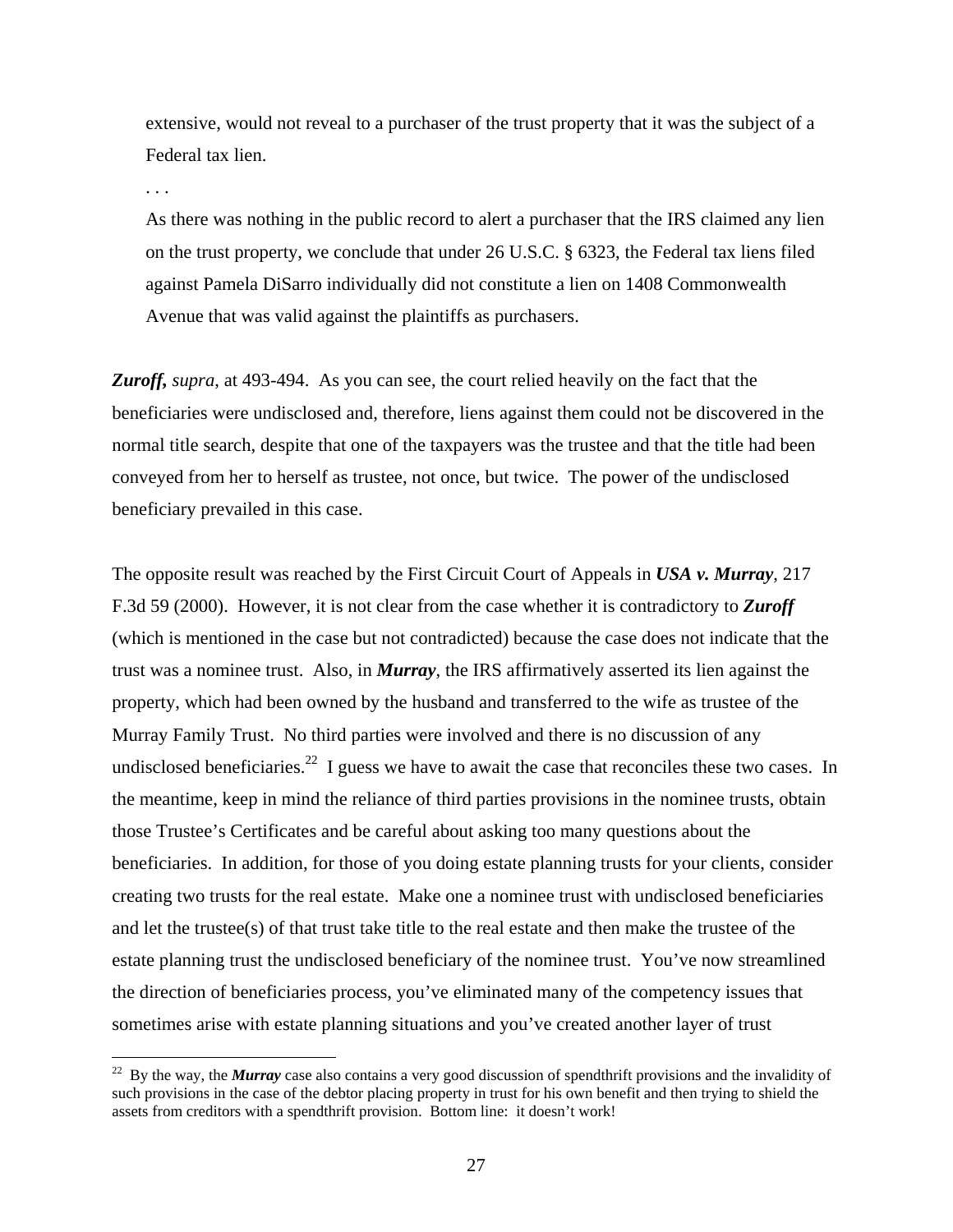> extensive, would not reveal to a purchaser of the trust property that it was the subject of a Federal tax lien.
>
> . . .
>
> As there was nothing in the public record to alert a purchaser that the IRS claimed any lien on the trust property, we conclude that under 26 U.S.C. § 6323, the Federal tax liens filed against Pamela DiSarro individually did not constitute a lien on 1408 Commonwealth Avenue that was valid against the plaintiffs as purchasers.

***Zuroff,*** *supra*, at 493-494. As you can see, the court relied heavily on the fact that the beneficiaries were undisclosed and, therefore, liens against them could not be discovered in the normal title search, despite that one of the taxpayers was the trustee and that the title had been conveyed from her to herself as trustee, not once, but twice. The power of the undisclosed beneficiary prevailed in this case.

The opposite result was reached by the First Circuit Court of Appeals in ***USA v. Murray***, 217 F.3d 59 (2000). However, it is not clear from the case whether it is contradictory to ***Zuroff*** (which is mentioned in the case but not contradicted) because the case does not indicate that the trust was a nominee trust. Also, in ***Murray***, the IRS affirmatively asserted its lien against the property, which had been owned by the husband and transferred to the wife as trustee of the Murray Family Trust. No third parties were involved and there is no discussion of any undisclosed beneficiaries.[22] I guess we have to await the case that reconciles these two cases. In the meantime, keep in mind the reliance of third parties provisions in the nominee trusts, obtain those Trustee's Certificates and be careful about asking too many questions about the beneficiaries. In addition, for those of you doing estate planning trusts for your clients, consider creating two trusts for the real estate. Make one a nominee trust with undisclosed beneficiaries and let the trustee(s) of that trust take title to the real estate and then make the trustee of the estate planning trust the undisclosed beneficiary of the nominee trust. You've now streamlined the direction of beneficiaries process, you've eliminated many of the competency issues that sometimes arise with estate planning situations and you've created another layer of trust

[22] By the way, the ***Murray*** case also contains a very good discussion of spendthrift provisions and the invalidity of such provisions in the case of the debtor placing property in trust for his own benefit and then trying to shield the assets from creditors with a spendthrift provision. Bottom line: it doesn't work!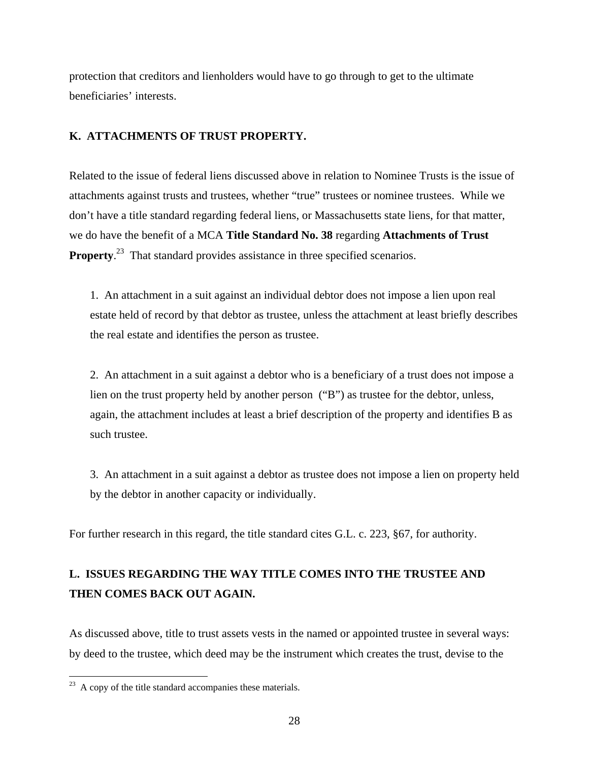protection that creditors and lienholders would have to go through to get to the ultimate beneficiaries' interests.

## K. ATTACHMENTS OF TRUST PROPERTY.

Related to the issue of federal liens discussed above in relation to Nominee Trusts is the issue of attachments against trusts and trustees, whether "true" trustees or nominee trustees. While we don't have a title standard regarding federal liens, or Massachusetts state liens, for that matter, we do have the benefit of a MCA **Title Standard No. 38** regarding **Attachments of Trust Property**.[23] That standard provides assistance in three specified scenarios.

1. An attachment in a suit against an individual debtor does not impose a lien upon real estate held of record by that debtor as trustee, unless the attachment at least briefly describes the real estate and identifies the person as trustee.

2. An attachment in a suit against a debtor who is a beneficiary of a trust does not impose a lien on the trust property held by another person ("B") as trustee for the debtor, unless, again, the attachment includes at least a brief description of the property and identifies B as such trustee.

3. An attachment in a suit against a debtor as trustee does not impose a lien on property held by the debtor in another capacity or individually.

For further research in this regard, the title standard cites G.L. c. 223, §67, for authority.

## L. ISSUES REGARDING THE WAY TITLE COMES INTO THE TRUSTEE AND THEN COMES BACK OUT AGAIN.

As discussed above, title to trust assets vests in the named or appointed trustee in several ways: by deed to the trustee, which deed may be the instrument which creates the trust, devise to the

[23] A copy of the title standard accompanies these materials.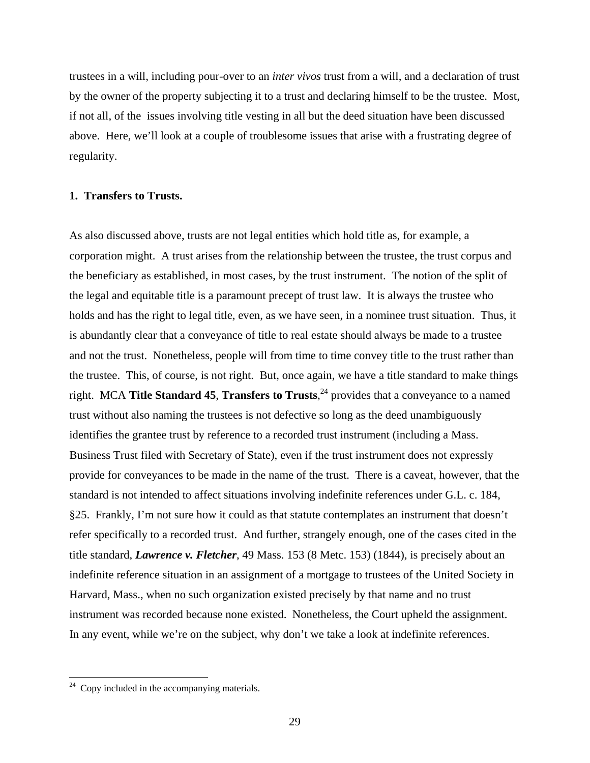trustees in a will, including pour-over to an *inter vivos* trust from a will, and a declaration of trust by the owner of the property subjecting it to a trust and declaring himself to be the trustee. Most, if not all, of the issues involving title vesting in all but the deed situation have been discussed above. Here, we'll look at a couple of troublesome issues that arise with a frustrating degree of regularity.

### 1. Transfers to Trusts.

As also discussed above, trusts are not legal entities which hold title as, for example, a corporation might. A trust arises from the relationship between the trustee, the trust corpus and the beneficiary as established, in most cases, by the trust instrument. The notion of the split of the legal and equitable title is a paramount precept of trust law. It is always the trustee who holds and has the right to legal title, even, as we have seen, in a nominee trust situation. Thus, it is abundantly clear that a conveyance of title to real estate should always be made to a trustee and not the trust. Nonetheless, people will from time to time convey title to the trust rather than the trustee. This, of course, is not right. But, once again, we have a title standard to make things right. MCA **Title Standard 45**, **Transfers to Trusts**,[24] provides that a conveyance to a named trust without also naming the trustees is not defective so long as the deed unambiguously identifies the grantee trust by reference to a recorded trust instrument (including a Mass. Business Trust filed with Secretary of State), even if the trust instrument does not expressly provide for conveyances to be made in the name of the trust. There is a caveat, however, that the standard is not intended to affect situations involving indefinite references under G.L. c. 184, §25. Frankly, I'm not sure how it could as that statute contemplates an instrument that doesn't refer specifically to a recorded trust. And further, strangely enough, one of the cases cited in the title standard, ***Lawrence v. Fletcher***, 49 Mass. 153 (8 Metc. 153) (1844), is precisely about an indefinite reference situation in an assignment of a mortgage to trustees of the United Society in Harvard, Mass., when no such organization existed precisely by that name and no trust instrument was recorded because none existed. Nonetheless, the Court upheld the assignment. In any event, while we're on the subject, why don't we take a look at indefinite references.

---

[24] Copy included in the accompanying materials.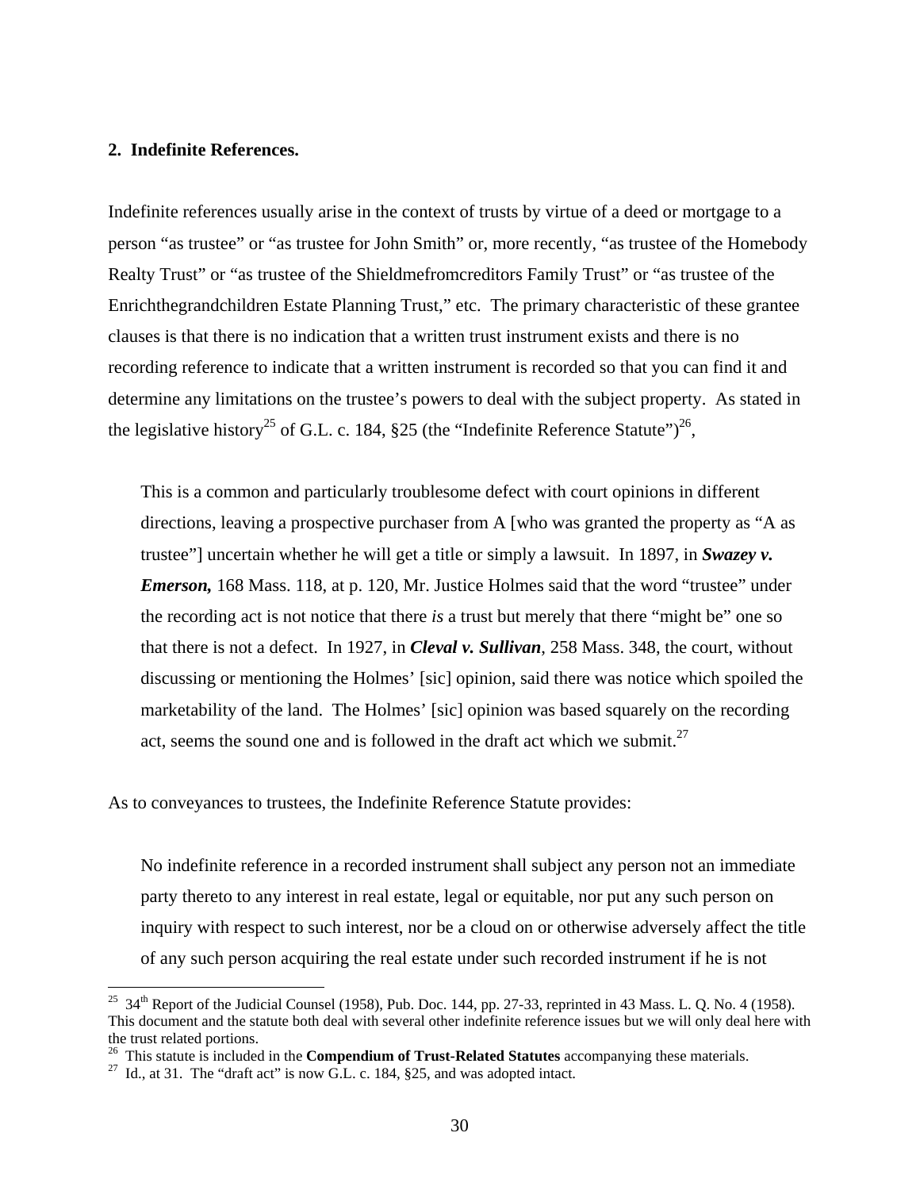**2. Indefinite References.**

Indefinite references usually arise in the context of trusts by virtue of a deed or mortgage to a person "as trustee" or "as trustee for John Smith" or, more recently, "as trustee of the Homebody Realty Trust" or "as trustee of the Shieldmefromcreditors Family Trust" or "as trustee of the Enrichthegrandchildren Estate Planning Trust," etc. The primary characteristic of these grantee clauses is that there is no indication that a written trust instrument exists and there is no recording reference to indicate that a written instrument is recorded so that you can find it and determine any limitations on the trustee's powers to deal with the subject property. As stated in the legislative history[25] of G.L. c. 184, §25 (the "Indefinite Reference Statute")[26],

> This is a common and particularly troublesome defect with court opinions in different directions, leaving a prospective purchaser from A [who was granted the property as "A as trustee"] uncertain whether he will get a title or simply a lawsuit. In 1897, in ***Swazey v. Emerson,*** 168 Mass. 118, at p. 120, Mr. Justice Holmes said that the word "trustee" under the recording act is not notice that there *is* a trust but merely that there "might be" one so that there is not a defect. In 1927, in ***Cleval v. Sullivan***, 258 Mass. 348, the court, without discussing or mentioning the Holmes' [sic] opinion, said there was notice which spoiled the marketability of the land. The Holmes' [sic] opinion was based squarely on the recording act, seems the sound one and is followed in the draft act which we submit.[27]

As to conveyances to trustees, the Indefinite Reference Statute provides:

> No indefinite reference in a recorded instrument shall subject any person not an immediate party thereto to any interest in real estate, legal or equitable, nor put any such person on inquiry with respect to such interest, nor be a cloud on or otherwise adversely affect the title of any such person acquiring the real estate under such recorded instrument if he is not

---

[25] 34th Report of the Judicial Counsel (1958), Pub. Doc. 144, pp. 27-33, reprinted in 43 Mass. L. Q. No. 4 (1958). This document and the statute both deal with several other indefinite reference issues but we will only deal here with the trust related portions.

[26] This statute is included in the **Compendium of Trust-Related Statutes** accompanying these materials.

[27] Id., at 31. The "draft act" is now G.L. c. 184, §25, and was adopted intact.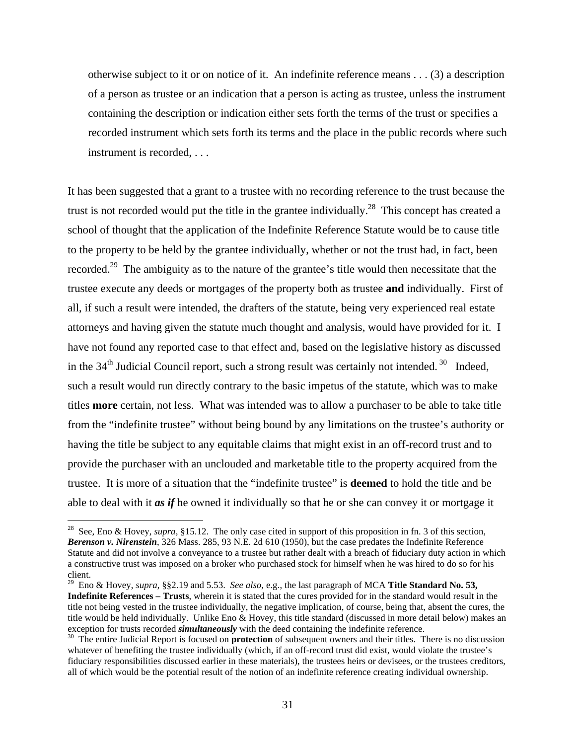> otherwise subject to it or on notice of it. An indefinite reference means . . . (3) a description of a person as trustee or an indication that a person is acting as trustee, unless the instrument containing the description or indication either sets forth the terms of the trust or specifies a recorded instrument which sets forth its terms and the place in the public records where such instrument is recorded, . . .

It has been suggested that a grant to a trustee with no recording reference to the trust because the trust is not recorded would put the title in the grantee individually.[28] This concept has created a school of thought that the application of the Indefinite Reference Statute would be to cause title to the property to be held by the grantee individually, whether or not the trust had, in fact, been recorded.[29] The ambiguity as to the nature of the grantee's title would then necessitate that the trustee execute any deeds or mortgages of the property both as trustee **and** individually. First of all, if such a result were intended, the drafters of the statute, being very experienced real estate attorneys and having given the statute much thought and analysis, would have provided for it. I have not found any reported case to that effect and, based on the legislative history as discussed in the 34th Judicial Council report, such a strong result was certainly not intended.[30] Indeed, such a result would run directly contrary to the basic impetus of the statute, which was to make titles **more** certain, not less. What was intended was to allow a purchaser to be able to take title from the "indefinite trustee" without being bound by any limitations on the trustee's authority or having the title be subject to any equitable claims that might exist in an off-record trust and to provide the purchaser with an unclouded and marketable title to the property acquired from the trustee. It is more of a situation that the "indefinite trustee" is **deemed** to hold the title and be able to deal with it ***as if*** he owned it individually so that he or she can convey it or mortgage it

---

[28] See, Eno & Hovey, *supra*, §15.12. The only case cited in support of this proposition in fn. 3 of this section, ***Berenson v. Nirenstein***, 326 Mass. 285, 93 N.E. 2d 610 (1950), but the case predates the Indefinite Reference Statute and did not involve a conveyance to a trustee but rather dealt with a breach of fiduciary duty action in which a constructive trust was imposed on a broker who purchased stock for himself when he was hired to do so for his client.

[29] Eno & Hovey, *supra*, §§2.19 and 5.53. *See also,* e.g., the last paragraph of MCA **Title Standard No. 53, Indefinite References – Trusts**, wherein it is stated that the cures provided for in the standard would result in the title not being vested in the trustee individually, the negative implication, of course, being that, absent the cures, the title would be held individually. Unlike Eno & Hovey, this title standard (discussed in more detail below) makes an exception for trusts recorded ***simultaneously*** with the deed containing the indefinite reference.

[30] The entire Judicial Report is focused on **protection** of subsequent owners and their titles. There is no discussion whatever of benefiting the trustee individually (which, if an off-record trust did exist, would violate the trustee's fiduciary responsibilities discussed earlier in these materials), the trustees heirs or devisees, or the trustees creditors, all of which would be the potential result of the notion of an indefinite reference creating individual ownership.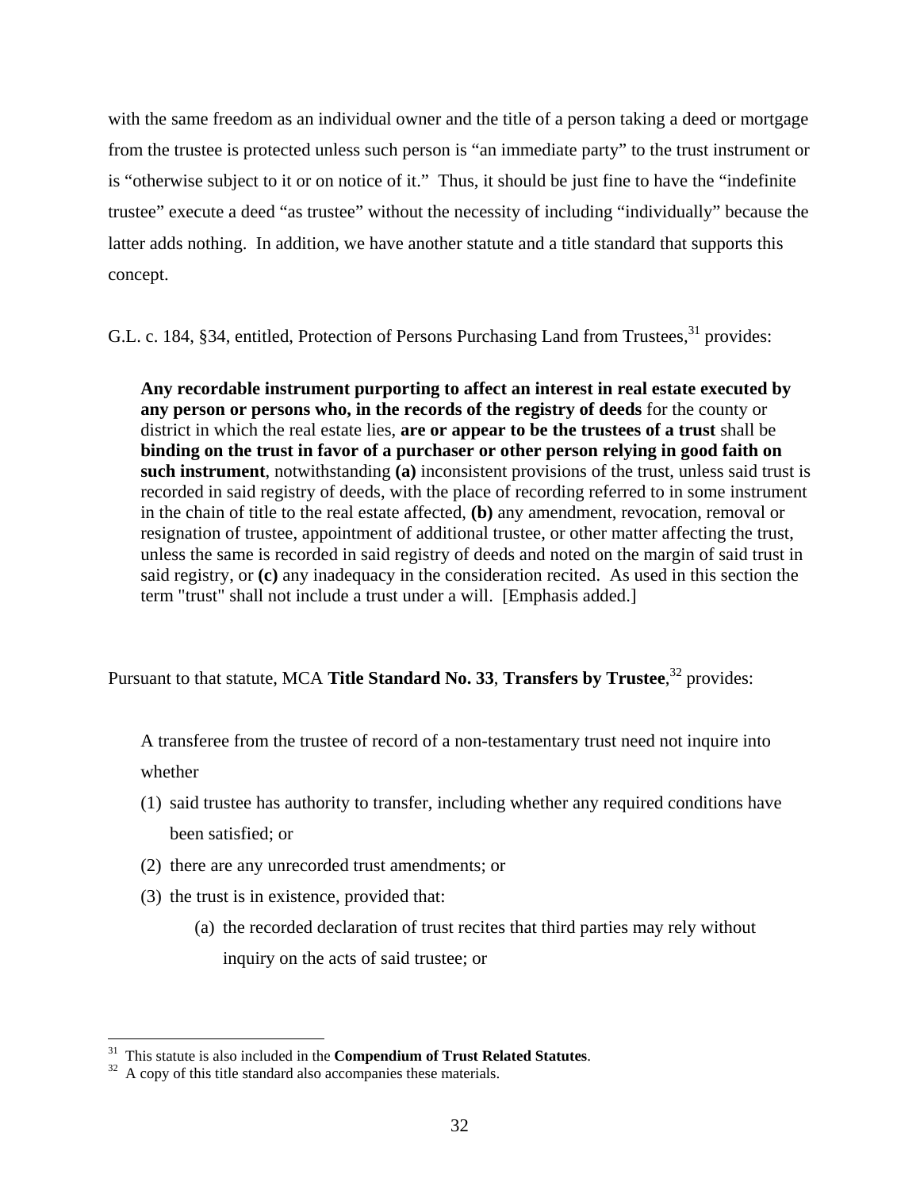with the same freedom as an individual owner and the title of a person taking a deed or mortgage from the trustee is protected unless such person is "an immediate party" to the trust instrument or is "otherwise subject to it or on notice of it." Thus, it should be just fine to have the "indefinite trustee" execute a deed "as trustee" without the necessity of including "individually" because the latter adds nothing. In addition, we have another statute and a title standard that supports this concept.

G.L. c. 184, §34, entitled, Protection of Persons Purchasing Land from Trustees,[31] provides:

> **Any recordable instrument purporting to affect an interest in real estate executed by any person or persons who, in the records of the registry of deeds** for the county or district in which the real estate lies, **are or appear to be the trustees of a trust** shall be **binding on the trust in favor of a purchaser or other person relying in good faith on such instrument**, notwithstanding **(a)** inconsistent provisions of the trust, unless said trust is recorded in said registry of deeds, with the place of recording referred to in some instrument in the chain of title to the real estate affected, **(b)** any amendment, revocation, removal or resignation of trustee, appointment of additional trustee, or other matter affecting the trust, unless the same is recorded in said registry of deeds and noted on the margin of said trust in said registry, or **(c)** any inadequacy in the consideration recited. As used in this section the term "trust" shall not include a trust under a will. [Emphasis added.]

Pursuant to that statute, MCA **Title Standard No. 33**, **Transfers by Trustee**,[32] provides:

> A transferee from the trustee of record of a non-testamentary trust need not inquire into whether
>
> (1) said trustee has authority to transfer, including whether any required conditions have been satisfied; or
>
> (2) there are any unrecorded trust amendments; or
>
> (3) the trust is in existence, provided that:
>
> (a) the recorded declaration of trust recites that third parties may rely without inquiry on the acts of said trustee; or

---

[31] This statute is also included in the **Compendium of Trust Related Statutes**.

[32] A copy of this title standard also accompanies these materials.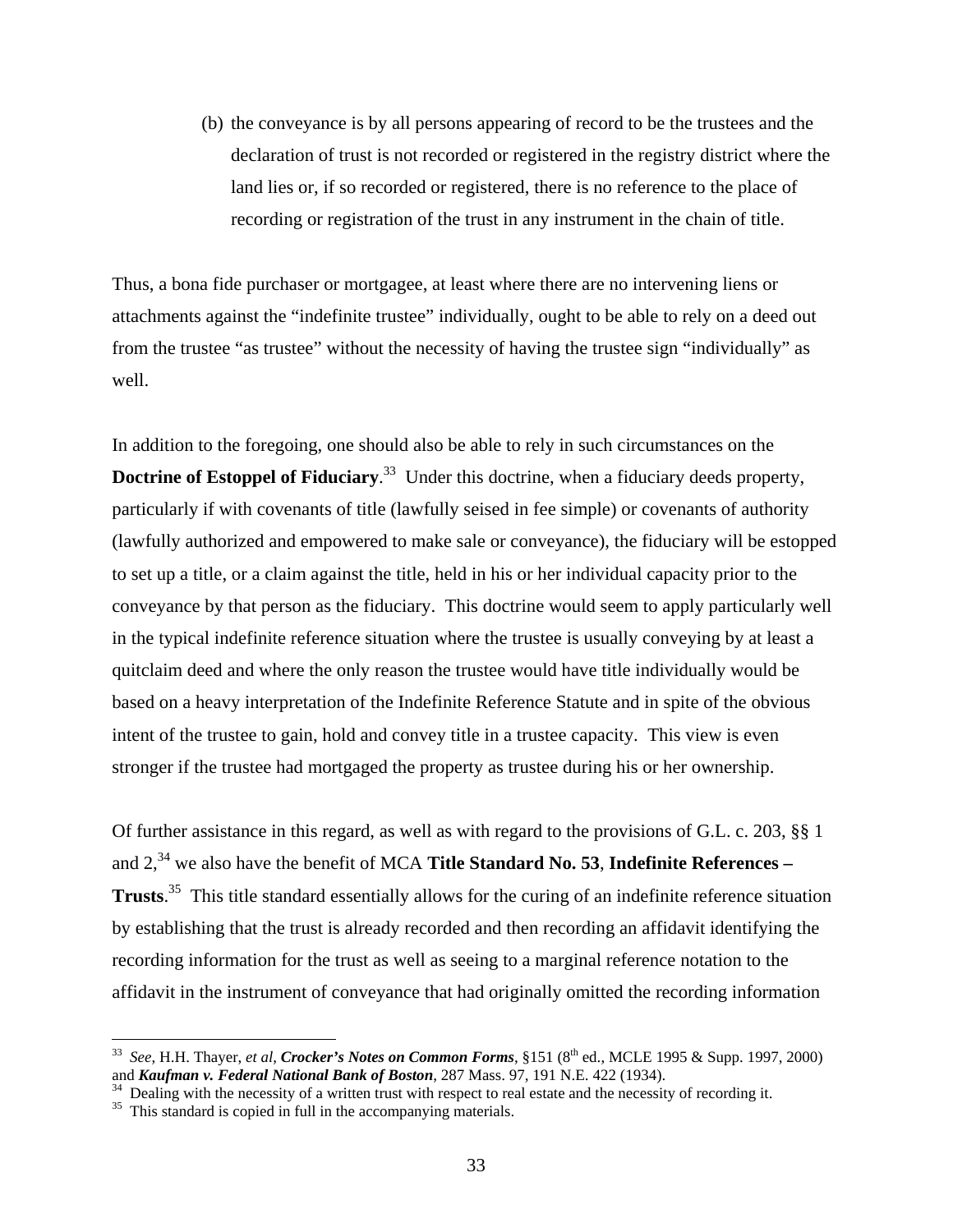(b) the conveyance is by all persons appearing of record to be the trustees and the declaration of trust is not recorded or registered in the registry district where the land lies or, if so recorded or registered, there is no reference to the place of recording or registration of the trust in any instrument in the chain of title.

Thus, a bona fide purchaser or mortgagee, at least where there are no intervening liens or attachments against the "indefinite trustee" individually, ought to be able to rely on a deed out from the trustee "as trustee" without the necessity of having the trustee sign "individually" as well.

In addition to the foregoing, one should also be able to rely in such circumstances on the **Doctrine of Estoppel of Fiduciary**.[33] Under this doctrine, when a fiduciary deeds property, particularly if with covenants of title (lawfully seised in fee simple) or covenants of authority (lawfully authorized and empowered to make sale or conveyance), the fiduciary will be estopped to set up a title, or a claim against the title, held in his or her individual capacity prior to the conveyance by that person as the fiduciary. This doctrine would seem to apply particularly well in the typical indefinite reference situation where the trustee is usually conveying by at least a quitclaim deed and where the only reason the trustee would have title individually would be based on a heavy interpretation of the Indefinite Reference Statute and in spite of the obvious intent of the trustee to gain, hold and convey title in a trustee capacity. This view is even stronger if the trustee had mortgaged the property as trustee during his or her ownership.

Of further assistance in this regard, as well as with regard to the provisions of G.L. c. 203, §§ 1 and 2,[34] we also have the benefit of MCA **Title Standard No. 53**, **Indefinite References – Trusts**.[35] This title standard essentially allows for the curing of an indefinite reference situation by establishing that the trust is already recorded and then recording an affidavit identifying the recording information for the trust as well as seeing to a marginal reference notation to the affidavit in the instrument of conveyance that had originally omitted the recording information

---

[33] *See*, H.H. Thayer, *et al*, ***Crocker's Notes on Common Forms***, §151 (8th ed., MCLE 1995 & Supp. 1997, 2000) and ***Kaufman v. Federal National Bank of Boston***, 287 Mass. 97, 191 N.E. 422 (1934).

[34] Dealing with the necessity of a written trust with respect to real estate and the necessity of recording it.

[35] This standard is copied in full in the accompanying materials.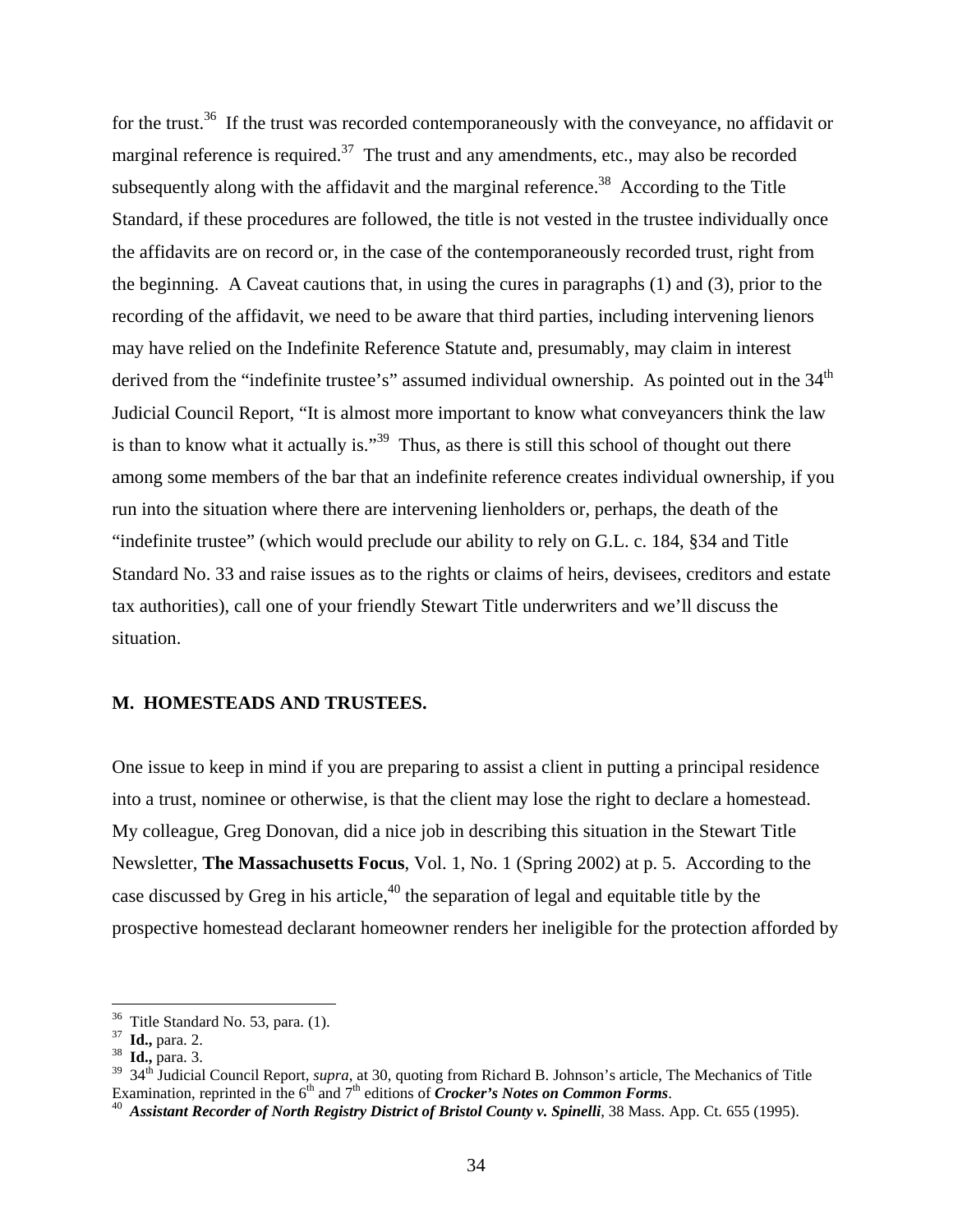for the trust.[36] If the trust was recorded contemporaneously with the conveyance, no affidavit or marginal reference is required.[37] The trust and any amendments, etc., may also be recorded subsequently along with the affidavit and the marginal reference.[38] According to the Title Standard, if these procedures are followed, the title is not vested in the trustee individually once the affidavits are on record or, in the case of the contemporaneously recorded trust, right from the beginning. A Caveat cautions that, in using the cures in paragraphs (1) and (3), prior to the recording of the affidavit, we need to be aware that third parties, including intervening lienors may have relied on the Indefinite Reference Statute and, presumably, may claim in interest derived from the "indefinite trustee's" assumed individual ownership. As pointed out in the 34th Judicial Council Report, "It is almost more important to know what conveyancers think the law is than to know what it actually is."[39] Thus, as there is still this school of thought out there among some members of the bar that an indefinite reference creates individual ownership, if you run into the situation where there are intervening lienholders or, perhaps, the death of the "indefinite trustee" (which would preclude our ability to rely on G.L. c. 184, §34 and Title Standard No. 33 and raise issues as to the rights or claims of heirs, devisees, creditors and estate tax authorities), call one of your friendly Stewart Title underwriters and we'll discuss the situation.

## M. HOMESTEADS AND TRUSTEES.

One issue to keep in mind if you are preparing to assist a client in putting a principal residence into a trust, nominee or otherwise, is that the client may lose the right to declare a homestead. My colleague, Greg Donovan, did a nice job in describing this situation in the Stewart Title Newsletter, **The Massachusetts Focus**, Vol. 1, No. 1 (Spring 2002) at p. 5. According to the case discussed by Greg in his article,[40] the separation of legal and equitable title by the prospective homestead declarant homeowner renders her ineligible for the protection afforded by

---

[36] Title Standard No. 53, para. (1).

[37] **Id.,** para. 2.

[38] **Id.,** para. 3.

[39] 34th Judicial Council Report, *supra*, at 30, quoting from Richard B. Johnson's article, The Mechanics of Title Examination, reprinted in the 6th and 7th editions of ***Crocker's Notes on Common Forms***.

[40] ***Assistant Recorder of North Registry District of Bristol County v. Spinelli***, 38 Mass. App. Ct. 655 (1995).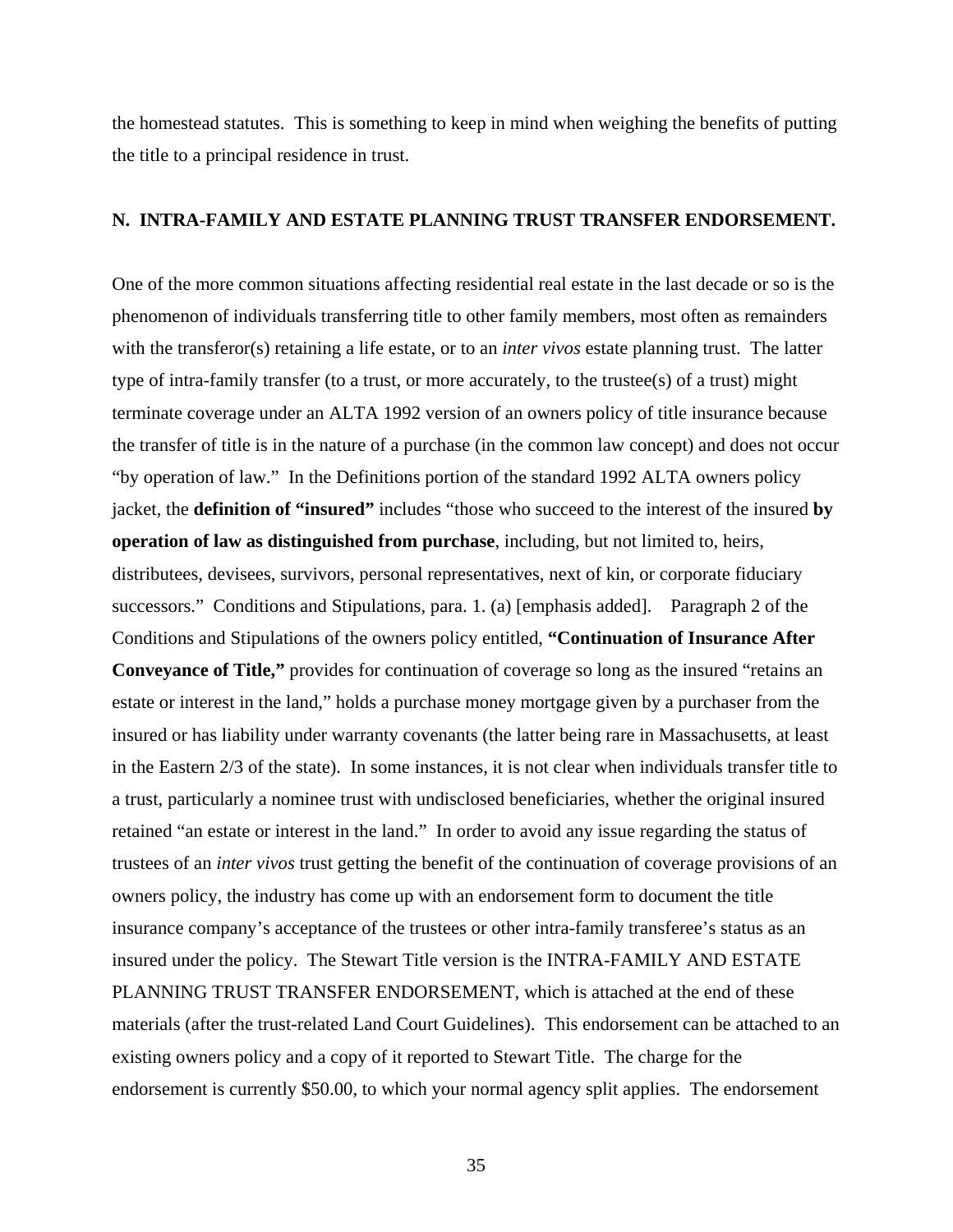the homestead statutes. This is something to keep in mind when weighing the benefits of putting the title to a principal residence in trust.

## N. INTRA-FAMILY AND ESTATE PLANNING TRUST TRANSFER ENDORSEMENT.

One of the more common situations affecting residential real estate in the last decade or so is the phenomenon of individuals transferring title to other family members, most often as remainders with the transferor(s) retaining a life estate, or to an *inter vivos* estate planning trust. The latter type of intra-family transfer (to a trust, or more accurately, to the trustee(s) of a trust) might terminate coverage under an ALTA 1992 version of an owners policy of title insurance because the transfer of title is in the nature of a purchase (in the common law concept) and does not occur "by operation of law." In the Definitions portion of the standard 1992 ALTA owners policy jacket, the **definition of "insured"** includes "those who succeed to the interest of the insured **by operation of law as distinguished from purchase**, including, but not limited to, heirs, distributees, devisees, survivors, personal representatives, next of kin, or corporate fiduciary successors." Conditions and Stipulations, para. 1. (a) [emphasis added]. Paragraph 2 of the Conditions and Stipulations of the owners policy entitled, **"Continuation of Insurance After Conveyance of Title,"** provides for continuation of coverage so long as the insured "retains an estate or interest in the land," holds a purchase money mortgage given by a purchaser from the insured or has liability under warranty covenants (the latter being rare in Massachusetts, at least in the Eastern 2/3 of the state). In some instances, it is not clear when individuals transfer title to a trust, particularly a nominee trust with undisclosed beneficiaries, whether the original insured retained "an estate or interest in the land." In order to avoid any issue regarding the status of trustees of an *inter vivos* trust getting the benefit of the continuation of coverage provisions of an owners policy, the industry has come up with an endorsement form to document the title insurance company's acceptance of the trustees or other intra-family transferee's status as an insured under the policy. The Stewart Title version is the INTRA-FAMILY AND ESTATE PLANNING TRUST TRANSFER ENDORSEMENT, which is attached at the end of these materials (after the trust-related Land Court Guidelines). This endorsement can be attached to an existing owners policy and a copy of it reported to Stewart Title. The charge for the endorsement is currently $50.00, to which your normal agency split applies. The endorsement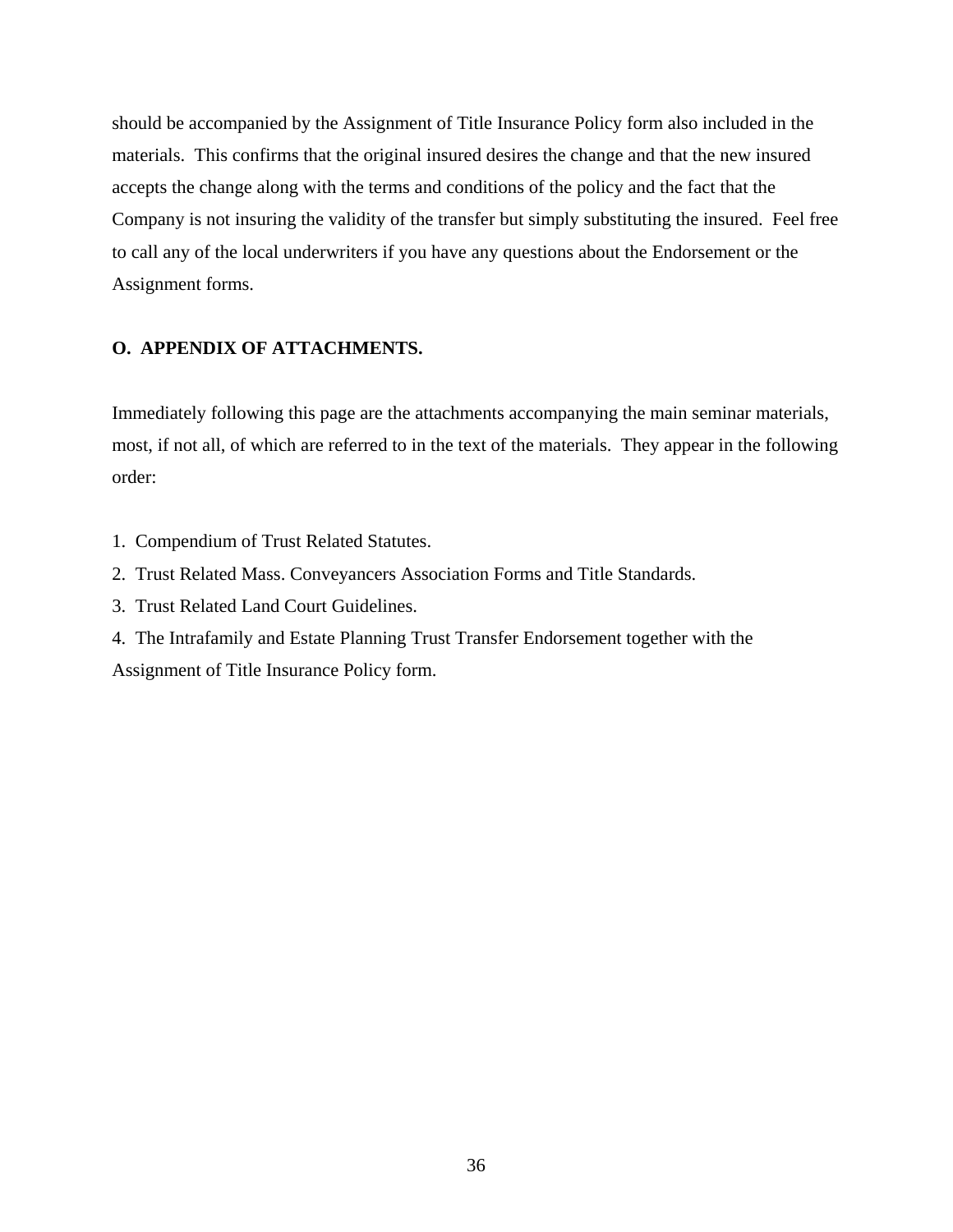should be accompanied by the Assignment of Title Insurance Policy form also included in the materials. This confirms that the original insured desires the change and that the new insured accepts the change along with the terms and conditions of the policy and the fact that the Company is not insuring the validity of the transfer but simply substituting the insured. Feel free to call any of the local underwriters if you have any questions about the Endorsement or the Assignment forms.

**O. APPENDIX OF ATTACHMENTS.**

Immediately following this page are the attachments accompanying the main seminar materials, most, if not all, of which are referred to in the text of the materials. They appear in the following order:

1. Compendium of Trust Related Statutes.
2. Trust Related Mass. Conveyancers Association Forms and Title Standards.
3. Trust Related Land Court Guidelines.
4. The Intrafamily and Estate Planning Trust Transfer Endorsement together with the Assignment of Title Insurance Policy form.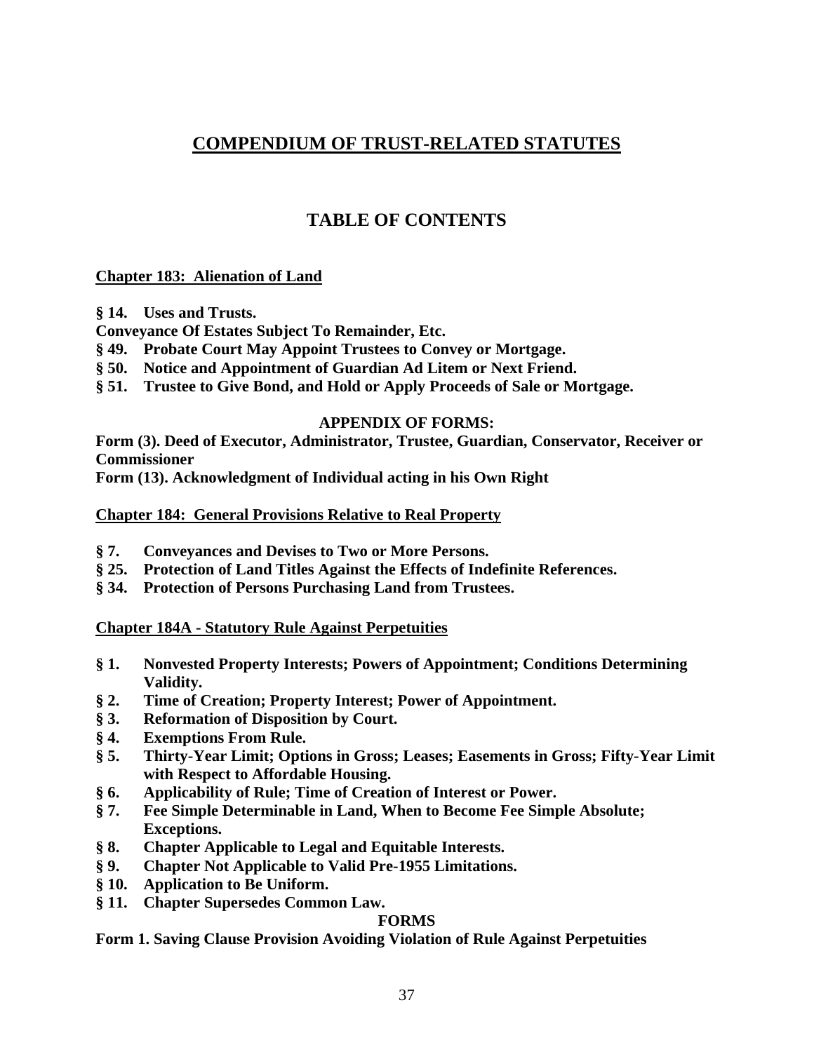# COMPENDIUM OF TRUST-RELATED STATUTES

## TABLE OF CONTENTS

**Chapter 183: Alienation of Land**

**§ 14. Uses and Trusts.**

**Conveyance Of Estates Subject To Remainder, Etc.**

**§ 49. Probate Court May Appoint Trustees to Convey or Mortgage.**

**§ 50. Notice and Appointment of Guardian Ad Litem or Next Friend.**

**§ 51. Trustee to Give Bond, and Hold or Apply Proceeds of Sale or Mortgage.**

**APPENDIX OF FORMS:**

**Form (3). Deed of Executor, Administrator, Trustee, Guardian, Conservator, Receiver or Commissioner**

**Form (13). Acknowledgment of Individual acting in his Own Right**

**Chapter 184: General Provisions Relative to Real Property**

**§ 7. Conveyances and Devises to Two or More Persons.**

**§ 25. Protection of Land Titles Against the Effects of Indefinite References.**

**§ 34. Protection of Persons Purchasing Land from Trustees.**

**Chapter 184A - Statutory Rule Against Perpetuities**

**§ 1. Nonvested Property Interests; Powers of Appointment; Conditions Determining Validity.**

**§ 2. Time of Creation; Property Interest; Power of Appointment.**

**§ 3. Reformation of Disposition by Court.**

**§ 4. Exemptions From Rule.**

**§ 5. Thirty-Year Limit; Options in Gross; Leases; Easements in Gross; Fifty-Year Limit with Respect to Affordable Housing.**

**§ 6. Applicability of Rule; Time of Creation of Interest or Power.**

**§ 7. Fee Simple Determinable in Land, When to Become Fee Simple Absolute; Exceptions.**

**§ 8. Chapter Applicable to Legal and Equitable Interests.**

**§ 9. Chapter Not Applicable to Valid Pre-1955 Limitations.**

**§ 10. Application to Be Uniform.**

**§ 11. Chapter Supersedes Common Law.**

**FORMS**

**Form 1. Saving Clause Provision Avoiding Violation of Rule Against Perpetuities**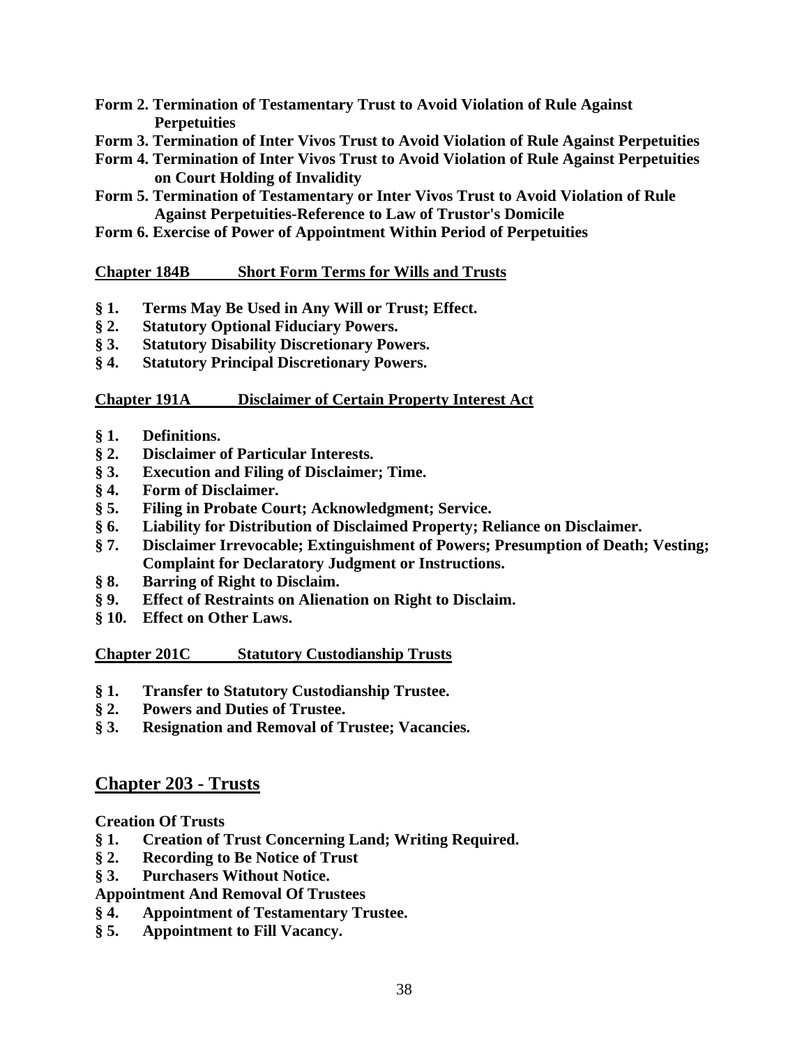**Form 2. Termination of Testamentary Trust to Avoid Violation of Rule Against Perpetuities**

**Form 3. Termination of Inter Vivos Trust to Avoid Violation of Rule Against Perpetuities**

**Form 4. Termination of Inter Vivos Trust to Avoid Violation of Rule Against Perpetuities on Court Holding of Invalidity**

**Form 5. Termination of Testamentary or Inter Vivos Trust to Avoid Violation of Rule Against Perpetuities-Reference to Law of Trustor's Domicile**

**Form 6. Exercise of Power of Appointment Within Period of Perpetuities**

**Chapter 184B Short Form Terms for Wills and Trusts**

- **§ 1. Terms May Be Used in Any Will or Trust; Effect.**
- **§ 2. Statutory Optional Fiduciary Powers.**
- **§ 3. Statutory Disability Discretionary Powers.**
- **§ 4. Statutory Principal Discretionary Powers.**

**Chapter 191A Disclaimer of Certain Property Interest Act**

- **§ 1. Definitions.**
- **§ 2. Disclaimer of Particular Interests.**
- **§ 3. Execution and Filing of Disclaimer; Time.**
- **§ 4. Form of Disclaimer.**
- **§ 5. Filing in Probate Court; Acknowledgment; Service.**
- **§ 6. Liability for Distribution of Disclaimed Property; Reliance on Disclaimer.**
- **§ 7. Disclaimer Irrevocable; Extinguishment of Powers; Presumption of Death; Vesting; Complaint for Declaratory Judgment or Instructions.**
- **§ 8. Barring of Right to Disclaim.**
- **§ 9. Effect of Restraints on Alienation on Right to Disclaim.**
- **§ 10. Effect on Other Laws.**

**Chapter 201C Statutory Custodianship Trusts**

- **§ 1. Transfer to Statutory Custodianship Trustee.**
- **§ 2. Powers and Duties of Trustee.**
- **§ 3. Resignation and Removal of Trustee; Vacancies.**

## Chapter 203 - Trusts

**Creation Of Trusts**

- **§ 1. Creation of Trust Concerning Land; Writing Required.**
- **§ 2. Recording to Be Notice of Trust**
- **§ 3. Purchasers Without Notice.**

**Appointment And Removal Of Trustees**

- **§ 4. Appointment of Testamentary Trustee.**
- **§ 5. Appointment to Fill Vacancy.**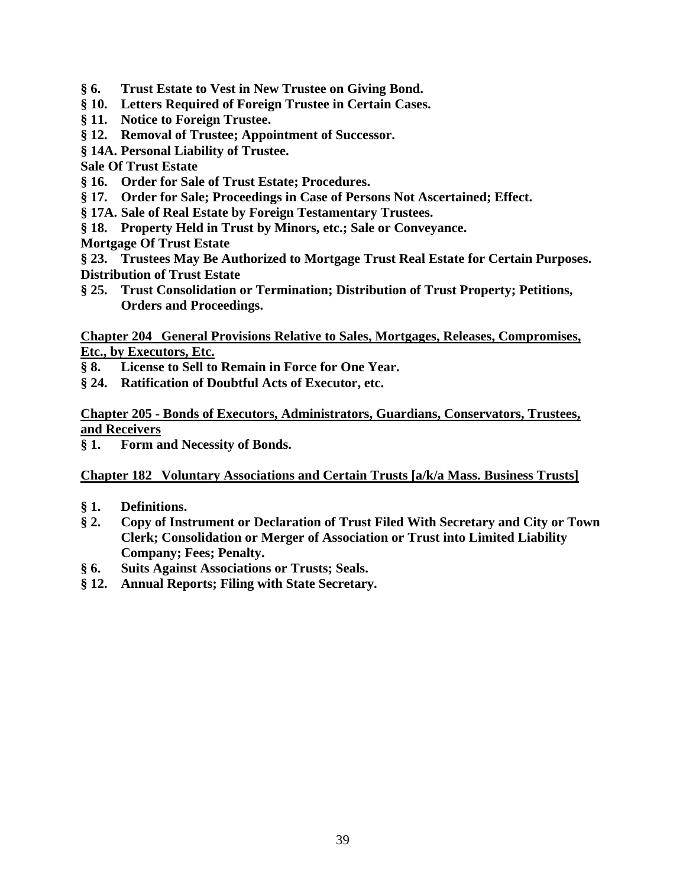**§ 6. Trust Estate to Vest in New Trustee on Giving Bond.**
**§ 10. Letters Required of Foreign Trustee in Certain Cases.**
**§ 11. Notice to Foreign Trustee.**
**§ 12. Removal of Trustee; Appointment of Successor.**
**§ 14A. Personal Liability of Trustee.**

**Sale Of Trust Estate**

**§ 16. Order for Sale of Trust Estate; Procedures.**
**§ 17. Order for Sale; Proceedings in Case of Persons Not Ascertained; Effect.**
**§ 17A. Sale of Real Estate by Foreign Testamentary Trustees.**
**§ 18. Property Held in Trust by Minors, etc.; Sale or Conveyance.**

**Mortgage Of Trust Estate**

**§ 23. Trustees May Be Authorized to Mortgage Trust Real Estate for Certain Purposes.**

**Distribution of Trust Estate**

**§ 25. Trust Consolidation or Termination; Distribution of Trust Property; Petitions, Orders and Proceedings.**

**Chapter 204 General Provisions Relative to Sales, Mortgages, Releases, Compromises, Etc., by Executors, Etc.**

**§ 8. License to Sell to Remain in Force for One Year.**
**§ 24. Ratification of Doubtful Acts of Executor, etc.**

**Chapter 205 - Bonds of Executors, Administrators, Guardians, Conservators, Trustees, and Receivers**

**§ 1. Form and Necessity of Bonds.**

**Chapter 182 Voluntary Associations and Certain Trusts [a/k/a Mass. Business Trusts]**

**§ 1. Definitions.**
**§ 2. Copy of Instrument or Declaration of Trust Filed With Secretary and City or Town Clerk; Consolidation or Merger of Association or Trust into Limited Liability Company; Fees; Penalty.**
**§ 6. Suits Against Associations or Trusts; Seals.**
**§ 12. Annual Reports; Filing with State Secretary.**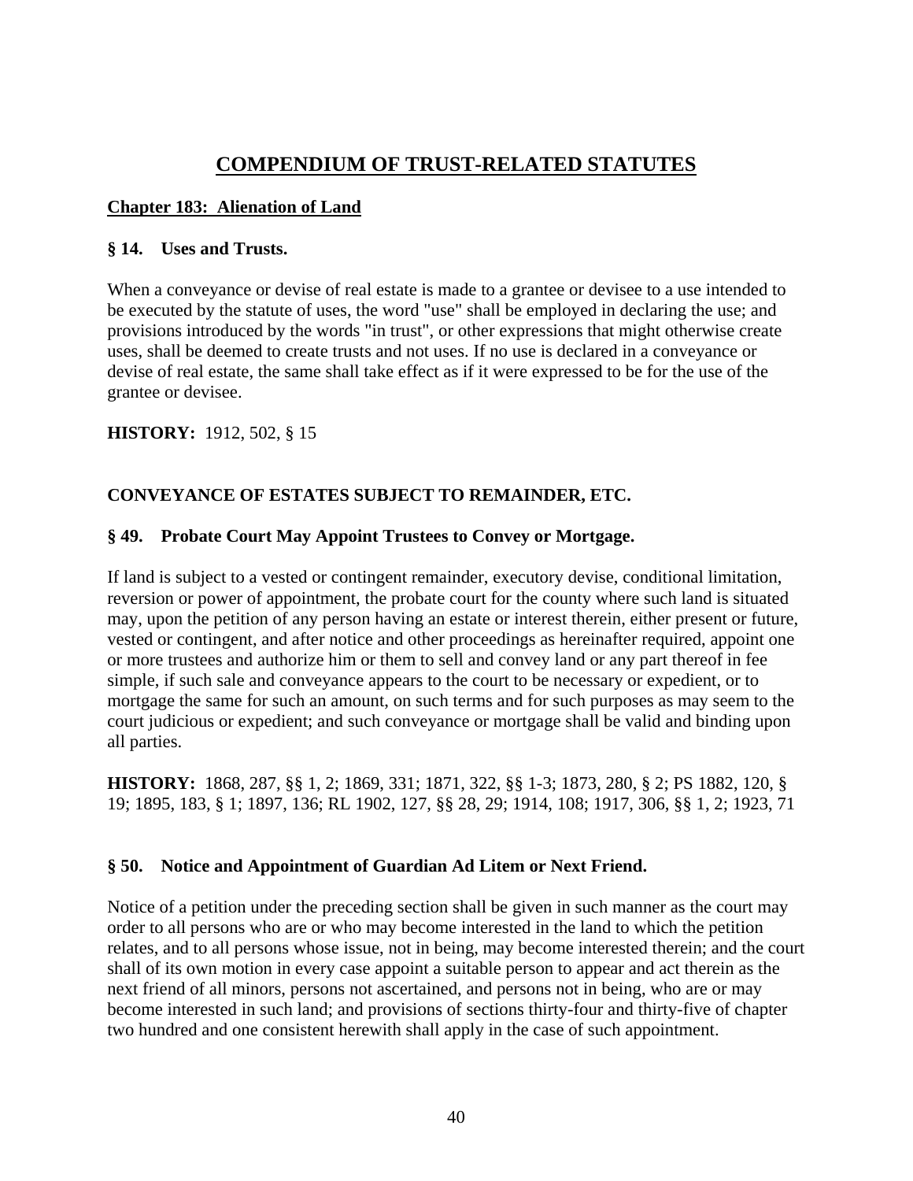# COMPENDIUM OF TRUST-RELATED STATUTES

## Chapter 183: Alienation of Land

### § 14. Uses and Trusts.

When a conveyance or devise of real estate is made to a grantee or devisee to a use intended to be executed by the statute of uses, the word "use" shall be employed in declaring the use; and provisions introduced by the words "in trust", or other expressions that might otherwise create uses, shall be deemed to create trusts and not uses. If no use is declared in a conveyance or devise of real estate, the same shall take effect as if it were expressed to be for the use of the grantee or devisee.

**HISTORY:** 1912, 502, § 15

### CONVEYANCE OF ESTATES SUBJECT TO REMAINDER, ETC.

### § 49. Probate Court May Appoint Trustees to Convey or Mortgage.

If land is subject to a vested or contingent remainder, executory devise, conditional limitation, reversion or power of appointment, the probate court for the county where such land is situated may, upon the petition of any person having an estate or interest therein, either present or future, vested or contingent, and after notice and other proceedings as hereinafter required, appoint one or more trustees and authorize him or them to sell and convey land or any part thereof in fee simple, if such sale and conveyance appears to the court to be necessary or expedient, or to mortgage the same for such an amount, on such terms and for such purposes as may seem to the court judicious or expedient; and such conveyance or mortgage shall be valid and binding upon all parties.

**HISTORY:** 1868, 287, §§ 1, 2; 1869, 331; 1871, 322, §§ 1-3; 1873, 280, § 2; PS 1882, 120, § 19; 1895, 183, § 1; 1897, 136; RL 1902, 127, §§ 28, 29; 1914, 108; 1917, 306, §§ 1, 2; 1923, 71

### § 50. Notice and Appointment of Guardian Ad Litem or Next Friend.

Notice of a petition under the preceding section shall be given in such manner as the court may order to all persons who are or who may become interested in the land to which the petition relates, and to all persons whose issue, not in being, may become interested therein; and the court shall of its own motion in every case appoint a suitable person to appear and act therein as the next friend of all minors, persons not ascertained, and persons not in being, who are or may become interested in such land; and provisions of sections thirty-four and thirty-five of chapter two hundred and one consistent herewith shall apply in the case of such appointment.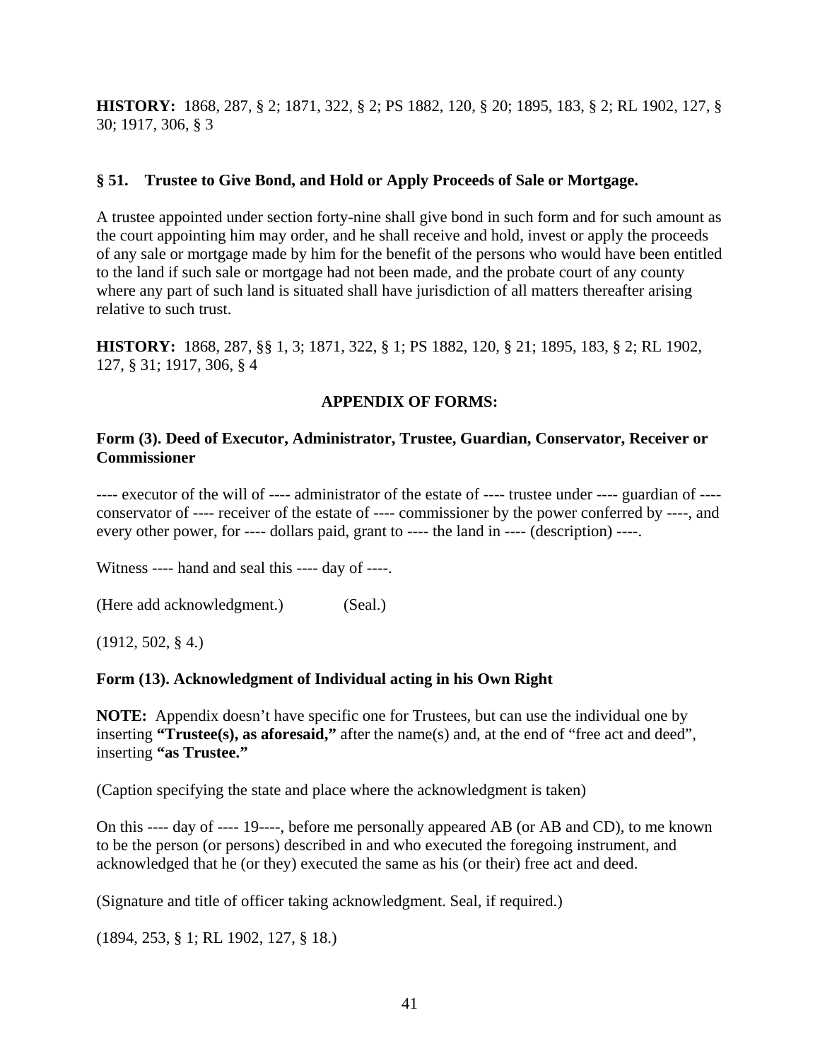**HISTORY:** 1868, 287, § 2; 1871, 322, § 2; PS 1882, 120, § 20; 1895, 183, § 2; RL 1902, 127, § 30; 1917, 306, § 3

### § 51. Trustee to Give Bond, and Hold or Apply Proceeds of Sale or Mortgage.

A trustee appointed under section forty-nine shall give bond in such form and for such amount as the court appointing him may order, and he shall receive and hold, invest or apply the proceeds of any sale or mortgage made by him for the benefit of the persons who would have been entitled to the land if such sale or mortgage had not been made, and the probate court of any county where any part of such land is situated shall have jurisdiction of all matters thereafter arising relative to such trust.

**HISTORY:** 1868, 287, §§ 1, 3; 1871, 322, § 1; PS 1882, 120, § 21; 1895, 183, § 2; RL 1902, 127, § 31; 1917, 306, § 4

## APPENDIX OF FORMS:

### Form (3). Deed of Executor, Administrator, Trustee, Guardian, Conservator, Receiver or Commissioner

---- executor of the will of ---- administrator of the estate of ---- trustee under ---- guardian of ---- conservator of ---- receiver of the estate of ---- commissioner by the power conferred by ----, and every other power, for ---- dollars paid, grant to ---- the land in ---- (description) ----.

Witness ---- hand and seal this ---- day of ----.

(Here add acknowledgment.) (Seal.)

(1912, 502, § 4.)

### Form (13). Acknowledgment of Individual acting in his Own Right

**NOTE:** Appendix doesn't have specific one for Trustees, but can use the individual one by inserting **"Trustee(s), as aforesaid,"** after the name(s) and, at the end of "free act and deed", inserting **"as Trustee."**

(Caption specifying the state and place where the acknowledgment is taken)

On this ---- day of ---- 19----, before me personally appeared AB (or AB and CD), to me known to be the person (or persons) described in and who executed the foregoing instrument, and acknowledged that he (or they) executed the same as his (or their) free act and deed.

(Signature and title of officer taking acknowledgment. Seal, if required.)

(1894, 253, § 1; RL 1902, 127, § 18.)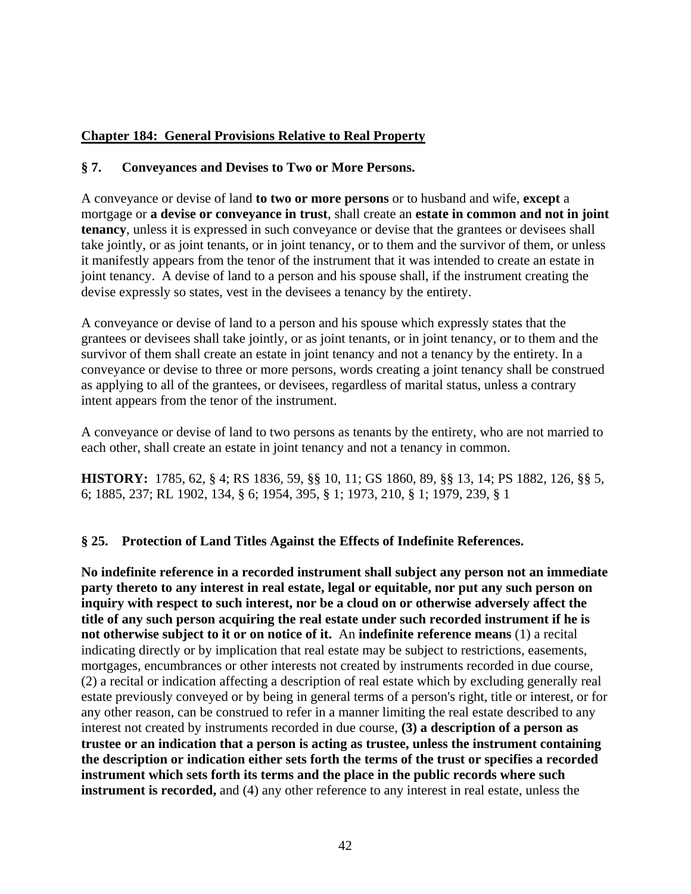## Chapter 184: General Provisions Relative to Real Property

### § 7. Conveyances and Devises to Two or More Persons.

A conveyance or devise of land **to two or more persons** or to husband and wife, **except** a mortgage or **a devise or conveyance in trust**, shall create an **estate in common and not in joint tenancy**, unless it is expressed in such conveyance or devise that the grantees or devisees shall take jointly, or as joint tenants, or in joint tenancy, or to them and the survivor of them, or unless it manifestly appears from the tenor of the instrument that it was intended to create an estate in joint tenancy. A devise of land to a person and his spouse shall, if the instrument creating the devise expressly so states, vest in the devisees a tenancy by the entirety.

A conveyance or devise of land to a person and his spouse which expressly states that the grantees or devisees shall take jointly, or as joint tenants, or in joint tenancy, or to them and the survivor of them shall create an estate in joint tenancy and not a tenancy by the entirety. In a conveyance or devise to three or more persons, words creating a joint tenancy shall be construed as applying to all of the grantees, or devisees, regardless of marital status, unless a contrary intent appears from the tenor of the instrument.

A conveyance or devise of land to two persons as tenants by the entirety, who are not married to each other, shall create an estate in joint tenancy and not a tenancy in common.

**HISTORY:** 1785, 62, § 4; RS 1836, 59, §§ 10, 11; GS 1860, 89, §§ 13, 14; PS 1882, 126, §§ 5, 6; 1885, 237; RL 1902, 134, § 6; 1954, 395, § 1; 1973, 210, § 1; 1979, 239, § 1

### § 25. Protection of Land Titles Against the Effects of Indefinite References.

**No indefinite reference in a recorded instrument shall subject any person not an immediate party thereto to any interest in real estate, legal or equitable, nor put any such person on inquiry with respect to such interest, nor be a cloud on or otherwise adversely affect the title of any such person acquiring the real estate under such recorded instrument if he is not otherwise subject to it or on notice of it.** An **indefinite reference means** (1) a recital indicating directly or by implication that real estate may be subject to restrictions, easements, mortgages, encumbrances or other interests not created by instruments recorded in due course, (2) a recital or indication affecting a description of real estate which by excluding generally real estate previously conveyed or by being in general terms of a person's right, title or interest, or for any other reason, can be construed to refer in a manner limiting the real estate described to any interest not created by instruments recorded in due course, **(3) a description of a person as trustee or an indication that a person is acting as trustee, unless the instrument containing the description or indication either sets forth the terms of the trust or specifies a recorded instrument which sets forth its terms and the place in the public records where such instrument is recorded,** and (4) any other reference to any interest in real estate, unless the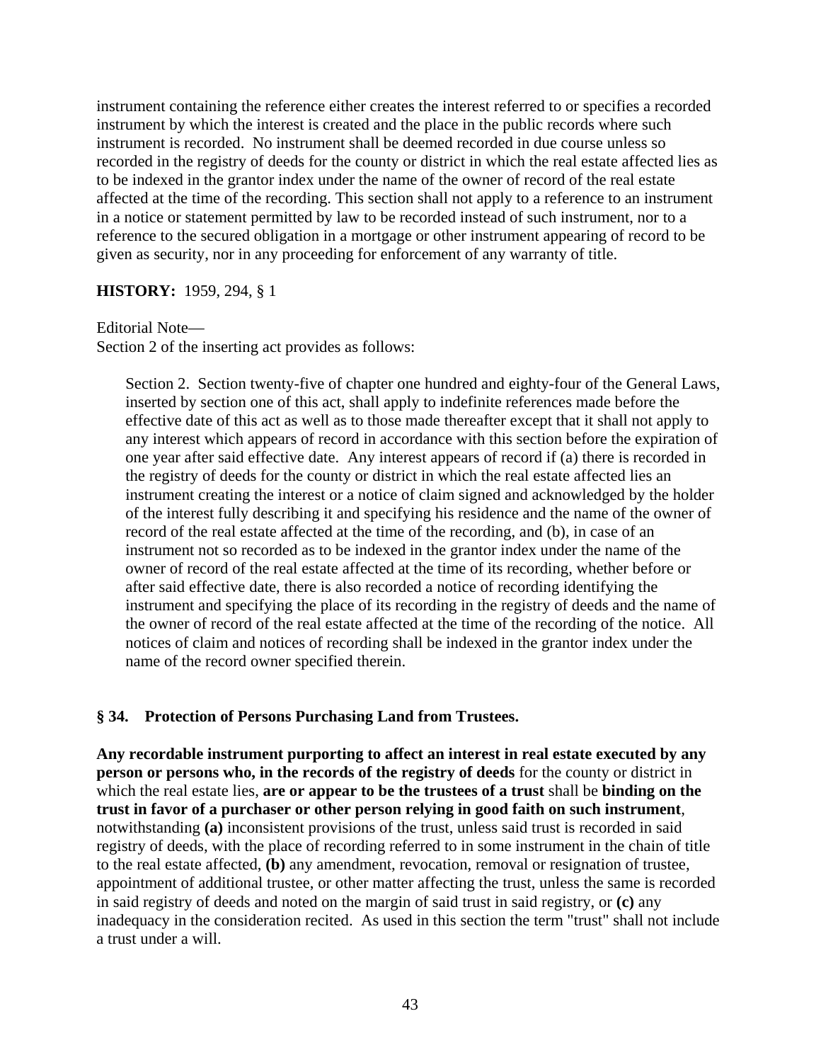instrument containing the reference either creates the interest referred to or specifies a recorded instrument by which the interest is created and the place in the public records where such instrument is recorded. No instrument shall be deemed recorded in due course unless so recorded in the registry of deeds for the county or district in which the real estate affected lies as to be indexed in the grantor index under the name of the owner of record of the real estate affected at the time of the recording. This section shall not apply to a reference to an instrument in a notice or statement permitted by law to be recorded instead of such instrument, nor to a reference to the secured obligation in a mortgage or other instrument appearing of record to be given as security, nor in any proceeding for enforcement of any warranty of title.

**HISTORY:** 1959, 294, § 1

Editorial Note—
Section 2 of the inserting act provides as follows:

> Section 2. Section twenty-five of chapter one hundred and eighty-four of the General Laws, inserted by section one of this act, shall apply to indefinite references made before the effective date of this act as well as to those made thereafter except that it shall not apply to any interest which appears of record in accordance with this section before the expiration of one year after said effective date. Any interest appears of record if (a) there is recorded in the registry of deeds for the county or district in which the real estate affected lies an instrument creating the interest or a notice of claim signed and acknowledged by the holder of the interest fully describing it and specifying his residence and the name of the owner of record of the real estate affected at the time of the recording, and (b), in case of an instrument not so recorded as to be indexed in the grantor index under the name of the owner of record of the real estate affected at the time of its recording, whether before or after said effective date, there is also recorded a notice of recording identifying the instrument and specifying the place of its recording in the registry of deeds and the name of the owner of record of the real estate affected at the time of the recording of the notice. All notices of claim and notices of recording shall be indexed in the grantor index under the name of the record owner specified therein.

### § 34. Protection of Persons Purchasing Land from Trustees.

**Any recordable instrument purporting to affect an interest in real estate executed by any person or persons who, in the records of the registry of deeds** for the county or district in which the real estate lies, **are or appear to be the trustees of a trust** shall be **binding on the trust in favor of a purchaser or other person relying in good faith on such instrument**, notwithstanding **(a)** inconsistent provisions of the trust, unless said trust is recorded in said registry of deeds, with the place of recording referred to in some instrument in the chain of title to the real estate affected, **(b)** any amendment, revocation, removal or resignation of trustee, appointment of additional trustee, or other matter affecting the trust, unless the same is recorded in said registry of deeds and noted on the margin of said trust in said registry, or **(c)** any inadequacy in the consideration recited. As used in this section the term "trust" shall not include a trust under a will.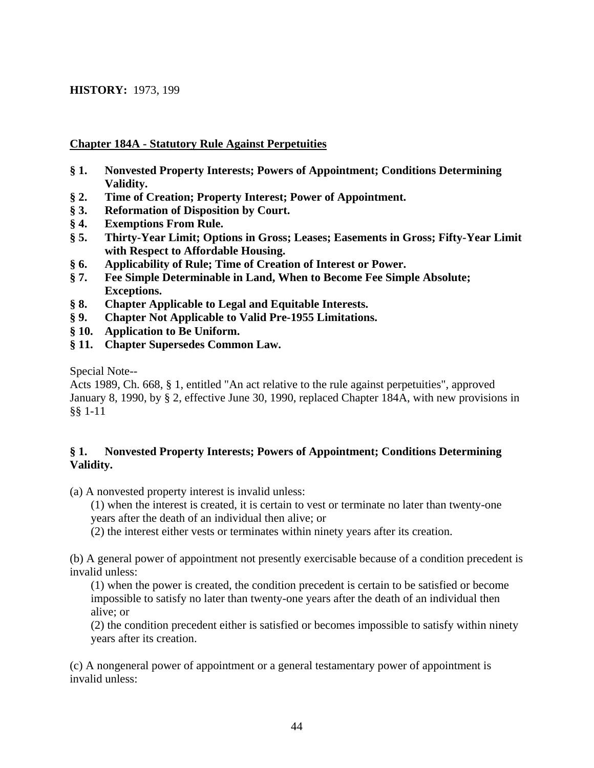**HISTORY:** 1973, 199

## Chapter 184A - Statutory Rule Against Perpetuities

**§ 1. Nonvested Property Interests; Powers of Appointment; Conditions Determining Validity.**
**§ 2. Time of Creation; Property Interest; Power of Appointment.**
**§ 3. Reformation of Disposition by Court.**
**§ 4. Exemptions From Rule.**
**§ 5. Thirty-Year Limit; Options in Gross; Leases; Easements in Gross; Fifty-Year Limit with Respect to Affordable Housing.**
**§ 6. Applicability of Rule; Time of Creation of Interest or Power.**
**§ 7. Fee Simple Determinable in Land, When to Become Fee Simple Absolute; Exceptions.**
**§ 8. Chapter Applicable to Legal and Equitable Interests.**
**§ 9. Chapter Not Applicable to Valid Pre-1955 Limitations.**
**§ 10. Application to Be Uniform.**
**§ 11. Chapter Supersedes Common Law.**

Special Note--
Acts 1989, Ch. 668, § 1, entitled "An act relative to the rule against perpetuities", approved January 8, 1990, by § 2, effective June 30, 1990, replaced Chapter 184A, with new provisions in §§ 1-11

### § 1. Nonvested Property Interests; Powers of Appointment; Conditions Determining Validity.

(a) A nonvested property interest is invalid unless:

(1) when the interest is created, it is certain to vest or terminate no later than twenty-one years after the death of an individual then alive; or

(2) the interest either vests or terminates within ninety years after its creation.

(b) A general power of appointment not presently exercisable because of a condition precedent is invalid unless:

(1) when the power is created, the condition precedent is certain to be satisfied or become impossible to satisfy no later than twenty-one years after the death of an individual then alive; or

(2) the condition precedent either is satisfied or becomes impossible to satisfy within ninety years after its creation.

(c) A nongeneral power of appointment or a general testamentary power of appointment is invalid unless: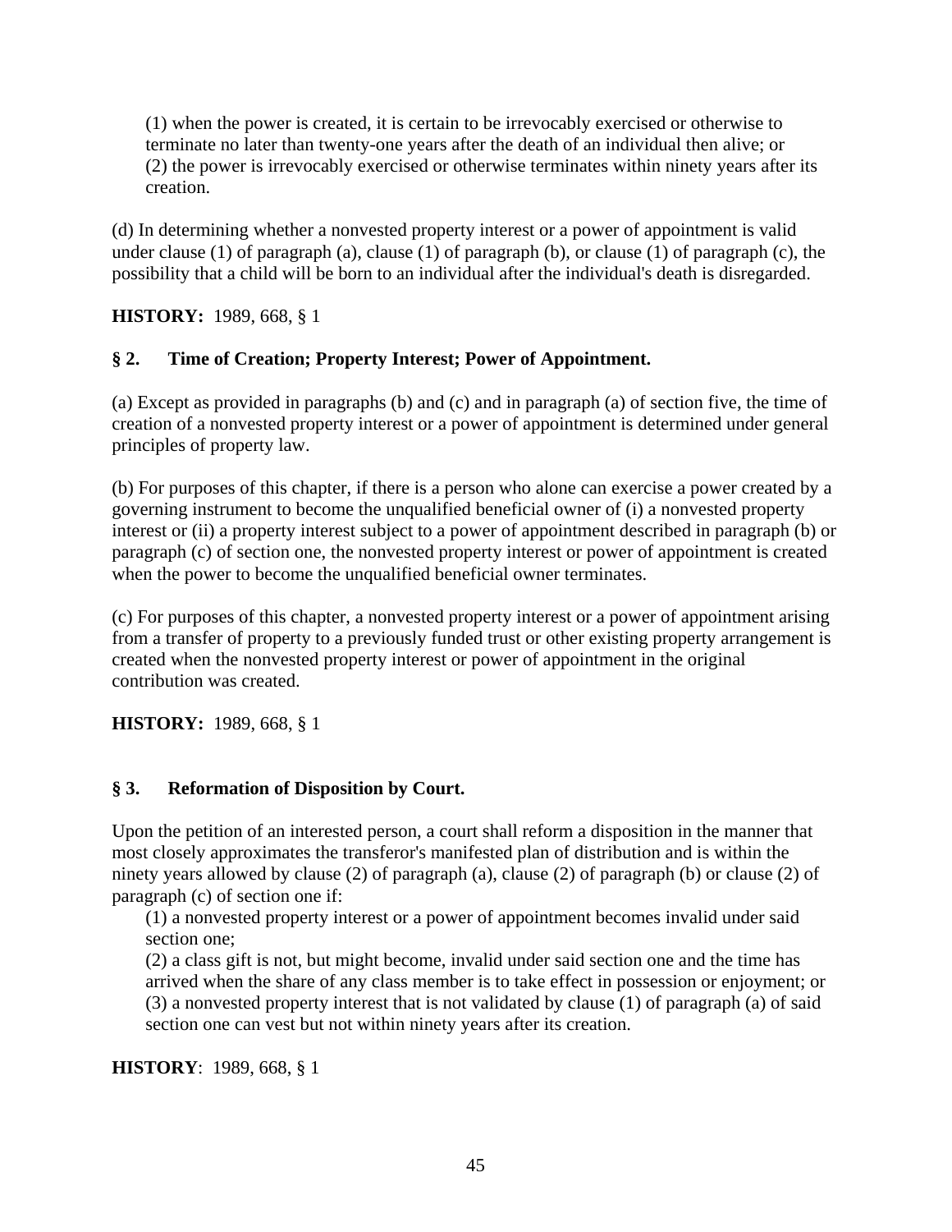(1) when the power is created, it is certain to be irrevocably exercised or otherwise to terminate no later than twenty-one years after the death of an individual then alive; or
(2) the power is irrevocably exercised or otherwise terminates within ninety years after its creation.

(d) In determining whether a nonvested property interest or a power of appointment is valid under clause (1) of paragraph (a), clause (1) of paragraph (b), or clause (1) of paragraph (c), the possibility that a child will be born to an individual after the individual's death is disregarded.

**HISTORY:** 1989, 668, § 1

### § 2. Time of Creation; Property Interest; Power of Appointment.

(a) Except as provided in paragraphs (b) and (c) and in paragraph (a) of section five, the time of creation of a nonvested property interest or a power of appointment is determined under general principles of property law.

(b) For purposes of this chapter, if there is a person who alone can exercise a power created by a governing instrument to become the unqualified beneficial owner of (i) a nonvested property interest or (ii) a property interest subject to a power of appointment described in paragraph (b) or paragraph (c) of section one, the nonvested property interest or power of appointment is created when the power to become the unqualified beneficial owner terminates.

(c) For purposes of this chapter, a nonvested property interest or a power of appointment arising from a transfer of property to a previously funded trust or other existing property arrangement is created when the nonvested property interest or power of appointment in the original contribution was created.

**HISTORY:** 1989, 668, § 1

### § 3. Reformation of Disposition by Court.

Upon the petition of an interested person, a court shall reform a disposition in the manner that most closely approximates the transferor's manifested plan of distribution and is within the ninety years allowed by clause (2) of paragraph (a), clause (2) of paragraph (b) or clause (2) of paragraph (c) of section one if:

(1) a nonvested property interest or a power of appointment becomes invalid under said section one;
(2) a class gift is not, but might become, invalid under said section one and the time has arrived when the share of any class member is to take effect in possession or enjoyment; or
(3) a nonvested property interest that is not validated by clause (1) of paragraph (a) of said section one can vest but not within ninety years after its creation.

**HISTORY**: 1989, 668, § 1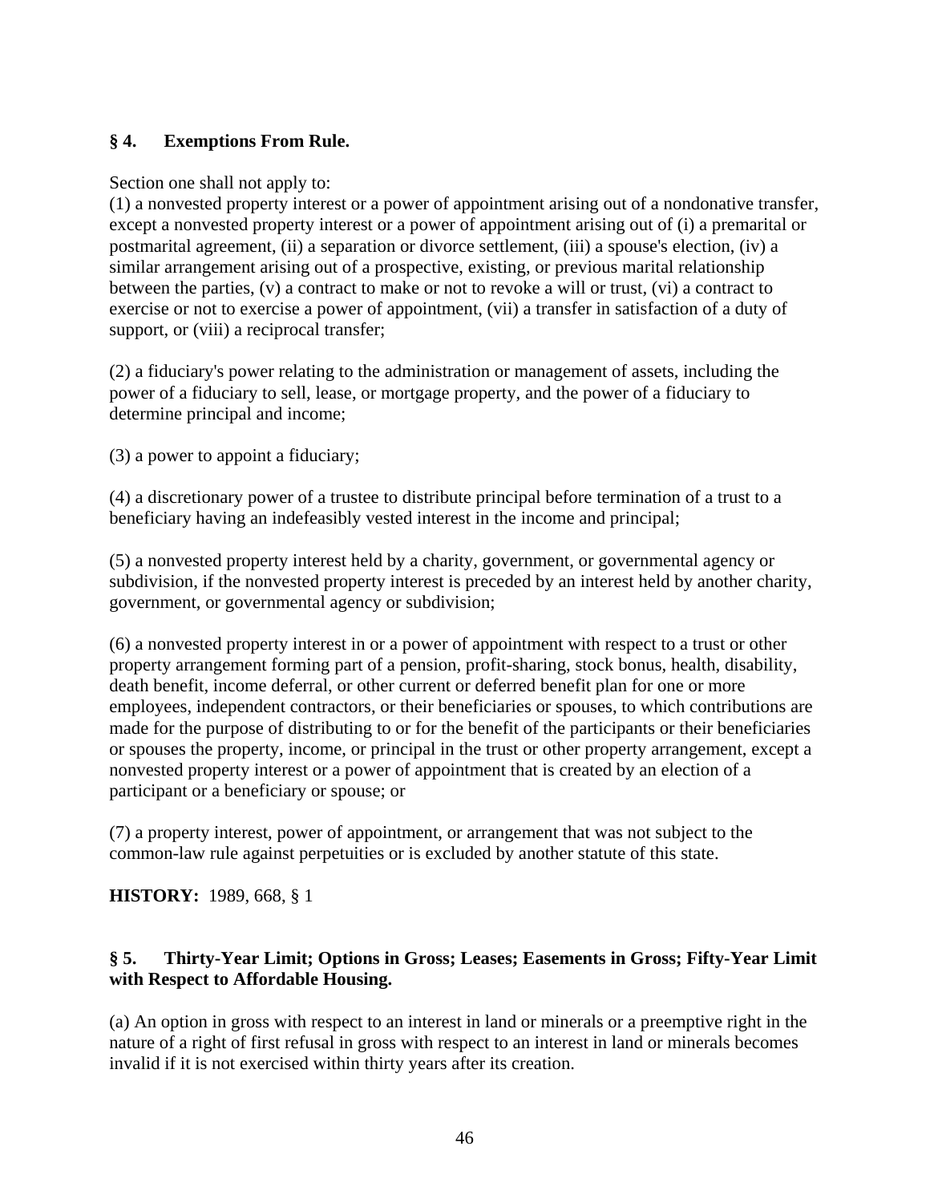**§ 4. Exemptions From Rule.**

Section one shall not apply to:

(1) a nonvested property interest or a power of appointment arising out of a nondonative transfer, except a nonvested property interest or a power of appointment arising out of (i) a premarital or postmarital agreement, (ii) a separation or divorce settlement, (iii) a spouse's election, (iv) a similar arrangement arising out of a prospective, existing, or previous marital relationship between the parties, (v) a contract to make or not to revoke a will or trust, (vi) a contract to exercise or not to exercise a power of appointment, (vii) a transfer in satisfaction of a duty of support, or (viii) a reciprocal transfer;

(2) a fiduciary's power relating to the administration or management of assets, including the power of a fiduciary to sell, lease, or mortgage property, and the power of a fiduciary to determine principal and income;

(3) a power to appoint a fiduciary;

(4) a discretionary power of a trustee to distribute principal before termination of a trust to a beneficiary having an indefeasibly vested interest in the income and principal;

(5) a nonvested property interest held by a charity, government, or governmental agency or subdivision, if the nonvested property interest is preceded by an interest held by another charity, government, or governmental agency or subdivision;

(6) a nonvested property interest in or a power of appointment with respect to a trust or other property arrangement forming part of a pension, profit-sharing, stock bonus, health, disability, death benefit, income deferral, or other current or deferred benefit plan for one or more employees, independent contractors, or their beneficiaries or spouses, to which contributions are made for the purpose of distributing to or for the benefit of the participants or their beneficiaries or spouses the property, income, or principal in the trust or other property arrangement, except a nonvested property interest or a power of appointment that is created by an election of a participant or a beneficiary or spouse; or

(7) a property interest, power of appointment, or arrangement that was not subject to the common-law rule against perpetuities or is excluded by another statute of this state.

**HISTORY:** 1989, 668, § 1

**§ 5. Thirty-Year Limit; Options in Gross; Leases; Easements in Gross; Fifty-Year Limit with Respect to Affordable Housing.**

(a) An option in gross with respect to an interest in land or minerals or a preemptive right in the nature of a right of first refusal in gross with respect to an interest in land or minerals becomes invalid if it is not exercised within thirty years after its creation.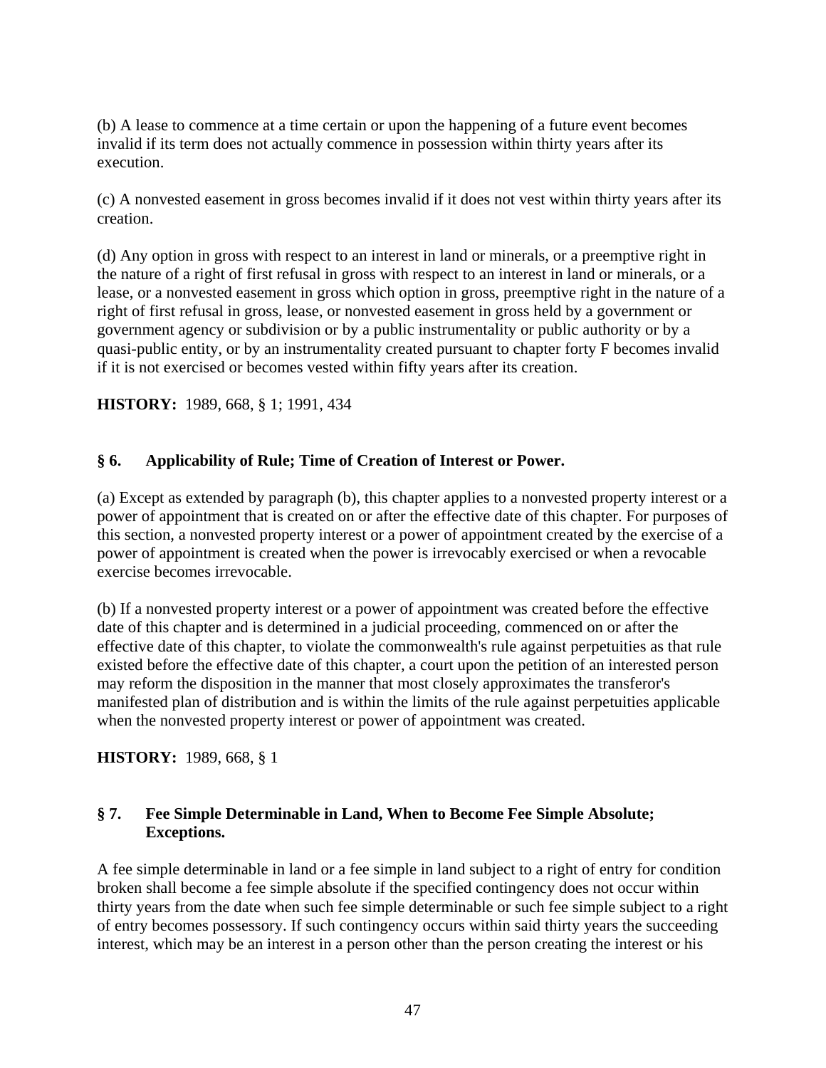(b) A lease to commence at a time certain or upon the happening of a future event becomes invalid if its term does not actually commence in possession within thirty years after its execution.

(c) A nonvested easement in gross becomes invalid if it does not vest within thirty years after its creation.

(d) Any option in gross with respect to an interest in land or minerals, or a preemptive right in the nature of a right of first refusal in gross with respect to an interest in land or minerals, or a lease, or a nonvested easement in gross which option in gross, preemptive right in the nature of a right of first refusal in gross, lease, or nonvested easement in gross held by a government or government agency or subdivision or by a public instrumentality or public authority or by a quasi-public entity, or by an instrumentality created pursuant to chapter forty F becomes invalid if it is not exercised or becomes vested within fifty years after its creation.

**HISTORY:** 1989, 668, § 1; 1991, 434

### § 6. Applicability of Rule; Time of Creation of Interest or Power.

(a) Except as extended by paragraph (b), this chapter applies to a nonvested property interest or a power of appointment that is created on or after the effective date of this chapter. For purposes of this section, a nonvested property interest or a power of appointment created by the exercise of a power of appointment is created when the power is irrevocably exercised or when a revocable exercise becomes irrevocable.

(b) If a nonvested property interest or a power of appointment was created before the effective date of this chapter and is determined in a judicial proceeding, commenced on or after the effective date of this chapter, to violate the commonwealth's rule against perpetuities as that rule existed before the effective date of this chapter, a court upon the petition of an interested person may reform the disposition in the manner that most closely approximates the transferor's manifested plan of distribution and is within the limits of the rule against perpetuities applicable when the nonvested property interest or power of appointment was created.

**HISTORY:** 1989, 668, § 1

### § 7. Fee Simple Determinable in Land, When to Become Fee Simple Absolute; Exceptions.

A fee simple determinable in land or a fee simple in land subject to a right of entry for condition broken shall become a fee simple absolute if the specified contingency does not occur within thirty years from the date when such fee simple determinable or such fee simple subject to a right of entry becomes possessory. If such contingency occurs within said thirty years the succeeding interest, which may be an interest in a person other than the person creating the interest or his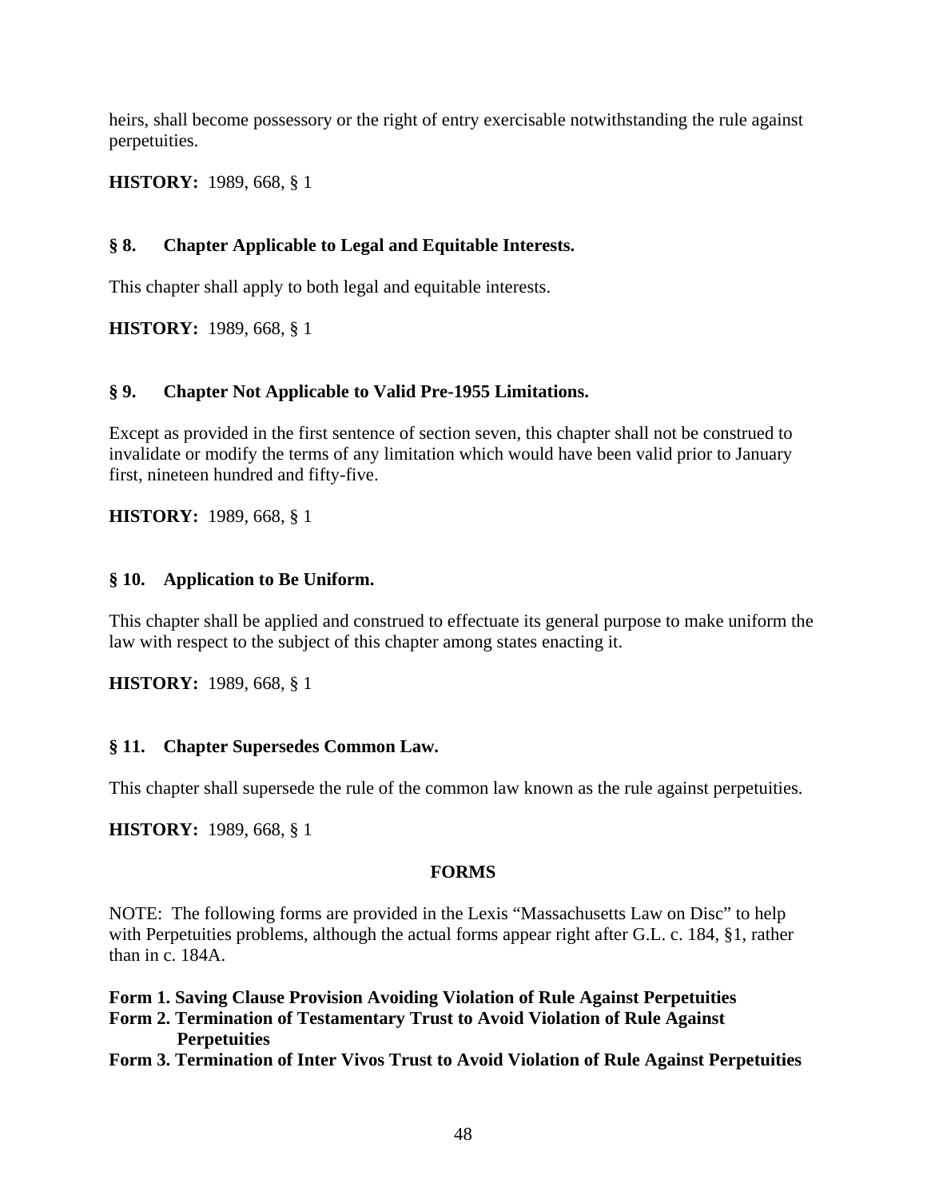heirs, shall become possessory or the right of entry exercisable notwithstanding the rule against perpetuities.

**HISTORY:** 1989, 668, § 1

### § 8. Chapter Applicable to Legal and Equitable Interests.

This chapter shall apply to both legal and equitable interests.

**HISTORY:** 1989, 668, § 1

### § 9. Chapter Not Applicable to Valid Pre-1955 Limitations.

Except as provided in the first sentence of section seven, this chapter shall not be construed to invalidate or modify the terms of any limitation which would have been valid prior to January first, nineteen hundred and fifty-five.

**HISTORY:** 1989, 668, § 1

### § 10. Application to Be Uniform.

This chapter shall be applied and construed to effectuate its general purpose to make uniform the law with respect to the subject of this chapter among states enacting it.

**HISTORY:** 1989, 668, § 1

### § 11. Chapter Supersedes Common Law.

This chapter shall supersede the rule of the common law known as the rule against perpetuities.

**HISTORY:** 1989, 668, § 1

## FORMS

NOTE: The following forms are provided in the Lexis "Massachusetts Law on Disc" to help with Perpetuities problems, although the actual forms appear right after G.L. c. 184, §1, rather than in c. 184A.

**Form 1. Saving Clause Provision Avoiding Violation of Rule Against Perpetuities**
**Form 2. Termination of Testamentary Trust to Avoid Violation of Rule Against Perpetuities**
**Form 3. Termination of Inter Vivos Trust to Avoid Violation of Rule Against Perpetuities**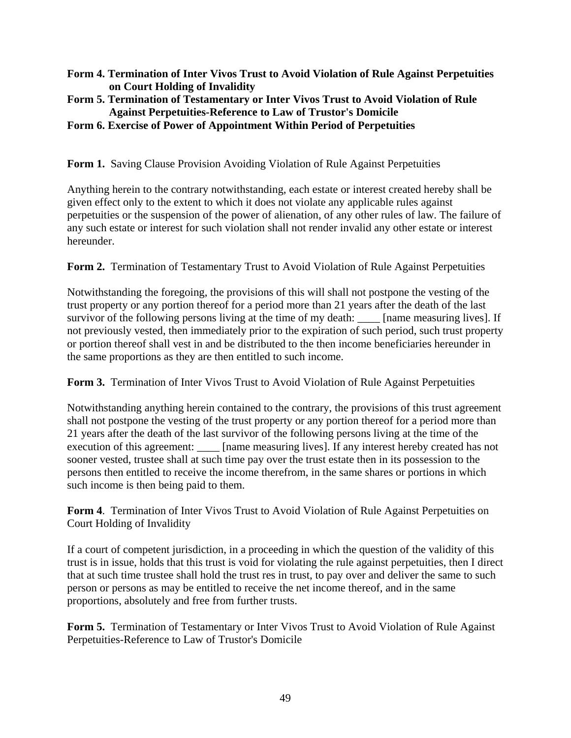**Form 4. Termination of Inter Vivos Trust to Avoid Violation of Rule Against Perpetuities on Court Holding of Invalidity**
**Form 5. Termination of Testamentary or Inter Vivos Trust to Avoid Violation of Rule Against Perpetuities-Reference to Law of Trustor's Domicile**
**Form 6. Exercise of Power of Appointment Within Period of Perpetuities**

**Form 1.** Saving Clause Provision Avoiding Violation of Rule Against Perpetuities

Anything herein to the contrary notwithstanding, each estate or interest created hereby shall be given effect only to the extent to which it does not violate any applicable rules against perpetuities or the suspension of the power of alienation, of any other rules of law. The failure of any such estate or interest for such violation shall not render invalid any other estate or interest hereunder.

**Form 2.** Termination of Testamentary Trust to Avoid Violation of Rule Against Perpetuities

Notwithstanding the foregoing, the provisions of this will shall not postpone the vesting of the trust property or any portion thereof for a period more than 21 years after the death of the last survivor of the following persons living at the time of my death: ____ [name measuring lives]. If not previously vested, then immediately prior to the expiration of such period, such trust property or portion thereof shall vest in and be distributed to the then income beneficiaries hereunder in the same proportions as they are then entitled to such income.

**Form 3.** Termination of Inter Vivos Trust to Avoid Violation of Rule Against Perpetuities

Notwithstanding anything herein contained to the contrary, the provisions of this trust agreement shall not postpone the vesting of the trust property or any portion thereof for a period more than 21 years after the death of the last survivor of the following persons living at the time of the execution of this agreement: ____ [name measuring lives]. If any interest hereby created has not sooner vested, trustee shall at such time pay over the trust estate then in its possession to the persons then entitled to receive the income therefrom, in the same shares or portions in which such income is then being paid to them.

**Form 4**. Termination of Inter Vivos Trust to Avoid Violation of Rule Against Perpetuities on Court Holding of Invalidity

If a court of competent jurisdiction, in a proceeding in which the question of the validity of this trust is in issue, holds that this trust is void for violating the rule against perpetuities, then I direct that at such time trustee shall hold the trust res in trust, to pay over and deliver the same to such person or persons as may be entitled to receive the net income thereof, and in the same proportions, absolutely and free from further trusts.

**Form 5.** Termination of Testamentary or Inter Vivos Trust to Avoid Violation of Rule Against Perpetuities-Reference to Law of Trustor's Domicile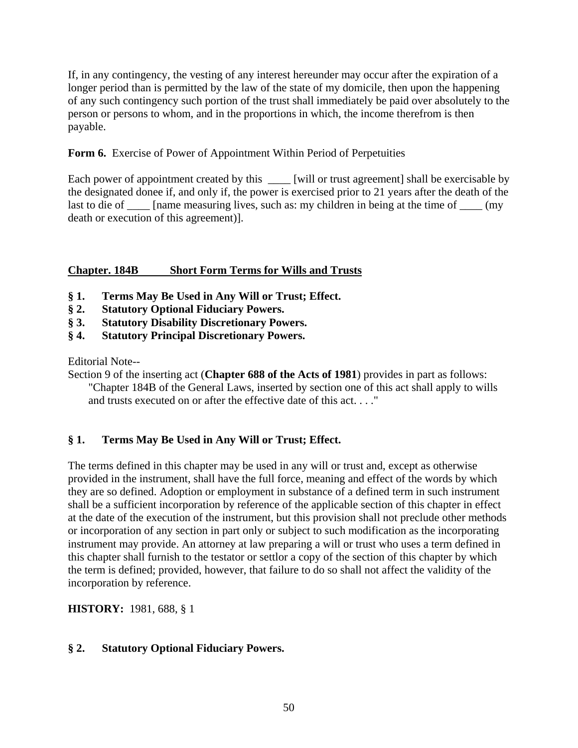If, in any contingency, the vesting of any interest hereunder may occur after the expiration of a longer period than is permitted by the law of the state of my domicile, then upon the happening of any such contingency such portion of the trust shall immediately be paid over absolutely to the person or persons to whom, and in the proportions in which, the income therefrom is then payable.

**Form 6.** Exercise of Power of Appointment Within Period of Perpetuities

Each power of appointment created by this ____ [will or trust agreement] shall be exercisable by the designated donee if, and only if, the power is exercised prior to 21 years after the death of the last to die of ____ [name measuring lives, such as: my children in being at the time of ____ (my death or execution of this agreement)].

## Chapter. 184B Short Form Terms for Wills and Trusts

**§ 1. Terms May Be Used in Any Will or Trust; Effect.**
**§ 2. Statutory Optional Fiduciary Powers.**
**§ 3. Statutory Disability Discretionary Powers.**
**§ 4. Statutory Principal Discretionary Powers.**

Editorial Note--
Section 9 of the inserting act (**Chapter 688 of the Acts of 1981**) provides in part as follows:

> "Chapter 184B of the General Laws, inserted by section one of this act shall apply to wills and trusts executed on or after the effective date of this act. . . ."

### § 1. Terms May Be Used in Any Will or Trust; Effect.

The terms defined in this chapter may be used in any will or trust and, except as otherwise provided in the instrument, shall have the full force, meaning and effect of the words by which they are so defined. Adoption or employment in substance of a defined term in such instrument shall be a sufficient incorporation by reference of the applicable section of this chapter in effect at the date of the execution of the instrument, but this provision shall not preclude other methods or incorporation of any section in part only or subject to such modification as the incorporating instrument may provide. An attorney at law preparing a will or trust who uses a term defined in this chapter shall furnish to the testator or settlor a copy of the section of this chapter by which the term is defined; provided, however, that failure to do so shall not affect the validity of the incorporation by reference.

**HISTORY:** 1981, 688, § 1

### § 2. Statutory Optional Fiduciary Powers.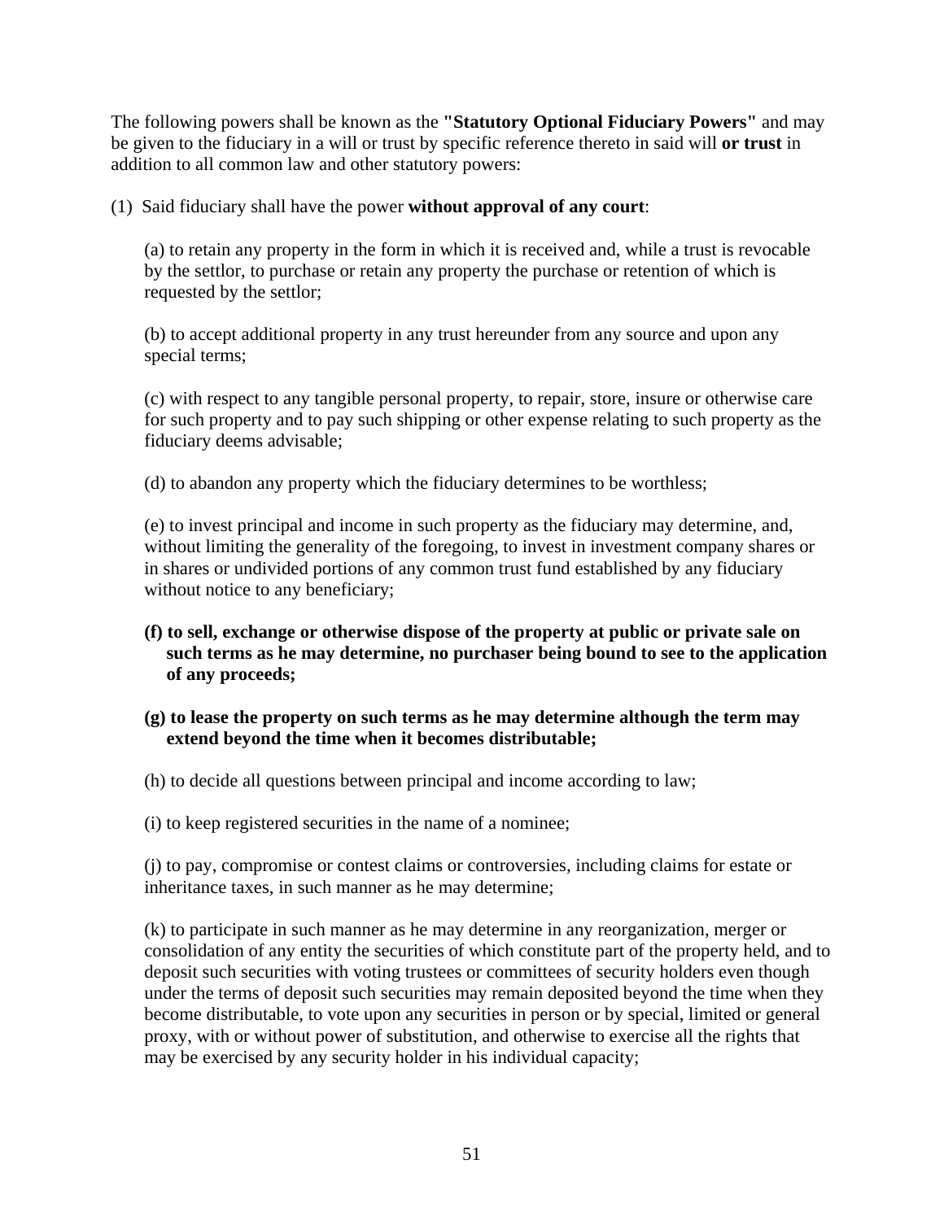The following powers shall be known as the **"Statutory Optional Fiduciary Powers"** and may be given to the fiduciary in a will or trust by specific reference thereto in said will **or trust** in addition to all common law and other statutory powers:

(1) Said fiduciary shall have the power **without approval of any court**:

(a) to retain any property in the form in which it is received and, while a trust is revocable by the settlor, to purchase or retain any property the purchase or retention of which is requested by the settlor;

(b) to accept additional property in any trust hereunder from any source and upon any special terms;

(c) with respect to any tangible personal property, to repair, store, insure or otherwise care for such property and to pay such shipping or other expense relating to such property as the fiduciary deems advisable;

(d) to abandon any property which the fiduciary determines to be worthless;

(e) to invest principal and income in such property as the fiduciary may determine, and, without limiting the generality of the foregoing, to invest in investment company shares or in shares or undivided portions of any common trust fund established by any fiduciary without notice to any beneficiary;

**(f) to sell, exchange or otherwise dispose of the property at public or private sale on such terms as he may determine, no purchaser being bound to see to the application of any proceeds;**

**(g) to lease the property on such terms as he may determine although the term may extend beyond the time when it becomes distributable;**

(h) to decide all questions between principal and income according to law;

(i) to keep registered securities in the name of a nominee;

(j) to pay, compromise or contest claims or controversies, including claims for estate or inheritance taxes, in such manner as he may determine;

(k) to participate in such manner as he may determine in any reorganization, merger or consolidation of any entity the securities of which constitute part of the property held, and to deposit such securities with voting trustees or committees of security holders even though under the terms of deposit such securities may remain deposited beyond the time when they become distributable, to vote upon any securities in person or by special, limited or general proxy, with or without power of substitution, and otherwise to exercise all the rights that may be exercised by any security holder in his individual capacity;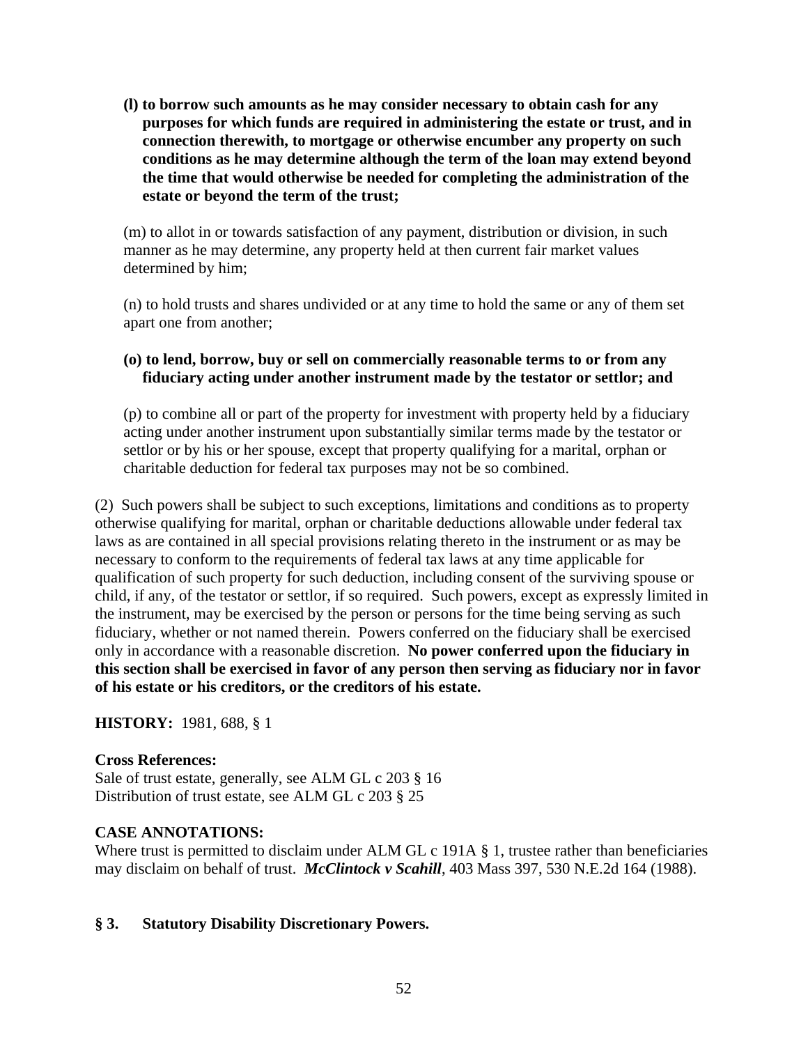**(l) to borrow such amounts as he may consider necessary to obtain cash for any purposes for which funds are required in administering the estate or trust, and in connection therewith, to mortgage or otherwise encumber any property on such conditions as he may determine although the term of the loan may extend beyond the time that would otherwise be needed for completing the administration of the estate or beyond the term of the trust;**

(m) to allot in or towards satisfaction of any payment, distribution or division, in such manner as he may determine, any property held at then current fair market values determined by him;

(n) to hold trusts and shares undivided or at any time to hold the same or any of them set apart one from another;

**(o) to lend, borrow, buy or sell on commercially reasonable terms to or from any fiduciary acting under another instrument made by the testator or settlor; and**

(p) to combine all or part of the property for investment with property held by a fiduciary acting under another instrument upon substantially similar terms made by the testator or settlor or by his or her spouse, except that property qualifying for a marital, orphan or charitable deduction for federal tax purposes may not be so combined.

(2) Such powers shall be subject to such exceptions, limitations and conditions as to property otherwise qualifying for marital, orphan or charitable deductions allowable under federal tax laws as are contained in all special provisions relating thereto in the instrument or as may be necessary to conform to the requirements of federal tax laws at any time applicable for qualification of such property for such deduction, including consent of the surviving spouse or child, if any, of the testator or settlor, if so required. Such powers, except as expressly limited in the instrument, may be exercised by the person or persons for the time being serving as such fiduciary, whether or not named therein. Powers conferred on the fiduciary shall be exercised only in accordance with a reasonable discretion. **No power conferred upon the fiduciary in this section shall be exercised in favor of any person then serving as fiduciary nor in favor of his estate or his creditors, or the creditors of his estate.**

**HISTORY:** 1981, 688, § 1

**Cross References:**
Sale of trust estate, generally, see ALM GL c 203 § 16
Distribution of trust estate, see ALM GL c 203 § 25

**CASE ANNOTATIONS:**
Where trust is permitted to disclaim under ALM GL c 191A § 1, trustee rather than beneficiaries may disclaim on behalf of trust. ***McClintock v Scahill***, 403 Mass 397, 530 N.E.2d 164 (1988).

### § 3. Statutory Disability Discretionary Powers.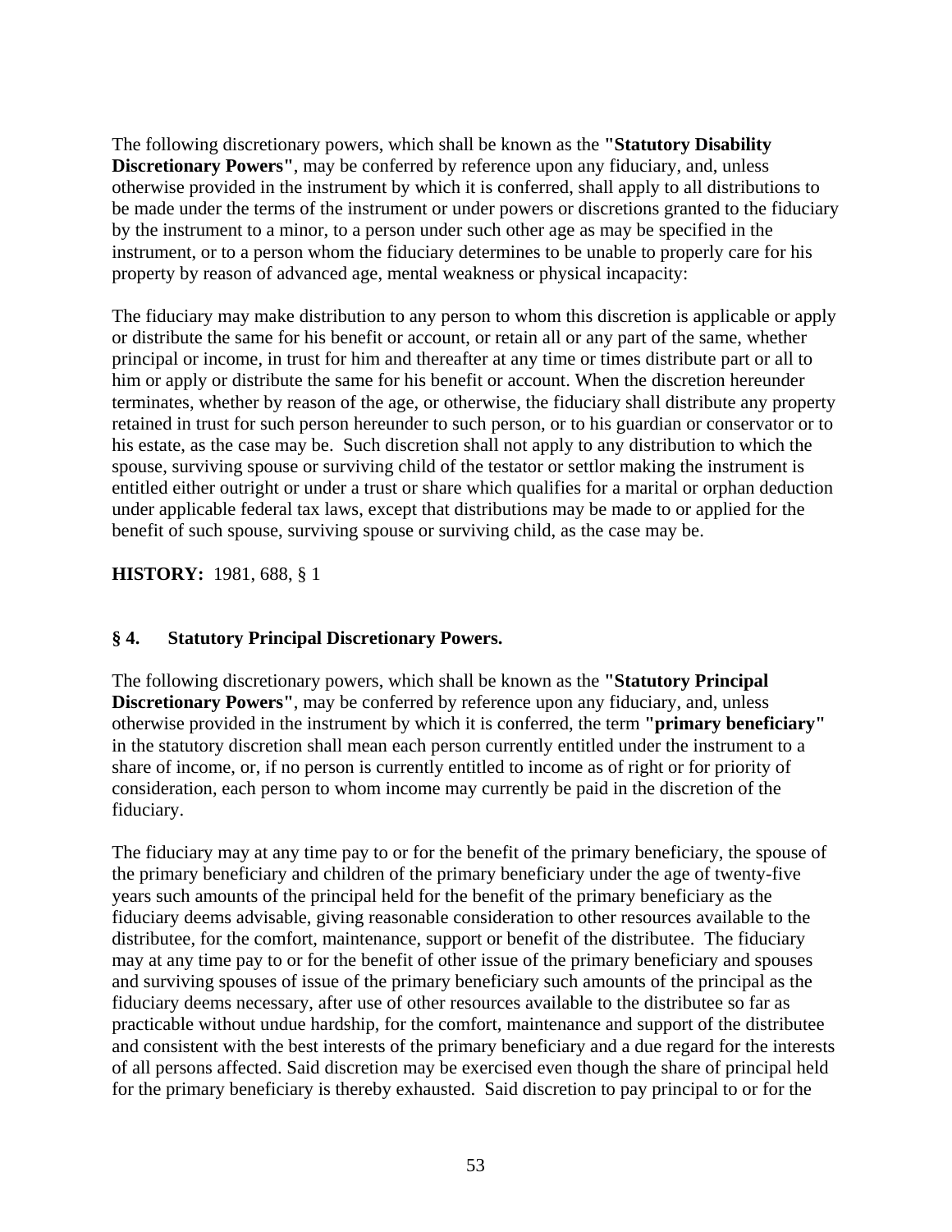The following discretionary powers, which shall be known as the **"Statutory Disability Discretionary Powers"**, may be conferred by reference upon any fiduciary, and, unless otherwise provided in the instrument by which it is conferred, shall apply to all distributions to be made under the terms of the instrument or under powers or discretions granted to the fiduciary by the instrument to a minor, to a person under such other age as may be specified in the instrument, or to a person whom the fiduciary determines to be unable to properly care for his property by reason of advanced age, mental weakness or physical incapacity:

The fiduciary may make distribution to any person to whom this discretion is applicable or apply or distribute the same for his benefit or account, or retain all or any part of the same, whether principal or income, in trust for him and thereafter at any time or times distribute part or all to him or apply or distribute the same for his benefit or account. When the discretion hereunder terminates, whether by reason of the age, or otherwise, the fiduciary shall distribute any property retained in trust for such person hereunder to such person, or to his guardian or conservator or to his estate, as the case may be. Such discretion shall not apply to any distribution to which the spouse, surviving spouse or surviving child of the testator or settlor making the instrument is entitled either outright or under a trust or share which qualifies for a marital or orphan deduction under applicable federal tax laws, except that distributions may be made to or applied for the benefit of such spouse, surviving spouse or surviving child, as the case may be.

**HISTORY:** 1981, 688, § 1

### § 4. Statutory Principal Discretionary Powers.

The following discretionary powers, which shall be known as the **"Statutory Principal Discretionary Powers"**, may be conferred by reference upon any fiduciary, and, unless otherwise provided in the instrument by which it is conferred, the term **"primary beneficiary"** in the statutory discretion shall mean each person currently entitled under the instrument to a share of income, or, if no person is currently entitled to income as of right or for priority of consideration, each person to whom income may currently be paid in the discretion of the fiduciary.

The fiduciary may at any time pay to or for the benefit of the primary beneficiary, the spouse of the primary beneficiary and children of the primary beneficiary under the age of twenty-five years such amounts of the principal held for the benefit of the primary beneficiary as the fiduciary deems advisable, giving reasonable consideration to other resources available to the distributee, for the comfort, maintenance, support or benefit of the distributee. The fiduciary may at any time pay to or for the benefit of other issue of the primary beneficiary and spouses and surviving spouses of issue of the primary beneficiary such amounts of the principal as the fiduciary deems necessary, after use of other resources available to the distributee so far as practicable without undue hardship, for the comfort, maintenance and support of the distributee and consistent with the best interests of the primary beneficiary and a due regard for the interests of all persons affected. Said discretion may be exercised even though the share of principal held for the primary beneficiary is thereby exhausted. Said discretion to pay principal to or for the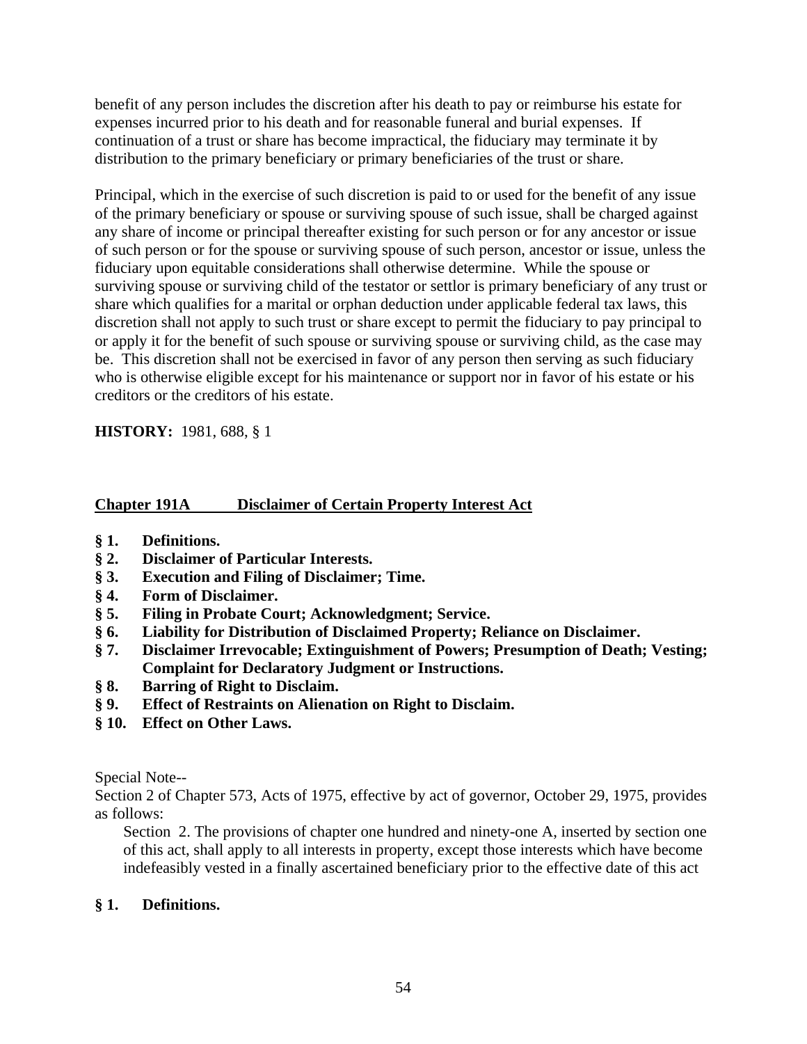benefit of any person includes the discretion after his death to pay or reimburse his estate for expenses incurred prior to his death and for reasonable funeral and burial expenses. If continuation of a trust or share has become impractical, the fiduciary may terminate it by distribution to the primary beneficiary or primary beneficiaries of the trust or share.

Principal, which in the exercise of such discretion is paid to or used for the benefit of any issue of the primary beneficiary or spouse or surviving spouse of such issue, shall be charged against any share of income or principal thereafter existing for such person or for any ancestor or issue of such person or for the spouse or surviving spouse of such person, ancestor or issue, unless the fiduciary upon equitable considerations shall otherwise determine. While the spouse or surviving spouse or surviving child of the testator or settlor is primary beneficiary of any trust or share which qualifies for a marital or orphan deduction under applicable federal tax laws, this discretion shall not apply to such trust or share except to permit the fiduciary to pay principal to or apply it for the benefit of such spouse or surviving spouse or surviving child, as the case may be. This discretion shall not be exercised in favor of any person then serving as such fiduciary who is otherwise eligible except for his maintenance or support nor in favor of his estate or his creditors or the creditors of his estate.

**HISTORY:** 1981, 688, § 1

## Chapter 191A Disclaimer of Certain Property Interest Act

- **§ 1. Definitions.**
- **§ 2. Disclaimer of Particular Interests.**
- **§ 3. Execution and Filing of Disclaimer; Time.**
- **§ 4. Form of Disclaimer.**
- **§ 5. Filing in Probate Court; Acknowledgment; Service.**
- **§ 6. Liability for Distribution of Disclaimed Property; Reliance on Disclaimer.**
- **§ 7. Disclaimer Irrevocable; Extinguishment of Powers; Presumption of Death; Vesting; Complaint for Declaratory Judgment or Instructions.**
- **§ 8. Barring of Right to Disclaim.**
- **§ 9. Effect of Restraints on Alienation on Right to Disclaim.**
- **§ 10. Effect on Other Laws.**

Special Note--
Section 2 of Chapter 573, Acts of 1975, effective by act of governor, October 29, 1975, provides as follows:

> Section 2. The provisions of chapter one hundred and ninety-one A, inserted by section one of this act, shall apply to all interests in property, except those interests which have become indefeasibly vested in a finally ascertained beneficiary prior to the effective date of this act

### § 1. Definitions.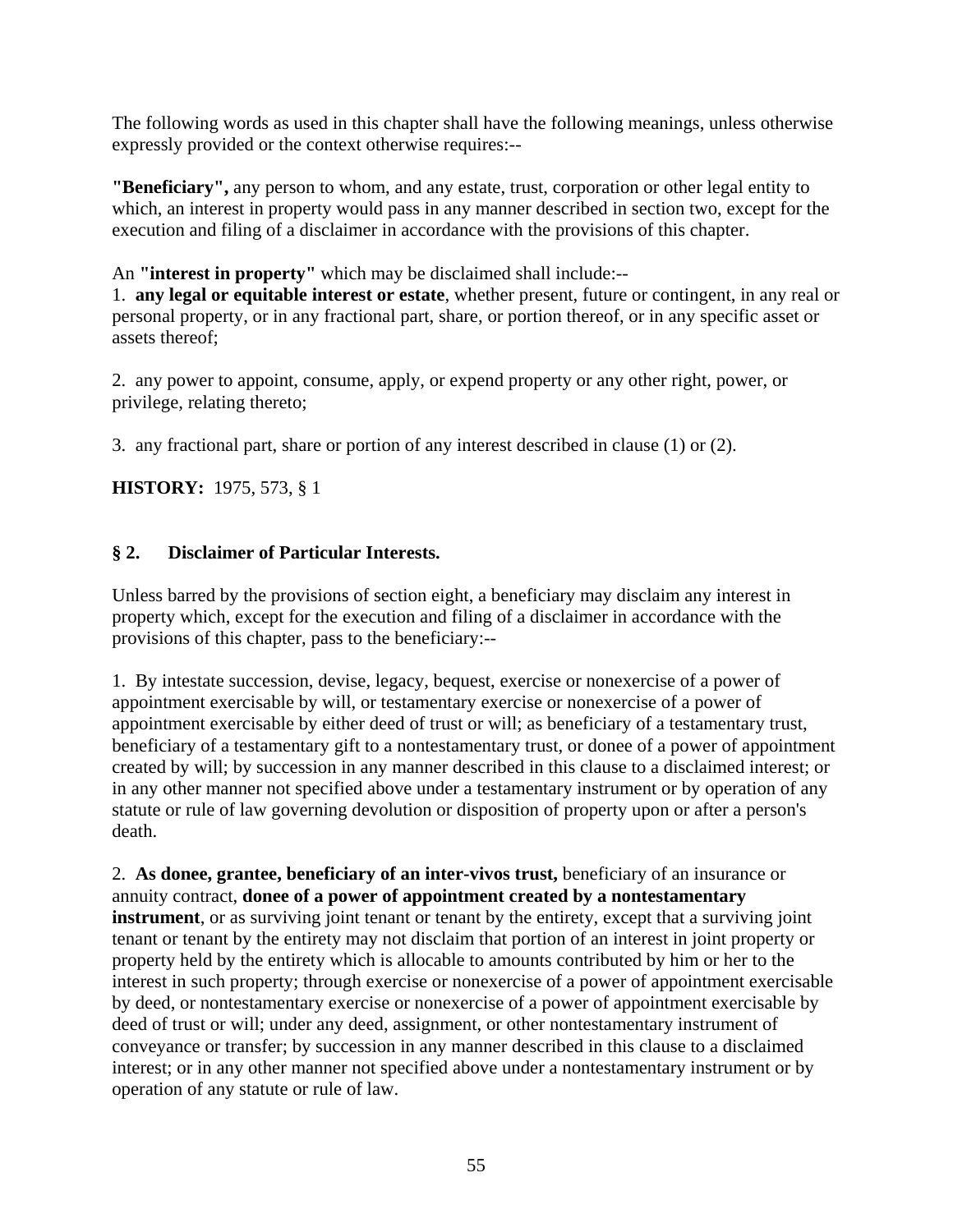The following words as used in this chapter shall have the following meanings, unless otherwise expressly provided or the context otherwise requires:--

**"Beneficiary",** any person to whom, and any estate, trust, corporation or other legal entity to which, an interest in property would pass in any manner described in section two, except for the execution and filing of a disclaimer in accordance with the provisions of this chapter.

An **"interest in property"** which may be disclaimed shall include:--

1. **any legal or equitable interest or estate**, whether present, future or contingent, in any real or personal property, or in any fractional part, share, or portion thereof, or in any specific asset or assets thereof;

2. any power to appoint, consume, apply, or expend property or any other right, power, or privilege, relating thereto;

3. any fractional part, share or portion of any interest described in clause (1) or (2).

**HISTORY:** 1975, 573, § 1

### § 2. Disclaimer of Particular Interests.

Unless barred by the provisions of section eight, a beneficiary may disclaim any interest in property which, except for the execution and filing of a disclaimer in accordance with the provisions of this chapter, pass to the beneficiary:--

1. By intestate succession, devise, legacy, bequest, exercise or nonexercise of a power of appointment exercisable by will, or testamentary exercise or nonexercise of a power of appointment exercisable by either deed of trust or will; as beneficiary of a testamentary trust, beneficiary of a testamentary gift to a nontestamentary trust, or donee of a power of appointment created by will; by succession in any manner described in this clause to a disclaimed interest; or in any other manner not specified above under a testamentary instrument or by operation of any statute or rule of law governing devolution or disposition of property upon or after a person's death.

2. **As donee, grantee, beneficiary of an inter-vivos trust,** beneficiary of an insurance or annuity contract, **donee of a power of appointment created by a nontestamentary instrument**, or as surviving joint tenant or tenant by the entirety, except that a surviving joint tenant or tenant by the entirety may not disclaim that portion of an interest in joint property or property held by the entirety which is allocable to amounts contributed by him or her to the interest in such property; through exercise or nonexercise of a power of appointment exercisable by deed, or nontestamentary exercise or nonexercise of a power of appointment exercisable by deed of trust or will; under any deed, assignment, or other nontestamentary instrument of conveyance or transfer; by succession in any manner described in this clause to a disclaimed interest; or in any other manner not specified above under a nontestamentary instrument or by operation of any statute or rule of law.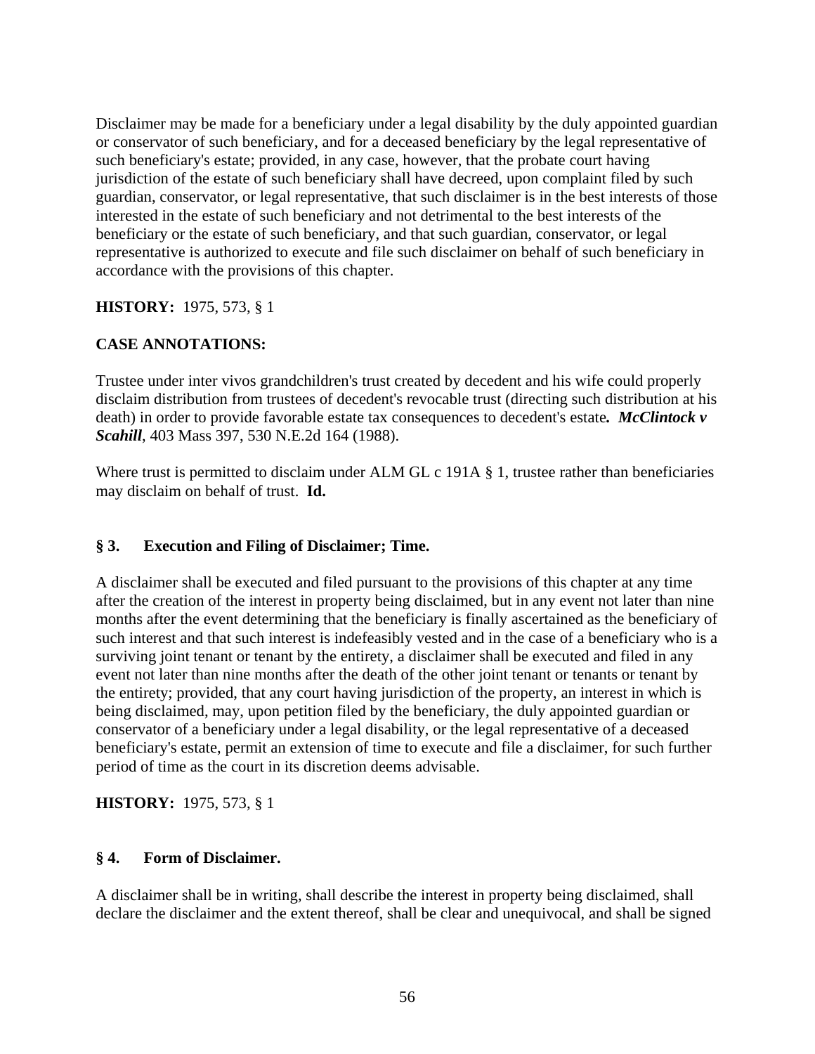Disclaimer may be made for a beneficiary under a legal disability by the duly appointed guardian or conservator of such beneficiary, and for a deceased beneficiary by the legal representative of such beneficiary's estate; provided, in any case, however, that the probate court having jurisdiction of the estate of such beneficiary shall have decreed, upon complaint filed by such guardian, conservator, or legal representative, that such disclaimer is in the best interests of those interested in the estate of such beneficiary and not detrimental to the best interests of the beneficiary or the estate of such beneficiary, and that such guardian, conservator, or legal representative is authorized to execute and file such disclaimer on behalf of such beneficiary in accordance with the provisions of this chapter.

**HISTORY:** 1975, 573, § 1

**CASE ANNOTATIONS:**

Trustee under inter vivos grandchildren's trust created by decedent and his wife could properly disclaim distribution from trustees of decedent's revocable trust (directing such distribution at his death) in order to provide favorable estate tax consequences to decedent's estate***. McClintock v Scahill***, 403 Mass 397, 530 N.E.2d 164 (1988).

Where trust is permitted to disclaim under ALM GL c 191A § 1, trustee rather than beneficiaries may disclaim on behalf of trust. **Id.**

### § 3. Execution and Filing of Disclaimer; Time.

A disclaimer shall be executed and filed pursuant to the provisions of this chapter at any time after the creation of the interest in property being disclaimed, but in any event not later than nine months after the event determining that the beneficiary is finally ascertained as the beneficiary of such interest and that such interest is indefeasibly vested and in the case of a beneficiary who is a surviving joint tenant or tenant by the entirety, a disclaimer shall be executed and filed in any event not later than nine months after the death of the other joint tenant or tenants or tenant by the entirety; provided, that any court having jurisdiction of the property, an interest in which is being disclaimed, may, upon petition filed by the beneficiary, the duly appointed guardian or conservator of a beneficiary under a legal disability, or the legal representative of a deceased beneficiary's estate, permit an extension of time to execute and file a disclaimer, for such further period of time as the court in its discretion deems advisable.

**HISTORY:** 1975, 573, § 1

### § 4. Form of Disclaimer.

A disclaimer shall be in writing, shall describe the interest in property being disclaimed, shall declare the disclaimer and the extent thereof, shall be clear and unequivocal, and shall be signed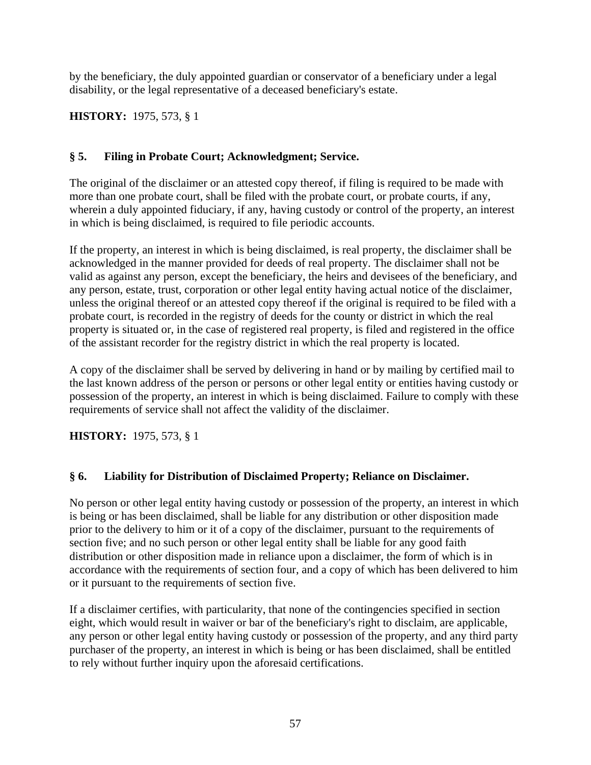by the beneficiary, the duly appointed guardian or conservator of a beneficiary under a legal disability, or the legal representative of a deceased beneficiary's estate.

**HISTORY:** 1975, 573, § 1

### § 5. Filing in Probate Court; Acknowledgment; Service.

The original of the disclaimer or an attested copy thereof, if filing is required to be made with more than one probate court, shall be filed with the probate court, or probate courts, if any, wherein a duly appointed fiduciary, if any, having custody or control of the property, an interest in which is being disclaimed, is required to file periodic accounts.

If the property, an interest in which is being disclaimed, is real property, the disclaimer shall be acknowledged in the manner provided for deeds of real property. The disclaimer shall not be valid as against any person, except the beneficiary, the heirs and devisees of the beneficiary, and any person, estate, trust, corporation or other legal entity having actual notice of the disclaimer, unless the original thereof or an attested copy thereof if the original is required to be filed with a probate court, is recorded in the registry of deeds for the county or district in which the real property is situated or, in the case of registered real property, is filed and registered in the office of the assistant recorder for the registry district in which the real property is located.

A copy of the disclaimer shall be served by delivering in hand or by mailing by certified mail to the last known address of the person or persons or other legal entity or entities having custody or possession of the property, an interest in which is being disclaimed. Failure to comply with these requirements of service shall not affect the validity of the disclaimer.

**HISTORY:** 1975, 573, § 1

### § 6. Liability for Distribution of Disclaimed Property; Reliance on Disclaimer.

No person or other legal entity having custody or possession of the property, an interest in which is being or has been disclaimed, shall be liable for any distribution or other disposition made prior to the delivery to him or it of a copy of the disclaimer, pursuant to the requirements of section five; and no such person or other legal entity shall be liable for any good faith distribution or other disposition made in reliance upon a disclaimer, the form of which is in accordance with the requirements of section four, and a copy of which has been delivered to him or it pursuant to the requirements of section five.

If a disclaimer certifies, with particularity, that none of the contingencies specified in section eight, which would result in waiver or bar of the beneficiary's right to disclaim, are applicable, any person or other legal entity having custody or possession of the property, and any third party purchaser of the property, an interest in which is being or has been disclaimed, shall be entitled to rely without further inquiry upon the aforesaid certifications.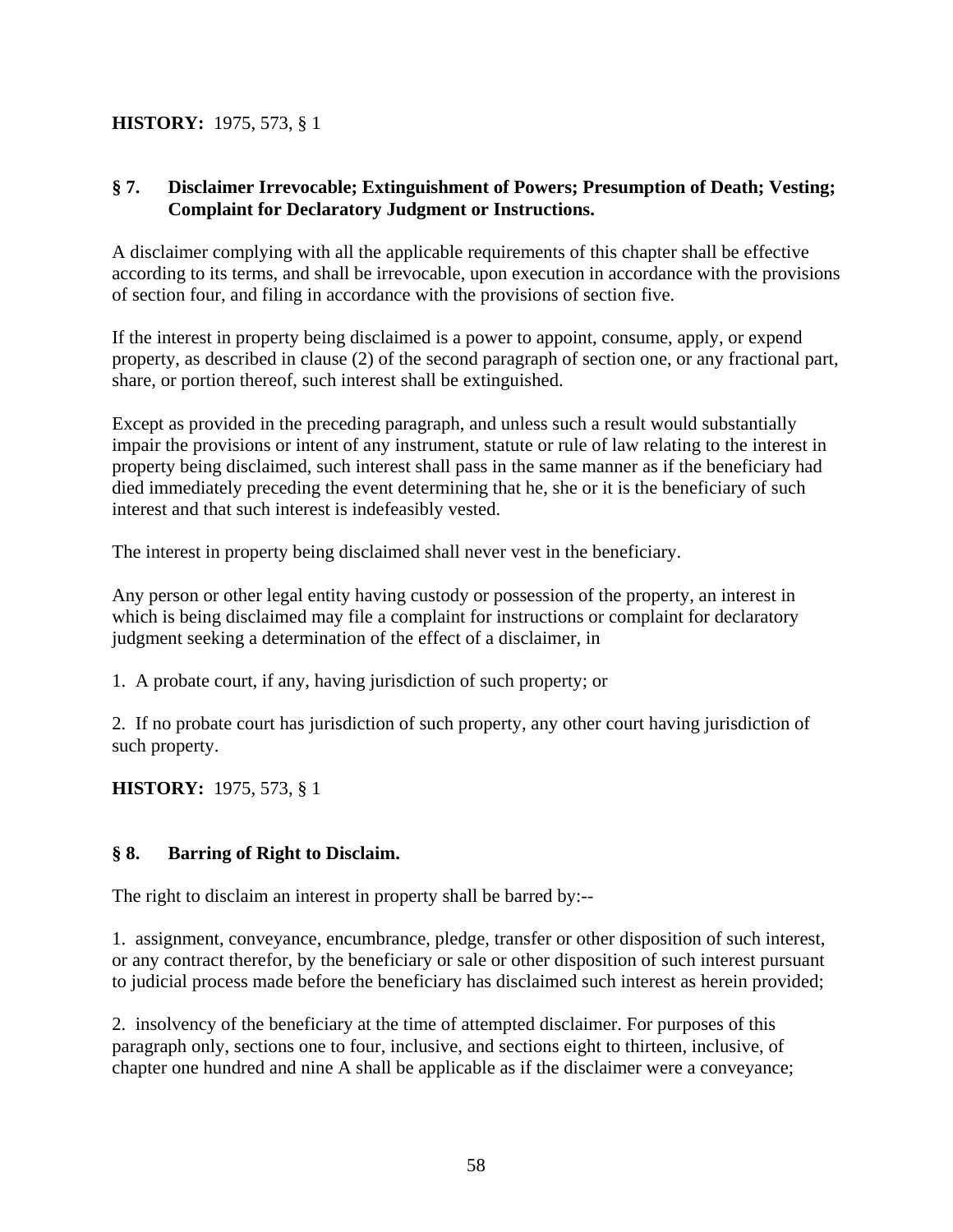**HISTORY:** 1975, 573, § 1

**§ 7. Disclaimer Irrevocable; Extinguishment of Powers; Presumption of Death; Vesting; Complaint for Declaratory Judgment or Instructions.**

A disclaimer complying with all the applicable requirements of this chapter shall be effective according to its terms, and shall be irrevocable, upon execution in accordance with the provisions of section four, and filing in accordance with the provisions of section five.

If the interest in property being disclaimed is a power to appoint, consume, apply, or expend property, as described in clause (2) of the second paragraph of section one, or any fractional part, share, or portion thereof, such interest shall be extinguished.

Except as provided in the preceding paragraph, and unless such a result would substantially impair the provisions or intent of any instrument, statute or rule of law relating to the interest in property being disclaimed, such interest shall pass in the same manner as if the beneficiary had died immediately preceding the event determining that he, she or it is the beneficiary of such interest and that such interest is indefeasibly vested.

The interest in property being disclaimed shall never vest in the beneficiary.

Any person or other legal entity having custody or possession of the property, an interest in which is being disclaimed may file a complaint for instructions or complaint for declaratory judgment seeking a determination of the effect of a disclaimer, in

1. A probate court, if any, having jurisdiction of such property; or

2. If no probate court has jurisdiction of such property, any other court having jurisdiction of such property.

**HISTORY:** 1975, 573, § 1

**§ 8. Barring of Right to Disclaim.**

The right to disclaim an interest in property shall be barred by:--

1. assignment, conveyance, encumbrance, pledge, transfer or other disposition of such interest, or any contract therefor, by the beneficiary or sale or other disposition of such interest pursuant to judicial process made before the beneficiary has disclaimed such interest as herein provided;

2. insolvency of the beneficiary at the time of attempted disclaimer. For purposes of this paragraph only, sections one to four, inclusive, and sections eight to thirteen, inclusive, of chapter one hundred and nine A shall be applicable as if the disclaimer were a conveyance;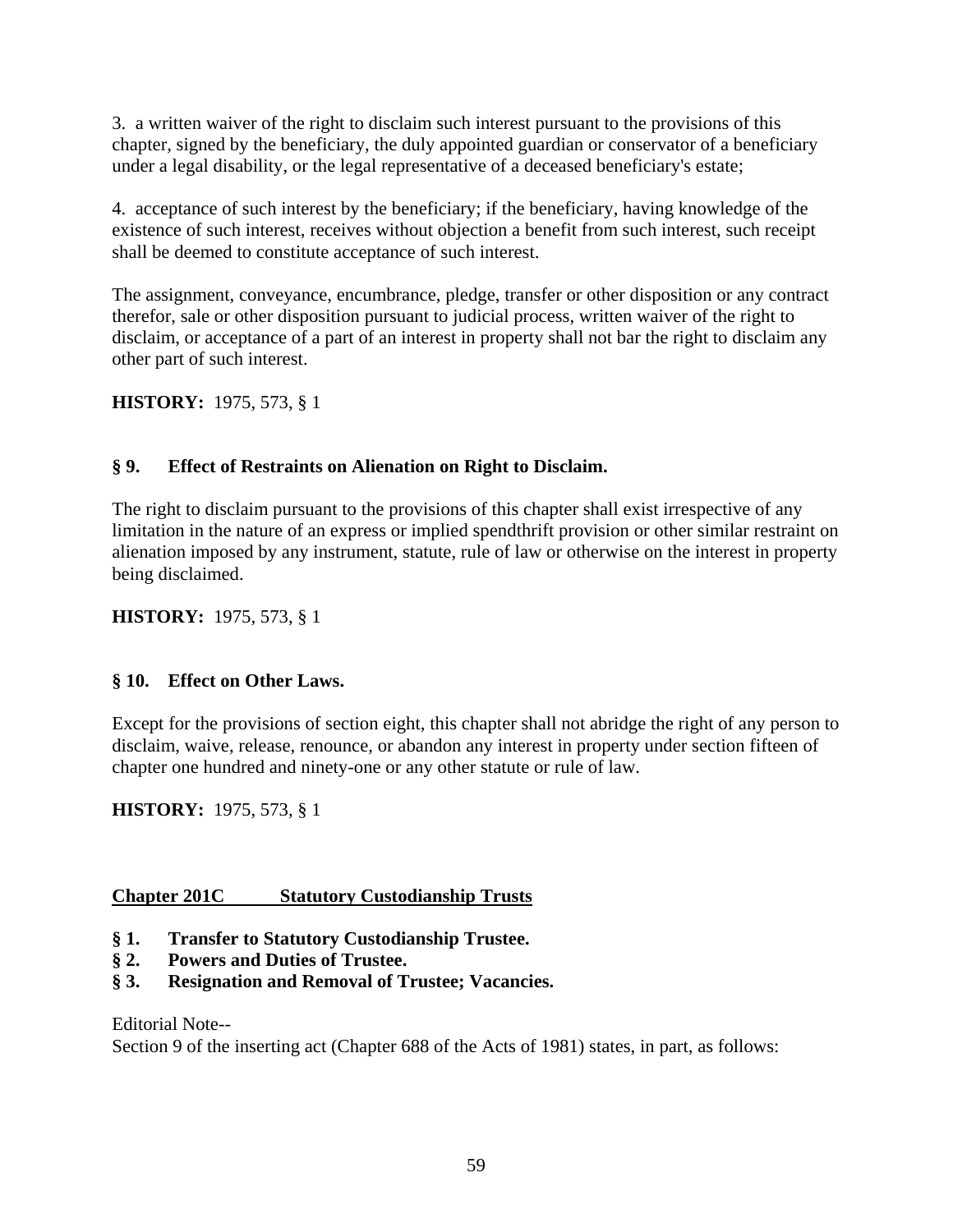3. a written waiver of the right to disclaim such interest pursuant to the provisions of this chapter, signed by the beneficiary, the duly appointed guardian or conservator of a beneficiary under a legal disability, or the legal representative of a deceased beneficiary's estate;

4. acceptance of such interest by the beneficiary; if the beneficiary, having knowledge of the existence of such interest, receives without objection a benefit from such interest, such receipt shall be deemed to constitute acceptance of such interest.

The assignment, conveyance, encumbrance, pledge, transfer or other disposition or any contract therefor, sale or other disposition pursuant to judicial process, written waiver of the right to disclaim, or acceptance of a part of an interest in property shall not bar the right to disclaim any other part of such interest.

**HISTORY:** 1975, 573, § 1

### § 9. Effect of Restraints on Alienation on Right to Disclaim.

The right to disclaim pursuant to the provisions of this chapter shall exist irrespective of any limitation in the nature of an express or implied spendthrift provision or other similar restraint on alienation imposed by any instrument, statute, rule of law or otherwise on the interest in property being disclaimed.

**HISTORY:** 1975, 573, § 1

### § 10. Effect on Other Laws.

Except for the provisions of section eight, this chapter shall not abridge the right of any person to disclaim, waive, release, renounce, or abandon any interest in property under section fifteen of chapter one hundred and ninety-one or any other statute or rule of law.

**HISTORY:** 1975, 573, § 1

## Chapter 201C Statutory Custodianship Trusts

**§ 1. Transfer to Statutory Custodianship Trustee.**
**§ 2. Powers and Duties of Trustee.**
**§ 3. Resignation and Removal of Trustee; Vacancies.**

Editorial Note--
Section 9 of the inserting act (Chapter 688 of the Acts of 1981) states, in part, as follows: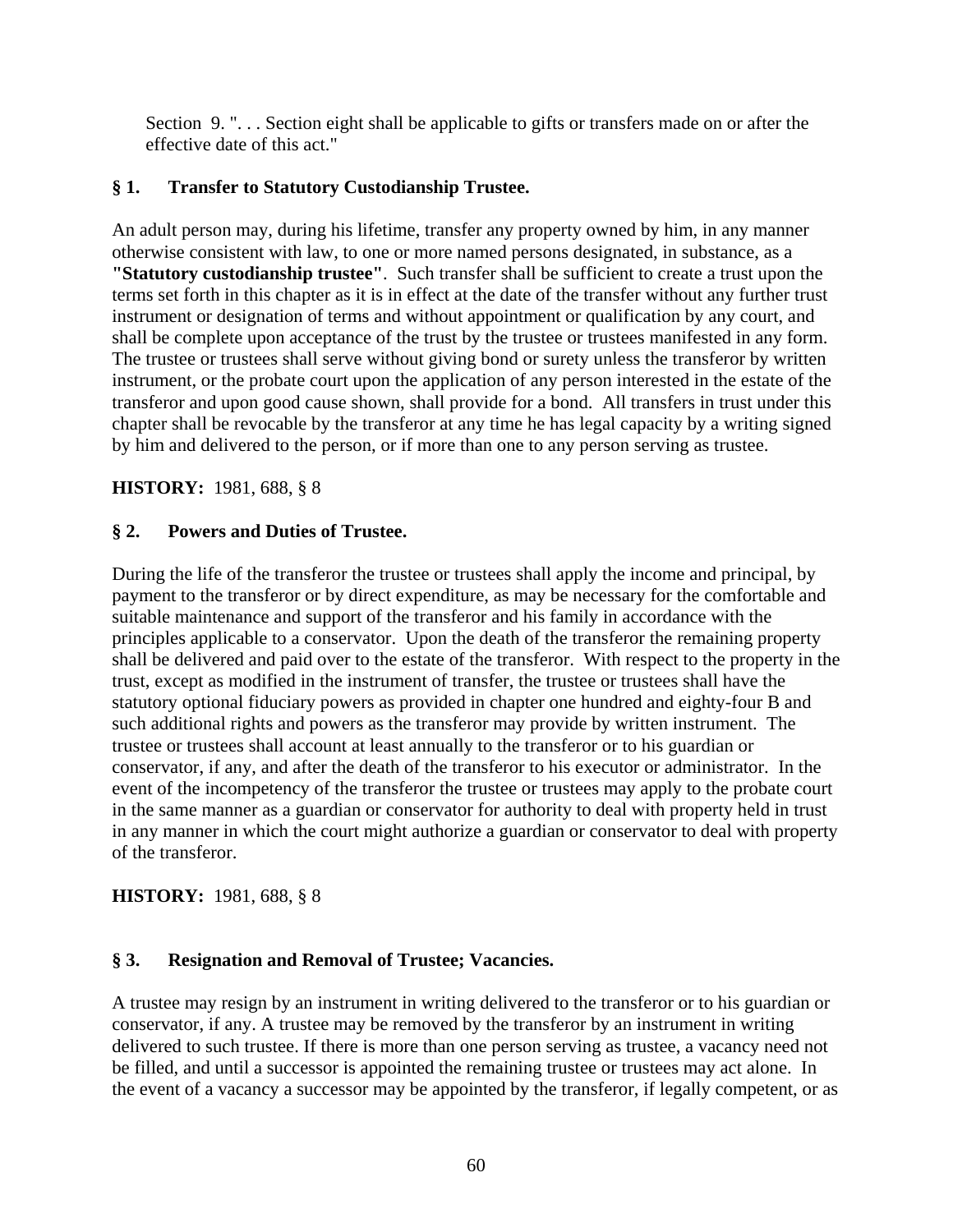Section 9. ". . . Section eight shall be applicable to gifts or transfers made on or after the effective date of this act."

### § 1. Transfer to Statutory Custodianship Trustee.

An adult person may, during his lifetime, transfer any property owned by him, in any manner otherwise consistent with law, to one or more named persons designated, in substance, as a **"Statutory custodianship trustee"**. Such transfer shall be sufficient to create a trust upon the terms set forth in this chapter as it is in effect at the date of the transfer without any further trust instrument or designation of terms and without appointment or qualification by any court, and shall be complete upon acceptance of the trust by the trustee or trustees manifested in any form. The trustee or trustees shall serve without giving bond or surety unless the transferor by written instrument, or the probate court upon the application of any person interested in the estate of the transferor and upon good cause shown, shall provide for a bond. All transfers in trust under this chapter shall be revocable by the transferor at any time he has legal capacity by a writing signed by him and delivered to the person, or if more than one to any person serving as trustee.

**HISTORY:** 1981, 688, § 8

### § 2. Powers and Duties of Trustee.

During the life of the transferor the trustee or trustees shall apply the income and principal, by payment to the transferor or by direct expenditure, as may be necessary for the comfortable and suitable maintenance and support of the transferor and his family in accordance with the principles applicable to a conservator. Upon the death of the transferor the remaining property shall be delivered and paid over to the estate of the transferor. With respect to the property in the trust, except as modified in the instrument of transfer, the trustee or trustees shall have the statutory optional fiduciary powers as provided in chapter one hundred and eighty-four B and such additional rights and powers as the transferor may provide by written instrument. The trustee or trustees shall account at least annually to the transferor or to his guardian or conservator, if any, and after the death of the transferor to his executor or administrator. In the event of the incompetency of the transferor the trustee or trustees may apply to the probate court in the same manner as a guardian or conservator for authority to deal with property held in trust in any manner in which the court might authorize a guardian or conservator to deal with property of the transferor.

**HISTORY:** 1981, 688, § 8

### § 3. Resignation and Removal of Trustee; Vacancies.

A trustee may resign by an instrument in writing delivered to the transferor or to his guardian or conservator, if any. A trustee may be removed by the transferor by an instrument in writing delivered to such trustee. If there is more than one person serving as trustee, a vacancy need not be filled, and until a successor is appointed the remaining trustee or trustees may act alone. In the event of a vacancy a successor may be appointed by the transferor, if legally competent, or as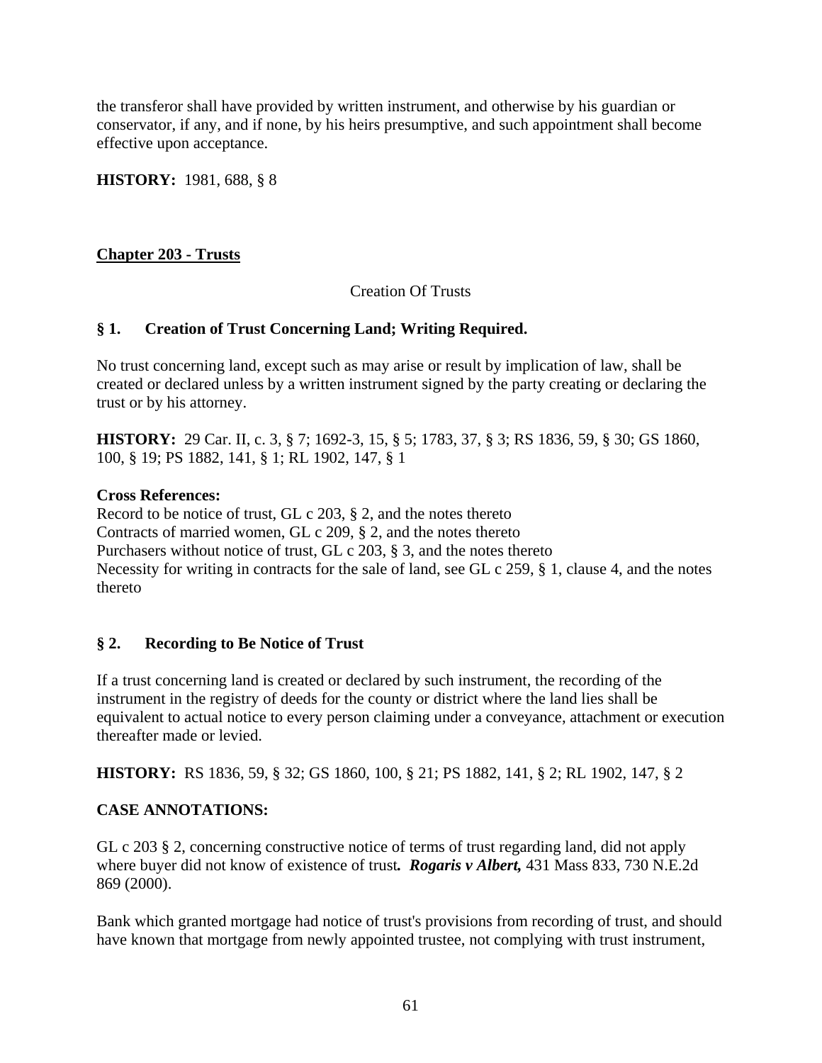the transferor shall have provided by written instrument, and otherwise by his guardian or conservator, if any, and if none, by his heirs presumptive, and such appointment shall become effective upon acceptance.

**HISTORY:** 1981, 688, § 8

## Chapter 203 - Trusts

Creation Of Trusts

### § 1. Creation of Trust Concerning Land; Writing Required.

No trust concerning land, except such as may arise or result by implication of law, shall be created or declared unless by a written instrument signed by the party creating or declaring the trust or by his attorney.

**HISTORY:** 29 Car. II, c. 3, § 7; 1692-3, 15, § 5; 1783, 37, § 3; RS 1836, 59, § 30; GS 1860, 100, § 19; PS 1882, 141, § 1; RL 1902, 147, § 1

**Cross References:**
Record to be notice of trust, GL c 203, § 2, and the notes thereto
Contracts of married women, GL c 209, § 2, and the notes thereto
Purchasers without notice of trust, GL c 203, § 3, and the notes thereto
Necessity for writing in contracts for the sale of land, see GL c 259, § 1, clause 4, and the notes thereto

### § 2. Recording to Be Notice of Trust

If a trust concerning land is created or declared by such instrument, the recording of the instrument in the registry of deeds for the county or district where the land lies shall be equivalent to actual notice to every person claiming under a conveyance, attachment or execution thereafter made or levied.

**HISTORY:** RS 1836, 59, § 32; GS 1860, 100, § 21; PS 1882, 141, § 2; RL 1902, 147, § 2

**CASE ANNOTATIONS:**

GL c 203 § 2, concerning constructive notice of terms of trust regarding land, did not apply where buyer did not know of existence of trust***. Rogaris v Albert,*** 431 Mass 833, 730 N.E.2d 869 (2000).

Bank which granted mortgage had notice of trust's provisions from recording of trust, and should have known that mortgage from newly appointed trustee, not complying with trust instrument,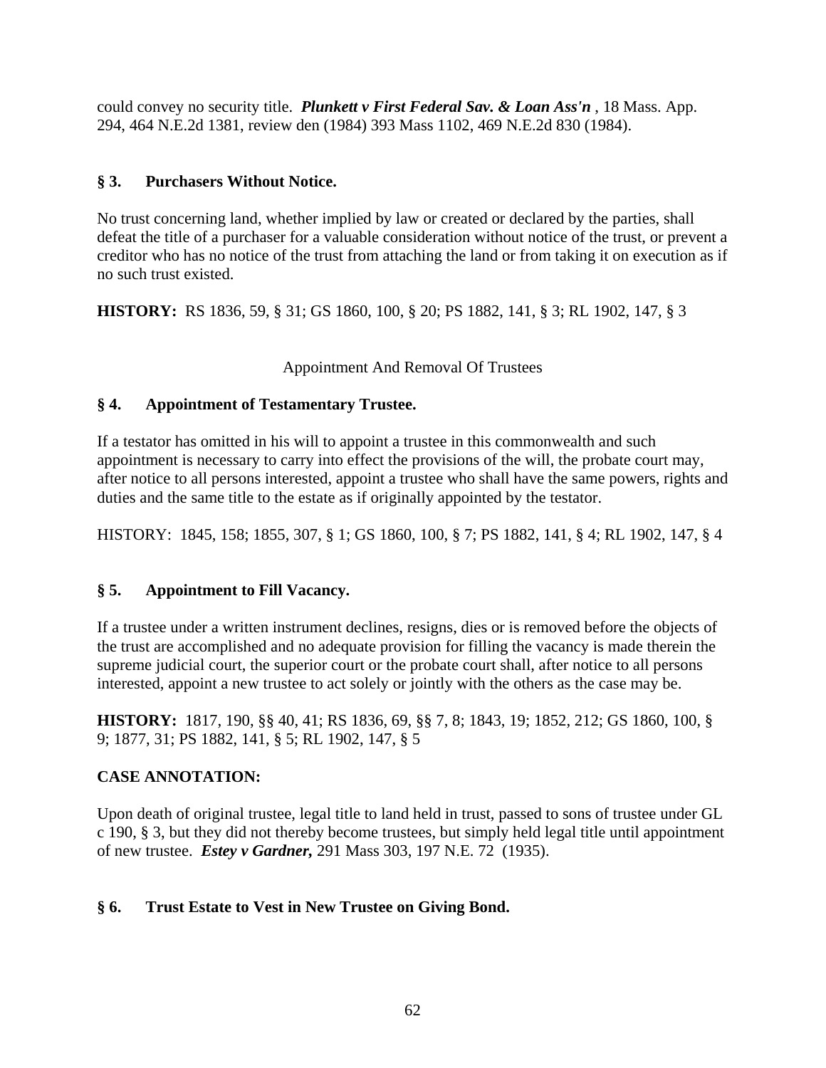could convey no security title. ***Plunkett v First Federal Sav. & Loan Ass'n*** , 18 Mass. App. 294, 464 N.E.2d 1381, review den (1984) 393 Mass 1102, 469 N.E.2d 830 (1984).

### § 3. Purchasers Without Notice.

No trust concerning land, whether implied by law or created or declared by the parties, shall defeat the title of a purchaser for a valuable consideration without notice of the trust, or prevent a creditor who has no notice of the trust from attaching the land or from taking it on execution as if no such trust existed.

**HISTORY:** RS 1836, 59, § 31; GS 1860, 100, § 20; PS 1882, 141, § 3; RL 1902, 147, § 3

Appointment And Removal Of Trustees

### § 4. Appointment of Testamentary Trustee.

If a testator has omitted in his will to appoint a trustee in this commonwealth and such appointment is necessary to carry into effect the provisions of the will, the probate court may, after notice to all persons interested, appoint a trustee who shall have the same powers, rights and duties and the same title to the estate as if originally appointed by the testator.

HISTORY: 1845, 158; 1855, 307, § 1; GS 1860, 100, § 7; PS 1882, 141, § 4; RL 1902, 147, § 4

### § 5. Appointment to Fill Vacancy.

If a trustee under a written instrument declines, resigns, dies or is removed before the objects of the trust are accomplished and no adequate provision for filling the vacancy is made therein the supreme judicial court, the superior court or the probate court shall, after notice to all persons interested, appoint a new trustee to act solely or jointly with the others as the case may be.

**HISTORY:** 1817, 190, §§ 40, 41; RS 1836, 69, §§ 7, 8; 1843, 19; 1852, 212; GS 1860, 100, § 9; 1877, 31; PS 1882, 141, § 5; RL 1902, 147, § 5

**CASE ANNOTATION:**

Upon death of original trustee, legal title to land held in trust, passed to sons of trustee under GL c 190, § 3, but they did not thereby become trustees, but simply held legal title until appointment of new trustee. ***Estey v Gardner,*** 291 Mass 303, 197 N.E. 72 (1935).

### § 6. Trust Estate to Vest in New Trustee on Giving Bond.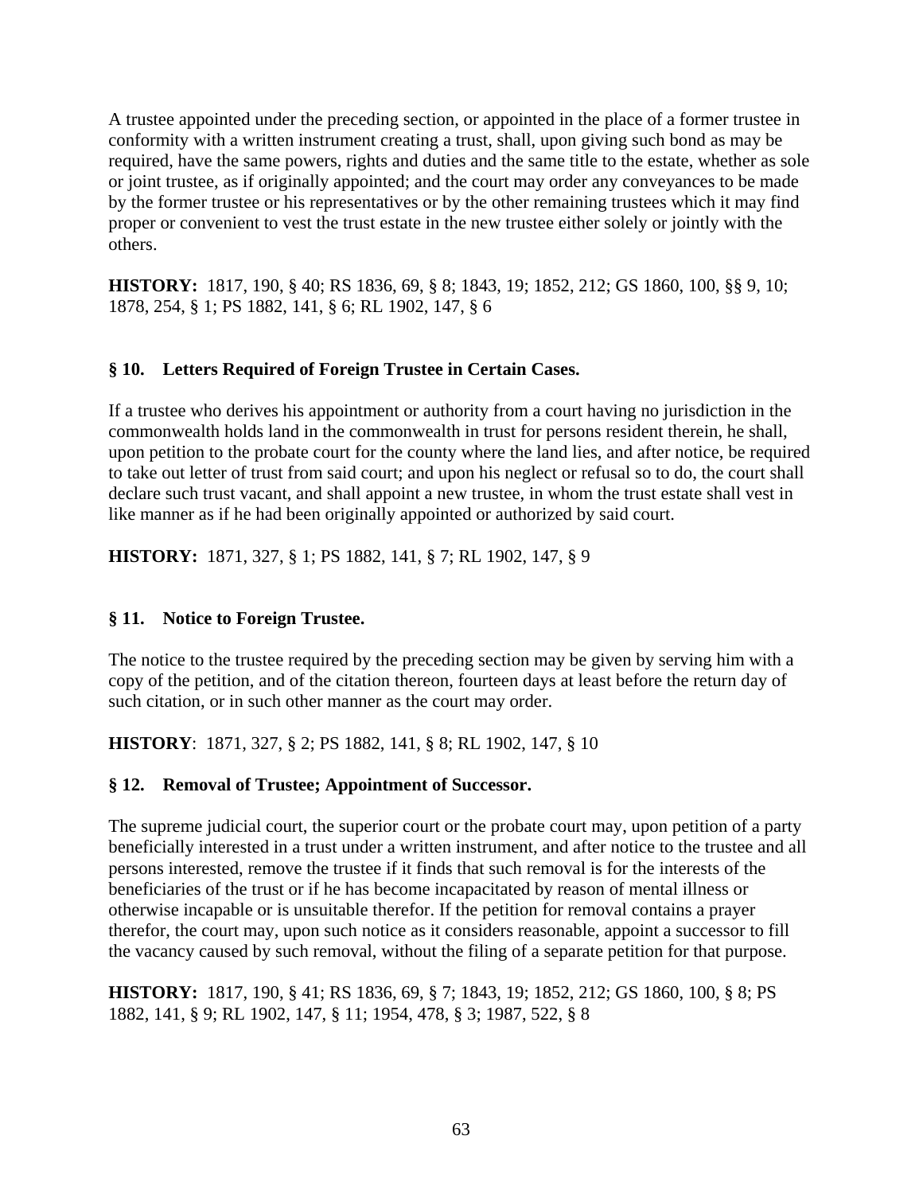A trustee appointed under the preceding section, or appointed in the place of a former trustee in conformity with a written instrument creating a trust, shall, upon giving such bond as may be required, have the same powers, rights and duties and the same title to the estate, whether as sole or joint trustee, as if originally appointed; and the court may order any conveyances to be made by the former trustee or his representatives or by the other remaining trustees which it may find proper or convenient to vest the trust estate in the new trustee either solely or jointly with the others.

**HISTORY:** 1817, 190, § 40; RS 1836, 69, § 8; 1843, 19; 1852, 212; GS 1860, 100, §§ 9, 10; 1878, 254, § 1; PS 1882, 141, § 6; RL 1902, 147, § 6

### § 10. Letters Required of Foreign Trustee in Certain Cases.

If a trustee who derives his appointment or authority from a court having no jurisdiction in the commonwealth holds land in the commonwealth in trust for persons resident therein, he shall, upon petition to the probate court for the county where the land lies, and after notice, be required to take out letter of trust from said court; and upon his neglect or refusal so to do, the court shall declare such trust vacant, and shall appoint a new trustee, in whom the trust estate shall vest in like manner as if he had been originally appointed or authorized by said court.

**HISTORY:** 1871, 327, § 1; PS 1882, 141, § 7; RL 1902, 147, § 9

### § 11. Notice to Foreign Trustee.

The notice to the trustee required by the preceding section may be given by serving him with a copy of the petition, and of the citation thereon, fourteen days at least before the return day of such citation, or in such other manner as the court may order.

**HISTORY**: 1871, 327, § 2; PS 1882, 141, § 8; RL 1902, 147, § 10

### § 12. Removal of Trustee; Appointment of Successor.

The supreme judicial court, the superior court or the probate court may, upon petition of a party beneficially interested in a trust under a written instrument, and after notice to the trustee and all persons interested, remove the trustee if it finds that such removal is for the interests of the beneficiaries of the trust or if he has become incapacitated by reason of mental illness or otherwise incapable or is unsuitable therefor. If the petition for removal contains a prayer therefor, the court may, upon such notice as it considers reasonable, appoint a successor to fill the vacancy caused by such removal, without the filing of a separate petition for that purpose.

**HISTORY:** 1817, 190, § 41; RS 1836, 69, § 7; 1843, 19; 1852, 212; GS 1860, 100, § 8; PS 1882, 141, § 9; RL 1902, 147, § 11; 1954, 478, § 3; 1987, 522, § 8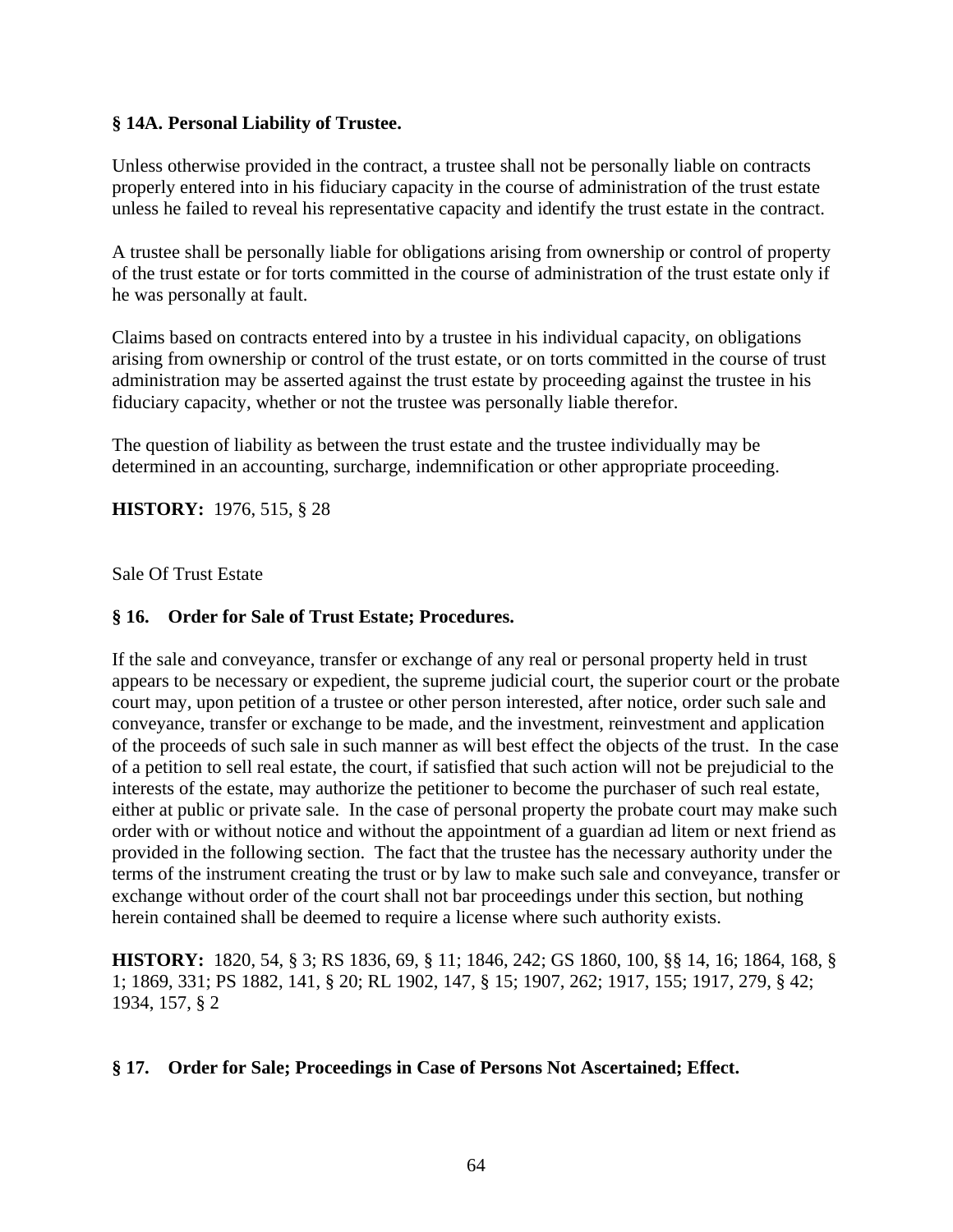**§ 14A. Personal Liability of Trustee.**

Unless otherwise provided in the contract, a trustee shall not be personally liable on contracts properly entered into in his fiduciary capacity in the course of administration of the trust estate unless he failed to reveal his representative capacity and identify the trust estate in the contract.

A trustee shall be personally liable for obligations arising from ownership or control of property of the trust estate or for torts committed in the course of administration of the trust estate only if he was personally at fault.

Claims based on contracts entered into by a trustee in his individual capacity, on obligations arising from ownership or control of the trust estate, or on torts committed in the course of trust administration may be asserted against the trust estate by proceeding against the trustee in his fiduciary capacity, whether or not the trustee was personally liable therefor.

The question of liability as between the trust estate and the trustee individually may be determined in an accounting, surcharge, indemnification or other appropriate proceeding.

**HISTORY:** 1976, 515, § 28

Sale Of Trust Estate

**§ 16. Order for Sale of Trust Estate; Procedures.**

If the sale and conveyance, transfer or exchange of any real or personal property held in trust appears to be necessary or expedient, the supreme judicial court, the superior court or the probate court may, upon petition of a trustee or other person interested, after notice, order such sale and conveyance, transfer or exchange to be made, and the investment, reinvestment and application of the proceeds of such sale in such manner as will best effect the objects of the trust. In the case of a petition to sell real estate, the court, if satisfied that such action will not be prejudicial to the interests of the estate, may authorize the petitioner to become the purchaser of such real estate, either at public or private sale. In the case of personal property the probate court may make such order with or without notice and without the appointment of a guardian ad litem or next friend as provided in the following section. The fact that the trustee has the necessary authority under the terms of the instrument creating the trust or by law to make such sale and conveyance, transfer or exchange without order of the court shall not bar proceedings under this section, but nothing herein contained shall be deemed to require a license where such authority exists.

**HISTORY:** 1820, 54, § 3; RS 1836, 69, § 11; 1846, 242; GS 1860, 100, §§ 14, 16; 1864, 168, § 1; 1869, 331; PS 1882, 141, § 20; RL 1902, 147, § 15; 1907, 262; 1917, 155; 1917, 279, § 42; 1934, 157, § 2

**§ 17. Order for Sale; Proceedings in Case of Persons Not Ascertained; Effect.**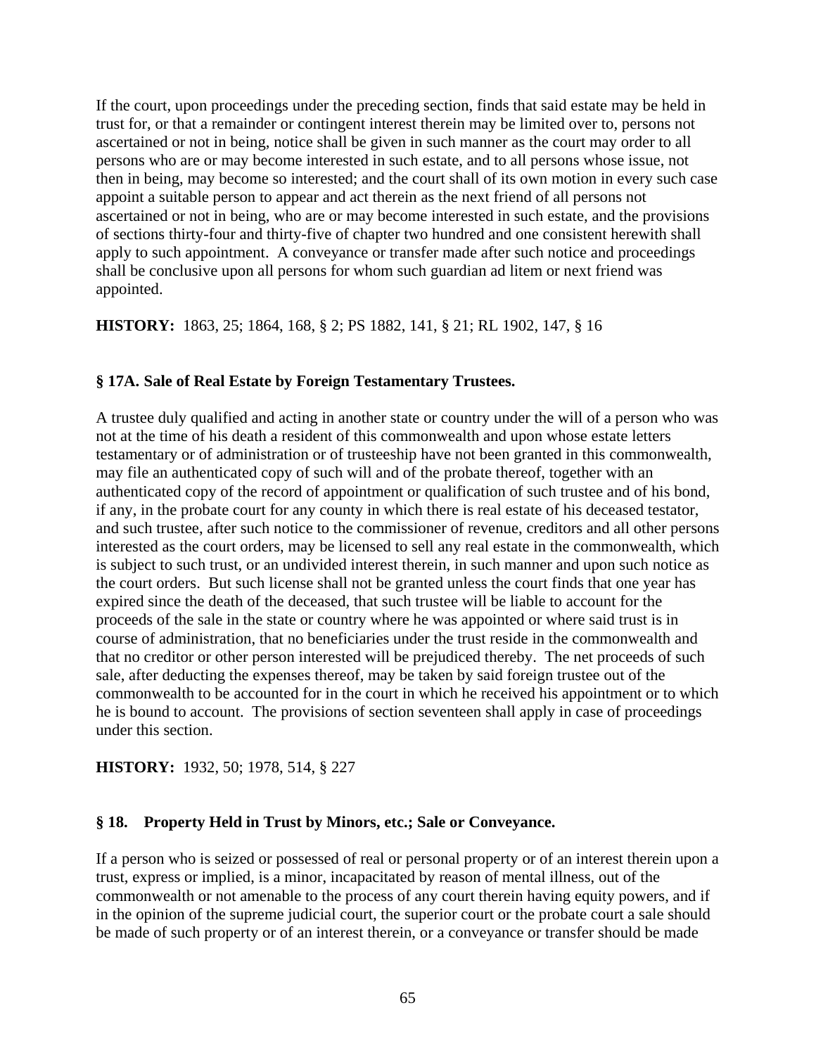If the court, upon proceedings under the preceding section, finds that said estate may be held in trust for, or that a remainder or contingent interest therein may be limited over to, persons not ascertained or not in being, notice shall be given in such manner as the court may order to all persons who are or may become interested in such estate, and to all persons whose issue, not then in being, may become so interested; and the court shall of its own motion in every such case appoint a suitable person to appear and act therein as the next friend of all persons not ascertained or not in being, who are or may become interested in such estate, and the provisions of sections thirty-four and thirty-five of chapter two hundred and one consistent herewith shall apply to such appointment. A conveyance or transfer made after such notice and proceedings shall be conclusive upon all persons for whom such guardian ad litem or next friend was appointed.

**HISTORY:** 1863, 25; 1864, 168, § 2; PS 1882, 141, § 21; RL 1902, 147, § 16

### § 17A. Sale of Real Estate by Foreign Testamentary Trustees.

A trustee duly qualified and acting in another state or country under the will of a person who was not at the time of his death a resident of this commonwealth and upon whose estate letters testamentary or of administration or of trusteeship have not been granted in this commonwealth, may file an authenticated copy of such will and of the probate thereof, together with an authenticated copy of the record of appointment or qualification of such trustee and of his bond, if any, in the probate court for any county in which there is real estate of his deceased testator, and such trustee, after such notice to the commissioner of revenue, creditors and all other persons interested as the court orders, may be licensed to sell any real estate in the commonwealth, which is subject to such trust, or an undivided interest therein, in such manner and upon such notice as the court orders. But such license shall not be granted unless the court finds that one year has expired since the death of the deceased, that such trustee will be liable to account for the proceeds of the sale in the state or country where he was appointed or where said trust is in course of administration, that no beneficiaries under the trust reside in the commonwealth and that no creditor or other person interested will be prejudiced thereby. The net proceeds of such sale, after deducting the expenses thereof, may be taken by said foreign trustee out of the commonwealth to be accounted for in the court in which he received his appointment or to which he is bound to account. The provisions of section seventeen shall apply in case of proceedings under this section.

**HISTORY:** 1932, 50; 1978, 514, § 227

### § 18. Property Held in Trust by Minors, etc.; Sale or Conveyance.

If a person who is seized or possessed of real or personal property or of an interest therein upon a trust, express or implied, is a minor, incapacitated by reason of mental illness, out of the commonwealth or not amenable to the process of any court therein having equity powers, and if in the opinion of the supreme judicial court, the superior court or the probate court a sale should be made of such property or of an interest therein, or a conveyance or transfer should be made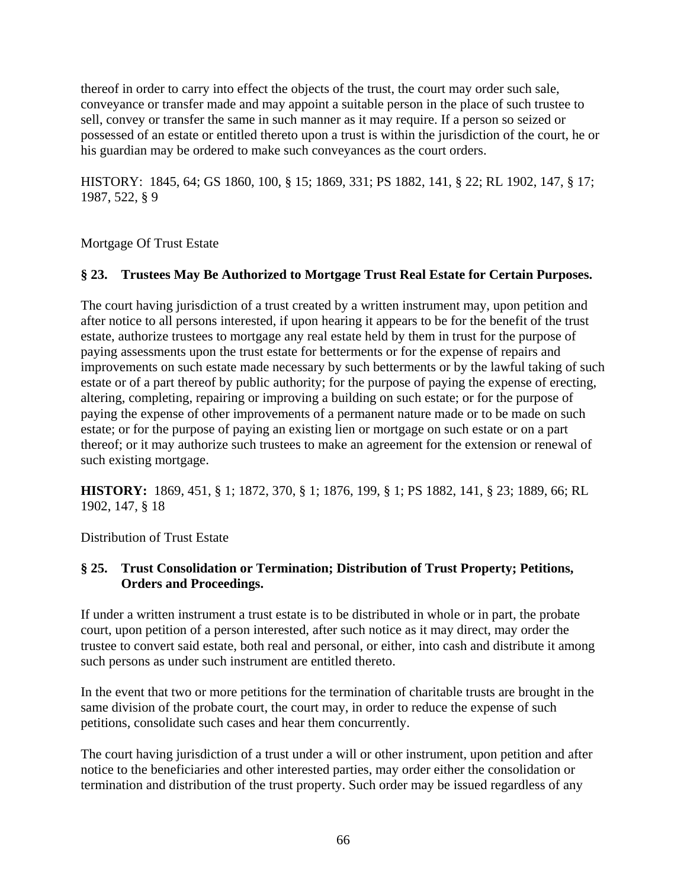thereof in order to carry into effect the objects of the trust, the court may order such sale, conveyance or transfer made and may appoint a suitable person in the place of such trustee to sell, convey or transfer the same in such manner as it may require. If a person so seized or possessed of an estate or entitled thereto upon a trust is within the jurisdiction of the court, he or his guardian may be ordered to make such conveyances as the court orders.

HISTORY: 1845, 64; GS 1860, 100, § 15; 1869, 331; PS 1882, 141, § 22; RL 1902, 147, § 17; 1987, 522, § 9

Mortgage Of Trust Estate

### § 23. Trustees May Be Authorized to Mortgage Trust Real Estate for Certain Purposes.

The court having jurisdiction of a trust created by a written instrument may, upon petition and after notice to all persons interested, if upon hearing it appears to be for the benefit of the trust estate, authorize trustees to mortgage any real estate held by them in trust for the purpose of paying assessments upon the trust estate for betterments or for the expense of repairs and improvements on such estate made necessary by such betterments or by the lawful taking of such estate or of a part thereof by public authority; for the purpose of paying the expense of erecting, altering, completing, repairing or improving a building on such estate; or for the purpose of paying the expense of other improvements of a permanent nature made or to be made on such estate; or for the purpose of paying an existing lien or mortgage on such estate or on a part thereof; or it may authorize such trustees to make an agreement for the extension or renewal of such existing mortgage.

**HISTORY:** 1869, 451, § 1; 1872, 370, § 1; 1876, 199, § 1; PS 1882, 141, § 23; 1889, 66; RL 1902, 147, § 18

Distribution of Trust Estate

### § 25. Trust Consolidation or Termination; Distribution of Trust Property; Petitions, Orders and Proceedings.

If under a written instrument a trust estate is to be distributed in whole or in part, the probate court, upon petition of a person interested, after such notice as it may direct, may order the trustee to convert said estate, both real and personal, or either, into cash and distribute it among such persons as under such instrument are entitled thereto.

In the event that two or more petitions for the termination of charitable trusts are brought in the same division of the probate court, the court may, in order to reduce the expense of such petitions, consolidate such cases and hear them concurrently.

The court having jurisdiction of a trust under a will or other instrument, upon petition and after notice to the beneficiaries and other interested parties, may order either the consolidation or termination and distribution of the trust property. Such order may be issued regardless of any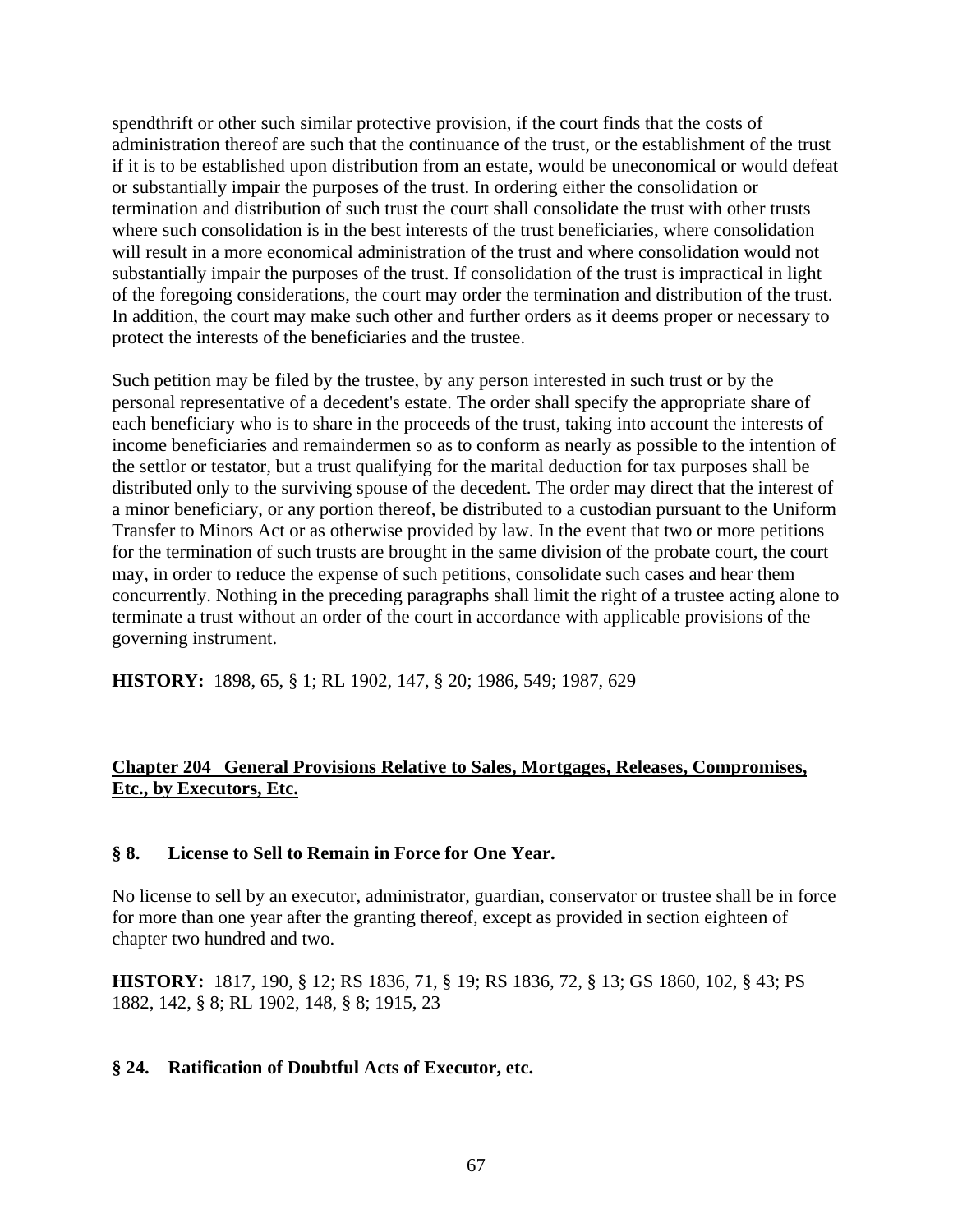spendthrift or other such similar protective provision, if the court finds that the costs of administration thereof are such that the continuance of the trust, or the establishment of the trust if it is to be established upon distribution from an estate, would be uneconomical or would defeat or substantially impair the purposes of the trust. In ordering either the consolidation or termination and distribution of such trust the court shall consolidate the trust with other trusts where such consolidation is in the best interests of the trust beneficiaries, where consolidation will result in a more economical administration of the trust and where consolidation would not substantially impair the purposes of the trust. If consolidation of the trust is impractical in light of the foregoing considerations, the court may order the termination and distribution of the trust. In addition, the court may make such other and further orders as it deems proper or necessary to protect the interests of the beneficiaries and the trustee.

Such petition may be filed by the trustee, by any person interested in such trust or by the personal representative of a decedent's estate. The order shall specify the appropriate share of each beneficiary who is to share in the proceeds of the trust, taking into account the interests of income beneficiaries and remaindermen so as to conform as nearly as possible to the intention of the settlor or testator, but a trust qualifying for the marital deduction for tax purposes shall be distributed only to the surviving spouse of the decedent. The order may direct that the interest of a minor beneficiary, or any portion thereof, be distributed to a custodian pursuant to the Uniform Transfer to Minors Act or as otherwise provided by law. In the event that two or more petitions for the termination of such trusts are brought in the same division of the probate court, the court may, in order to reduce the expense of such petitions, consolidate such cases and hear them concurrently. Nothing in the preceding paragraphs shall limit the right of a trustee acting alone to terminate a trust without an order of the court in accordance with applicable provisions of the governing instrument.

**HISTORY:** 1898, 65, § 1; RL 1902, 147, § 20; 1986, 549; 1987, 629

## Chapter 204 General Provisions Relative to Sales, Mortgages, Releases, Compromises, Etc., by Executors, Etc.

### § 8. License to Sell to Remain in Force for One Year.

No license to sell by an executor, administrator, guardian, conservator or trustee shall be in force for more than one year after the granting thereof, except as provided in section eighteen of chapter two hundred and two.

**HISTORY:** 1817, 190, § 12; RS 1836, 71, § 19; RS 1836, 72, § 13; GS 1860, 102, § 43; PS 1882, 142, § 8; RL 1902, 148, § 8; 1915, 23

### § 24. Ratification of Doubtful Acts of Executor, etc.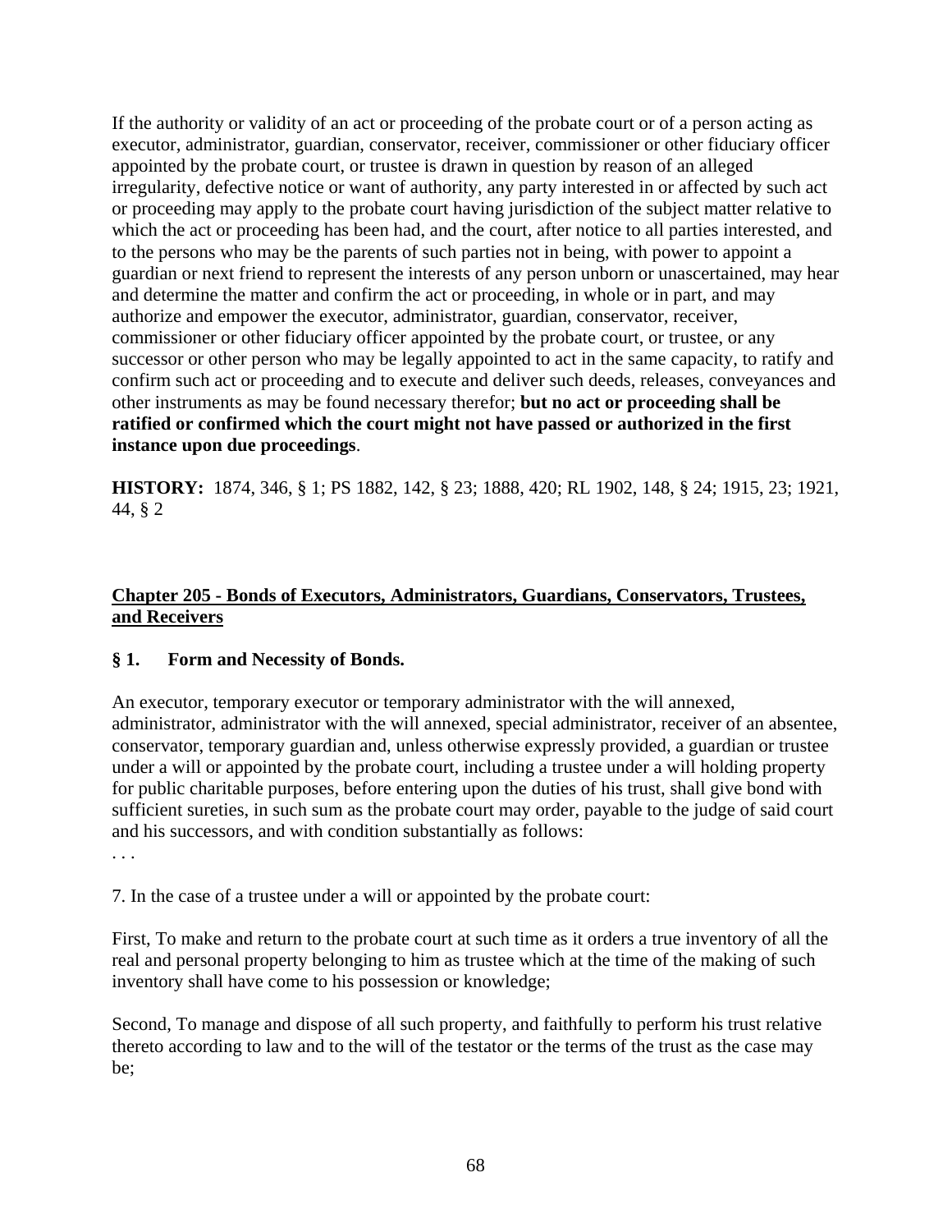If the authority or validity of an act or proceeding of the probate court or of a person acting as executor, administrator, guardian, conservator, receiver, commissioner or other fiduciary officer appointed by the probate court, or trustee is drawn in question by reason of an alleged irregularity, defective notice or want of authority, any party interested in or affected by such act or proceeding may apply to the probate court having jurisdiction of the subject matter relative to which the act or proceeding has been had, and the court, after notice to all parties interested, and to the persons who may be the parents of such parties not in being, with power to appoint a guardian or next friend to represent the interests of any person unborn or unascertained, may hear and determine the matter and confirm the act or proceeding, in whole or in part, and may authorize and empower the executor, administrator, guardian, conservator, receiver, commissioner or other fiduciary officer appointed by the probate court, or trustee, or any successor or other person who may be legally appointed to act in the same capacity, to ratify and confirm such act or proceeding and to execute and deliver such deeds, releases, conveyances and other instruments as may be found necessary therefor; **but no act or proceeding shall be ratified or confirmed which the court might not have passed or authorized in the first instance upon due proceedings**.

**HISTORY:** 1874, 346, § 1; PS 1882, 142, § 23; 1888, 420; RL 1902, 148, § 24; 1915, 23; 1921, 44, § 2

## Chapter 205 - Bonds of Executors, Administrators, Guardians, Conservators, Trustees, and Receivers

### § 1. Form and Necessity of Bonds.

An executor, temporary executor or temporary administrator with the will annexed, administrator, administrator with the will annexed, special administrator, receiver of an absentee, conservator, temporary guardian and, unless otherwise expressly provided, a guardian or trustee under a will or appointed by the probate court, including a trustee under a will holding property for public charitable purposes, before entering upon the duties of his trust, shall give bond with sufficient sureties, in such sum as the probate court may order, payable to the judge of said court and his successors, and with condition substantially as follows:

. . .

7. In the case of a trustee under a will or appointed by the probate court:

First, To make and return to the probate court at such time as it orders a true inventory of all the real and personal property belonging to him as trustee which at the time of the making of such inventory shall have come to his possession or knowledge;

Second, To manage and dispose of all such property, and faithfully to perform his trust relative thereto according to law and to the will of the testator or the terms of the trust as the case may be;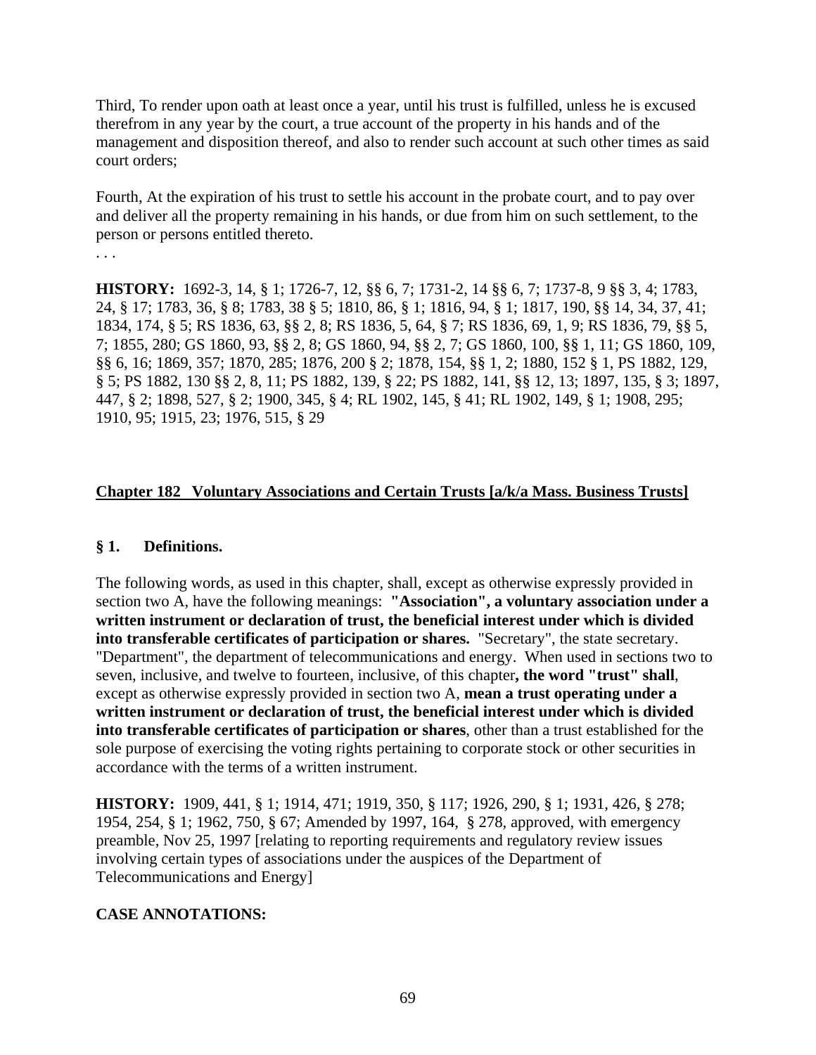Third, To render upon oath at least once a year, until his trust is fulfilled, unless he is excused therefrom in any year by the court, a true account of the property in his hands and of the management and disposition thereof, and also to render such account at such other times as said court orders;

Fourth, At the expiration of his trust to settle his account in the probate court, and to pay over and deliver all the property remaining in his hands, or due from him on such settlement, to the person or persons entitled thereto.

. . .

**HISTORY:** 1692-3, 14, § 1; 1726-7, 12, §§ 6, 7; 1731-2, 14 §§ 6, 7; 1737-8, 9 §§ 3, 4; 1783, 24, § 17; 1783, 36, § 8; 1783, 38 § 5; 1810, 86, § 1; 1816, 94, § 1; 1817, 190, §§ 14, 34, 37, 41; 1834, 174, § 5; RS 1836, 63, §§ 2, 8; RS 1836, 5, 64, § 7; RS 1836, 69, 1, 9; RS 1836, 79, §§ 5, 7; 1855, 280; GS 1860, 93, §§ 2, 8; GS 1860, 94, §§ 2, 7; GS 1860, 100, §§ 1, 11; GS 1860, 109, §§ 6, 16; 1869, 357; 1870, 285; 1876, 200 § 2; 1878, 154, §§ 1, 2; 1880, 152 § 1, PS 1882, 129, § 5; PS 1882, 130 §§ 2, 8, 11; PS 1882, 139, § 22; PS 1882, 141, §§ 12, 13; 1897, 135, § 3; 1897, 447, § 2; 1898, 527, § 2; 1900, 345, § 4; RL 1902, 145, § 41; RL 1902, 149, § 1; 1908, 295; 1910, 95; 1915, 23; 1976, 515, § 29

## Chapter 182 Voluntary Associations and Certain Trusts [a/k/a Mass. Business Trusts]

### § 1. Definitions.

The following words, as used in this chapter, shall, except as otherwise expressly provided in section two A, have the following meanings: **"Association", a voluntary association under a written instrument or declaration of trust, the beneficial interest under which is divided into transferable certificates of participation or shares.** "Secretary", the state secretary. "Department", the department of telecommunications and energy. When used in sections two to seven, inclusive, and twelve to fourteen, inclusive, of this chapter**, the word "trust" shall**, except as otherwise expressly provided in section two A, **mean a trust operating under a written instrument or declaration of trust, the beneficial interest under which is divided into transferable certificates of participation or shares**, other than a trust established for the sole purpose of exercising the voting rights pertaining to corporate stock or other securities in accordance with the terms of a written instrument.

**HISTORY:** 1909, 441, § 1; 1914, 471; 1919, 350, § 117; 1926, 290, § 1; 1931, 426, § 278; 1954, 254, § 1; 1962, 750, § 67; Amended by 1997, 164, § 278, approved, with emergency preamble, Nov 25, 1997 [relating to reporting requirements and regulatory review issues involving certain types of associations under the auspices of the Department of Telecommunications and Energy]

**CASE ANNOTATIONS:**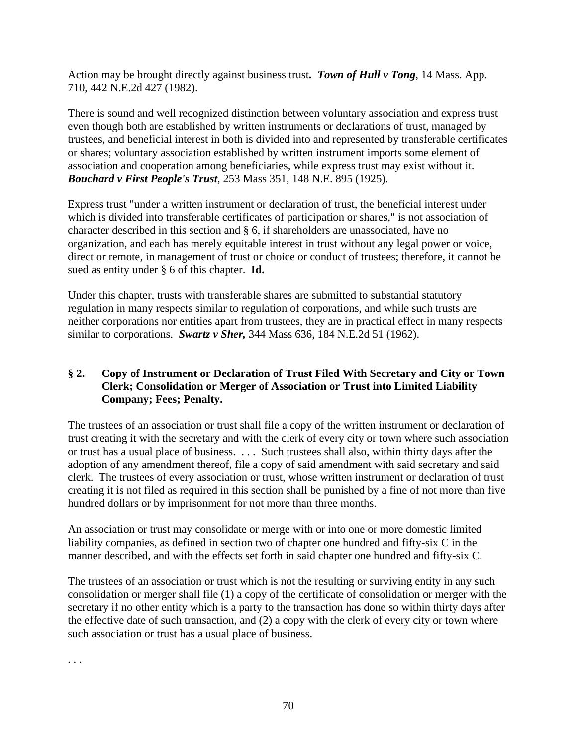Action may be brought directly against business trust***.*** ***Town of Hull v Tong***, 14 Mass. App. 710, 442 N.E.2d 427 (1982).

There is sound and well recognized distinction between voluntary association and express trust even though both are established by written instruments or declarations of trust, managed by trustees, and beneficial interest in both is divided into and represented by transferable certificates or shares; voluntary association established by written instrument imports some element of association and cooperation among beneficiaries, while express trust may exist without it. ***Bouchard v First People's Trust***, 253 Mass 351, 148 N.E. 895 (1925).

Express trust "under a written instrument or declaration of trust, the beneficial interest under which is divided into transferable certificates of participation or shares," is not association of character described in this section and § 6, if shareholders are unassociated, have no organization, and each has merely equitable interest in trust without any legal power or voice, direct or remote, in management of trust or choice or conduct of trustees; therefore, it cannot be sued as entity under § 6 of this chapter. **Id.**

Under this chapter, trusts with transferable shares are submitted to substantial statutory regulation in many respects similar to regulation of corporations, and while such trusts are neither corporations nor entities apart from trustees, they are in practical effect in many respects similar to corporations. ***Swartz v Sher,*** 344 Mass 636, 184 N.E.2d 51 (1962).

### § 2. Copy of Instrument or Declaration of Trust Filed With Secretary and City or Town Clerk; Consolidation or Merger of Association or Trust into Limited Liability Company; Fees; Penalty.

The trustees of an association or trust shall file a copy of the written instrument or declaration of trust creating it with the secretary and with the clerk of every city or town where such association or trust has a usual place of business. . . . Such trustees shall also, within thirty days after the adoption of any amendment thereof, file a copy of said amendment with said secretary and said clerk. The trustees of every association or trust, whose written instrument or declaration of trust creating it is not filed as required in this section shall be punished by a fine of not more than five hundred dollars or by imprisonment for not more than three months.

An association or trust may consolidate or merge with or into one or more domestic limited liability companies, as defined in section two of chapter one hundred and fifty-six C in the manner described, and with the effects set forth in said chapter one hundred and fifty-six C.

The trustees of an association or trust which is not the resulting or surviving entity in any such consolidation or merger shall file (1) a copy of the certificate of consolidation or merger with the secretary if no other entity which is a party to the transaction has done so within thirty days after the effective date of such transaction, and (2) a copy with the clerk of every city or town where such association or trust has a usual place of business.

. . .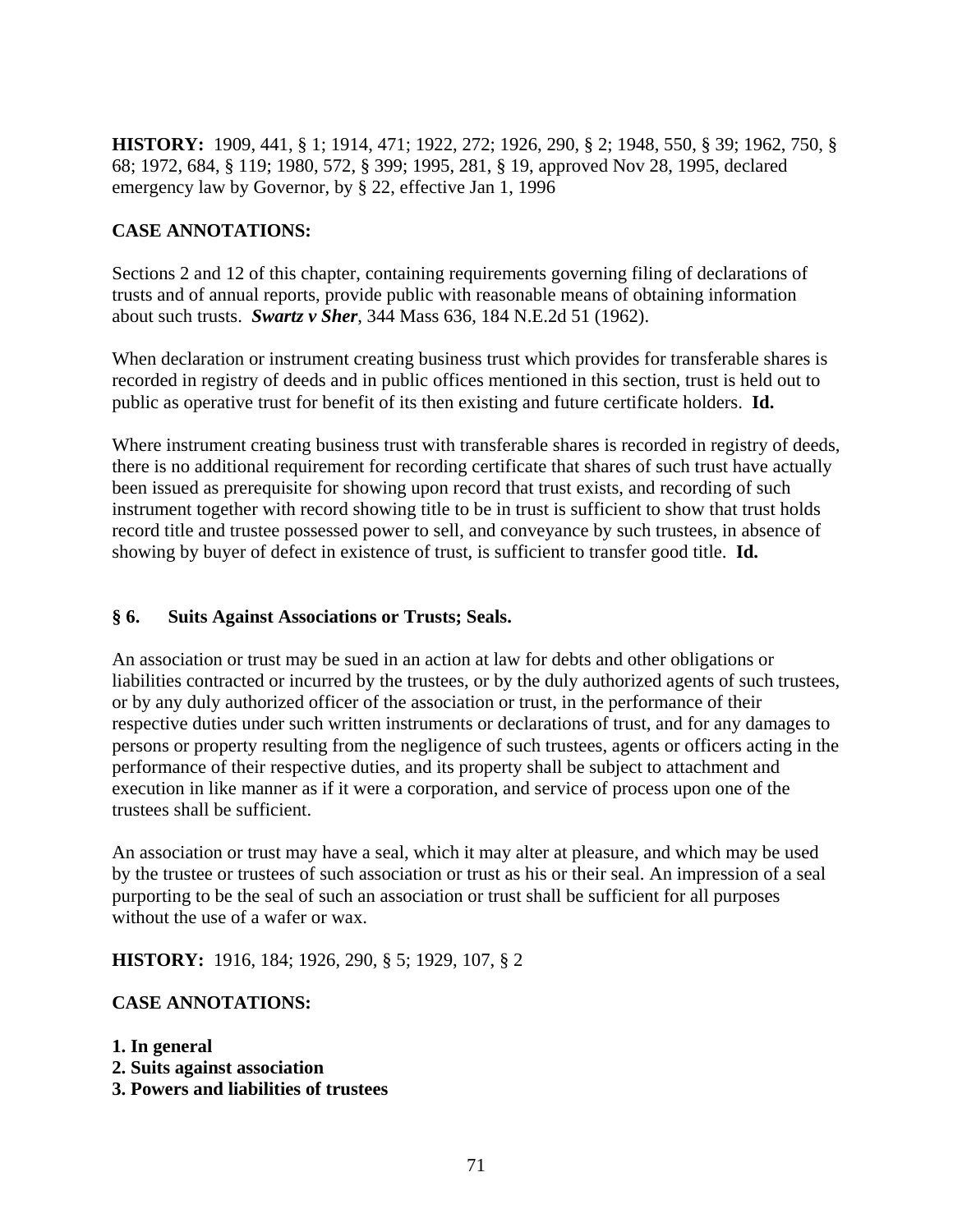**HISTORY:** 1909, 441, § 1; 1914, 471; 1922, 272; 1926, 290, § 2; 1948, 550, § 39; 1962, 750, § 68; 1972, 684, § 119; 1980, 572, § 399; 1995, 281, § 19, approved Nov 28, 1995, declared emergency law by Governor, by § 22, effective Jan 1, 1996

**CASE ANNOTATIONS:**

Sections 2 and 12 of this chapter, containing requirements governing filing of declarations of trusts and of annual reports, provide public with reasonable means of obtaining information about such trusts. ***Swartz v Sher***, 344 Mass 636, 184 N.E.2d 51 (1962).

When declaration or instrument creating business trust which provides for transferable shares is recorded in registry of deeds and in public offices mentioned in this section, trust is held out to public as operative trust for benefit of its then existing and future certificate holders. **Id.**

Where instrument creating business trust with transferable shares is recorded in registry of deeds, there is no additional requirement for recording certificate that shares of such trust have actually been issued as prerequisite for showing upon record that trust exists, and recording of such instrument together with record showing title to be in trust is sufficient to show that trust holds record title and trustee possessed power to sell, and conveyance by such trustees, in absence of showing by buyer of defect in existence of trust, is sufficient to transfer good title. **Id.**

### § 6. Suits Against Associations or Trusts; Seals.

An association or trust may be sued in an action at law for debts and other obligations or liabilities contracted or incurred by the trustees, or by the duly authorized agents of such trustees, or by any duly authorized officer of the association or trust, in the performance of their respective duties under such written instruments or declarations of trust, and for any damages to persons or property resulting from the negligence of such trustees, agents or officers acting in the performance of their respective duties, and its property shall be subject to attachment and execution in like manner as if it were a corporation, and service of process upon one of the trustees shall be sufficient.

An association or trust may have a seal, which it may alter at pleasure, and which may be used by the trustee or trustees of such association or trust as his or their seal. An impression of a seal purporting to be the seal of such an association or trust shall be sufficient for all purposes without the use of a wafer or wax.

**HISTORY:** 1916, 184; 1926, 290, § 5; 1929, 107, § 2

**CASE ANNOTATIONS:**

**1. In general**
**2. Suits against association**
**3. Powers and liabilities of trustees**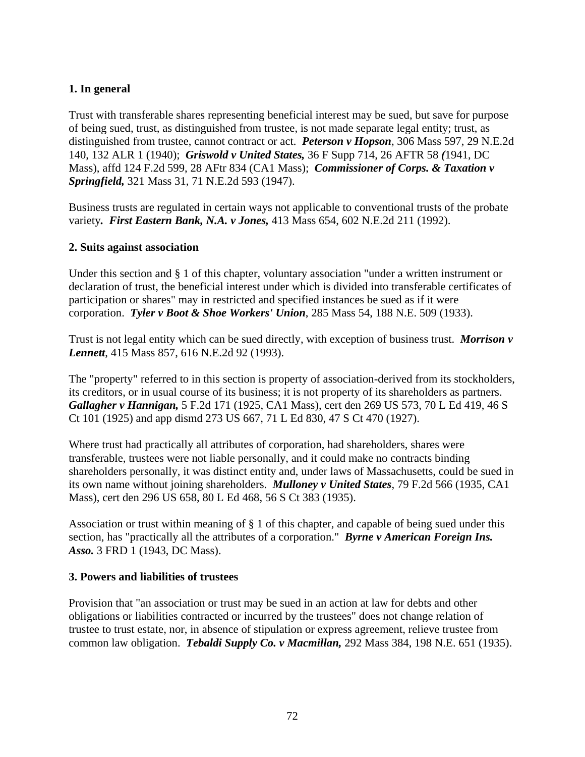**1. In general**

Trust with transferable shares representing beneficial interest may be sued, but save for purpose of being sued, trust, as distinguished from trustee, is not made separate legal entity; trust, as distinguished from trustee, cannot contract or act. ***Peterson v Hopson***, 306 Mass 597, 29 N.E.2d 140, 132 ALR 1 (1940); ***Griswold v United States,*** 36 F Supp 714, 26 AFTR 58 *(*1941, DC Mass), affd 124 F.2d 599, 28 AFtr 834 (CA1 Mass); ***Commissioner of Corps. & Taxation v Springfield,*** 321 Mass 31, 71 N.E.2d 593 (1947).

Business trusts are regulated in certain ways not applicable to conventional trusts of the probate variety**.** ***First Eastern Bank, N.A. v Jones,*** 413 Mass 654, 602 N.E.2d 211 (1992).

**2. Suits against association**

Under this section and § 1 of this chapter, voluntary association "under a written instrument or declaration of trust, the beneficial interest under which is divided into transferable certificates of participation or shares" may in restricted and specified instances be sued as if it were corporation. ***Tyler v Boot & Shoe Workers' Union***, 285 Mass 54, 188 N.E. 509 (1933).

Trust is not legal entity which can be sued directly, with exception of business trust. ***Morrison v Lennett***, 415 Mass 857, 616 N.E.2d 92 (1993).

The "property" referred to in this section is property of association-derived from its stockholders, its creditors, or in usual course of its business; it is not property of its shareholders as partners. ***Gallagher v Hannigan,*** 5 F.2d 171 (1925, CA1 Mass), cert den 269 US 573, 70 L Ed 419, 46 S Ct 101 (1925) and app dismd 273 US 667, 71 L Ed 830, 47 S Ct 470 (1927).

Where trust had practically all attributes of corporation, had shareholders, shares were transferable, trustees were not liable personally, and it could make no contracts binding shareholders personally, it was distinct entity and, under laws of Massachusetts, could be sued in its own name without joining shareholders. ***Mulloney v United States***, 79 F.2d 566 (1935, CA1 Mass), cert den 296 US 658, 80 L Ed 468, 56 S Ct 383 (1935).

Association or trust within meaning of § 1 of this chapter, and capable of being sued under this section, has "practically all the attributes of a corporation." ***Byrne v American Foreign Ins. Asso.*** 3 FRD 1 (1943, DC Mass).

**3. Powers and liabilities of trustees**

Provision that "an association or trust may be sued in an action at law for debts and other obligations or liabilities contracted or incurred by the trustees" does not change relation of trustee to trust estate, nor, in absence of stipulation or express agreement, relieve trustee from common law obligation. ***Tebaldi Supply Co. v Macmillan,*** 292 Mass 384, 198 N.E. 651 (1935).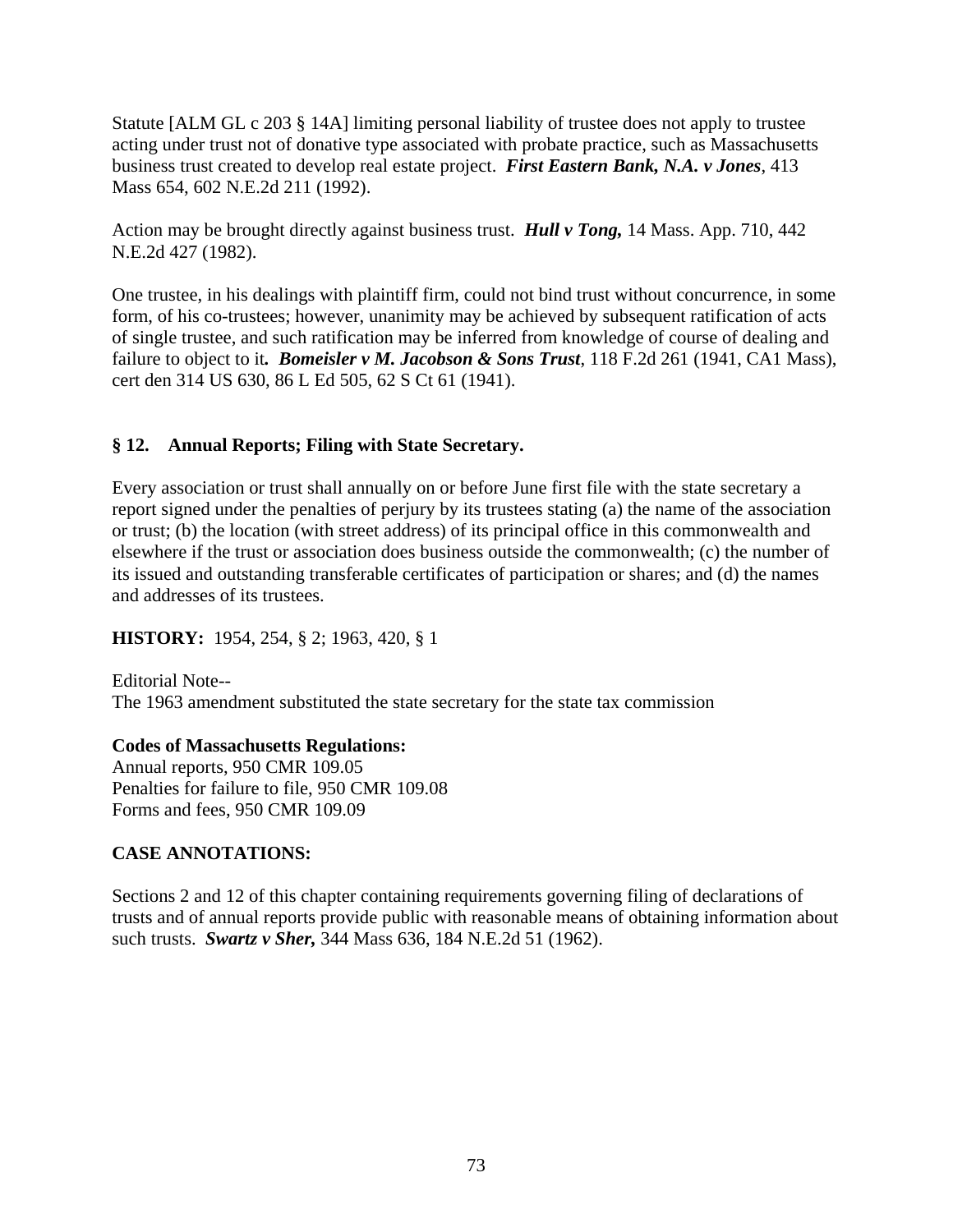Statute [ALM GL c 203 § 14A] limiting personal liability of trustee does not apply to trustee acting under trust not of donative type associated with probate practice, such as Massachusetts business trust created to develop real estate project. ***First Eastern Bank, N.A. v Jones***, 413 Mass 654, 602 N.E.2d 211 (1992).

Action may be brought directly against business trust. ***Hull v Tong,*** 14 Mass. App. 710, 442 N.E.2d 427 (1982).

One trustee, in his dealings with plaintiff firm, could not bind trust without concurrence, in some form, of his co-trustees; however, unanimity may be achieved by subsequent ratification of acts of single trustee, and such ratification may be inferred from knowledge of course of dealing and failure to object to it***. Bomeisler v M. Jacobson & Sons Trust***, 118 F.2d 261 (1941, CA1 Mass), cert den 314 US 630, 86 L Ed 505, 62 S Ct 61 (1941).

### § 12. Annual Reports; Filing with State Secretary.

Every association or trust shall annually on or before June first file with the state secretary a report signed under the penalties of perjury by its trustees stating (a) the name of the association or trust; (b) the location (with street address) of its principal office in this commonwealth and elsewhere if the trust or association does business outside the commonwealth; (c) the number of its issued and outstanding transferable certificates of participation or shares; and (d) the names and addresses of its trustees.

**HISTORY:** 1954, 254, § 2; 1963, 420, § 1

Editorial Note--
The 1963 amendment substituted the state secretary for the state tax commission

**Codes of Massachusetts Regulations:**
Annual reports, 950 CMR 109.05
Penalties for failure to file, 950 CMR 109.08
Forms and fees, 950 CMR 109.09

**CASE ANNOTATIONS:**

Sections 2 and 12 of this chapter containing requirements governing filing of declarations of trusts and of annual reports provide public with reasonable means of obtaining information about such trusts. ***Swartz v Sher,*** 344 Mass 636, 184 N.E.2d 51 (1962).